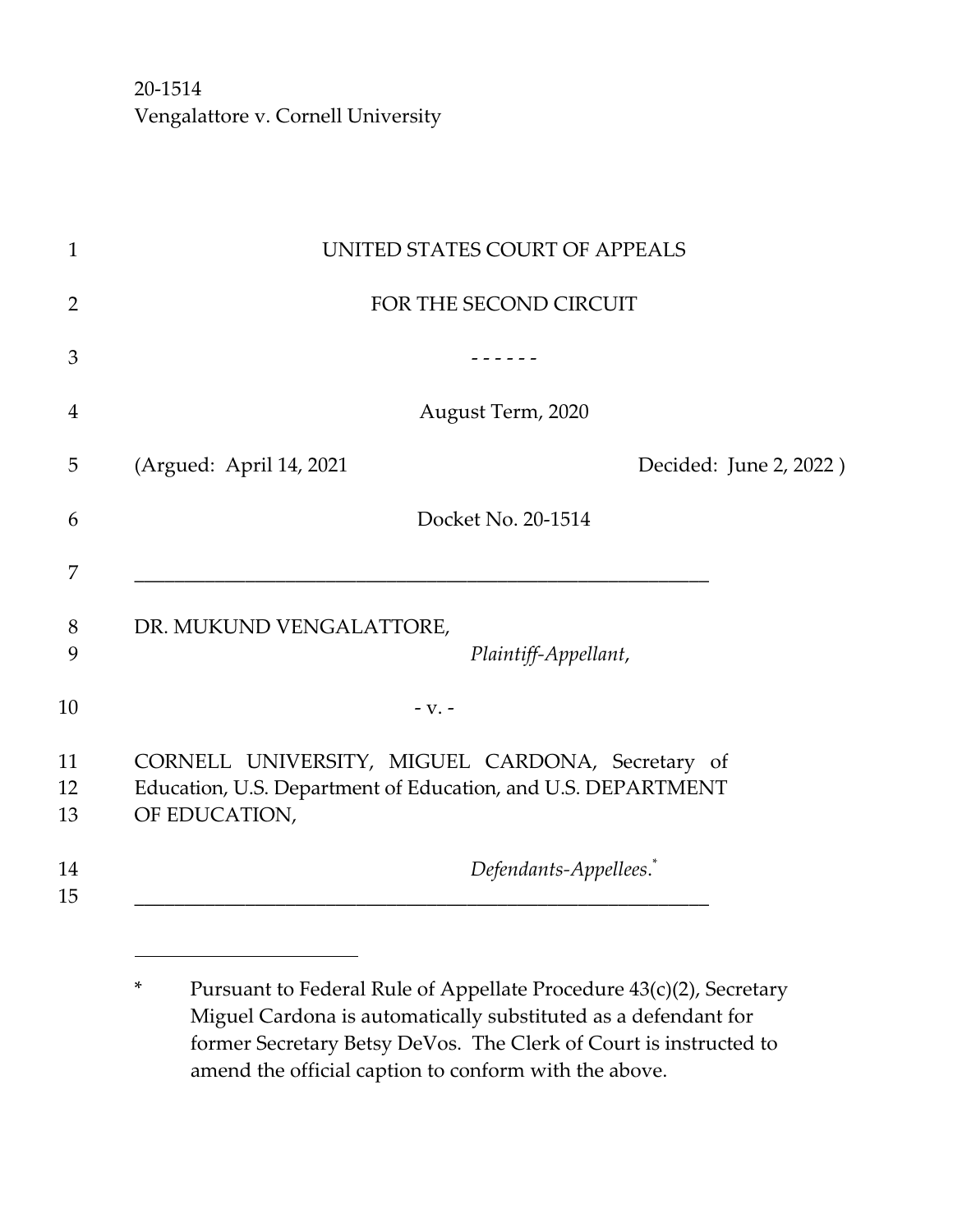20-1514
Vengalattore v. Cornell University

UNITED STATES COURT OF APPEALS

FOR THE SECOND CIRCUIT

\- - - - - -

August Term, 2020

(Argued: April 14, 2021 Decided: June 2, 2022 )

Docket No. 20-1514

---

DR. MUKUND VENGALATTORE,

*Plaintiff-Appellant*,

\- v. -

CORNELL UNIVERSITY, MIGUEL CARDONA, Secretary of Education, U.S. Department of Education, and U.S. DEPARTMENT OF EDUCATION,

*Defendants-Appellees*.*

---

\* Pursuant to Federal Rule of Appellate Procedure 43(c)(2), Secretary Miguel Cardona is automatically substituted as a defendant for former Secretary Betsy DeVos. The Clerk of Court is instructed to amend the official caption to conform with the above.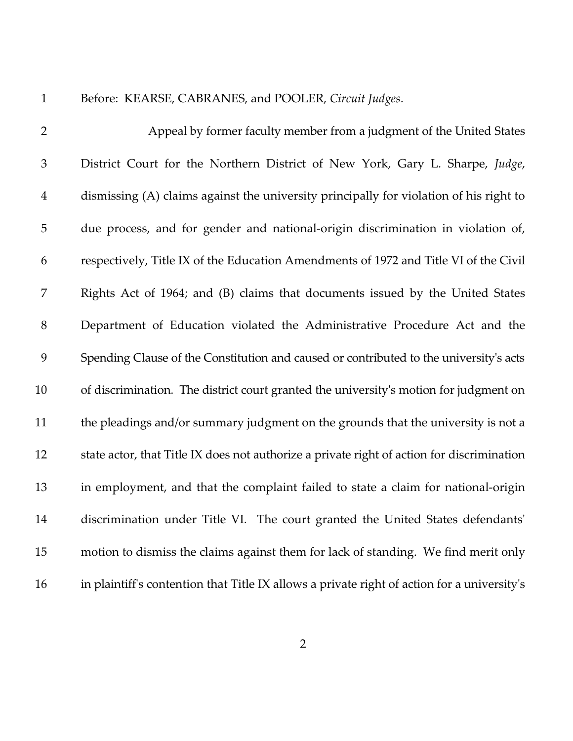Before: KEARSE, CABRANES, and POOLER, *Circuit Judges*.

Appeal by former faculty member from a judgment of the United States District Court for the Northern District of New York, Gary L. Sharpe, *Judge*, dismissing (A) claims against the university principally for violation of his right to due process, and for gender and national-origin discrimination in violation of, respectively, Title IX of the Education Amendments of 1972 and Title VI of the Civil Rights Act of 1964; and (B) claims that documents issued by the United States Department of Education violated the Administrative Procedure Act and the Spending Clause of the Constitution and caused or contributed to the university's acts of discrimination. The district court granted the university's motion for judgment on the pleadings and/or summary judgment on the grounds that the university is not a state actor, that Title IX does not authorize a private right of action for discrimination in employment, and that the complaint failed to state a claim for national-origin discrimination under Title VI. The court granted the United States defendants' motion to dismiss the claims against them for lack of standing. We find merit only in plaintiff's contention that Title IX allows a private right of action for a university's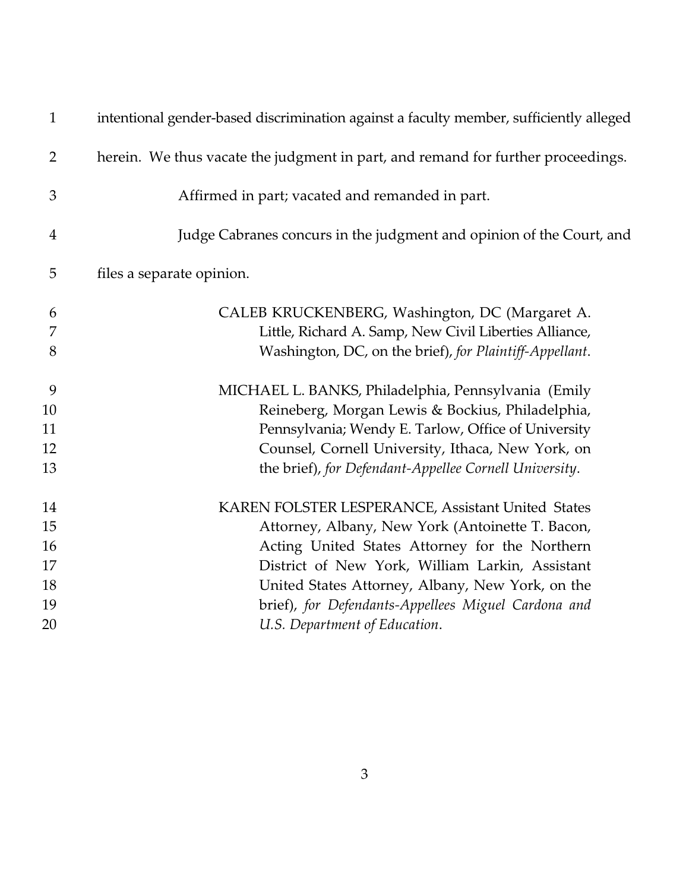intentional gender-based discrimination against a faculty member, sufficiently alleged herein. We thus vacate the judgment in part, and remand for further proceedings.

Affirmed in part; vacated and remanded in part.

Judge Cabranes concurs in the judgment and opinion of the Court, and files a separate opinion.

CALEB KRUCKENBERG, Washington, DC (Margaret A. Little, Richard A. Samp, New Civil Liberties Alliance, Washington, DC, on the brief), *for Plaintiff-Appellant*.

MICHAEL L. BANKS, Philadelphia, Pennsylvania (Emily Reineberg, Morgan Lewis & Bockius, Philadelphia, Pennsylvania; Wendy E. Tarlow, Office of University Counsel, Cornell University, Ithaca, New York, on the brief), *for Defendant-Appellee Cornell University*.

KAREN FOLSTER LESPERANCE, Assistant United States Attorney, Albany, New York (Antoinette T. Bacon, Acting United States Attorney for the Northern District of New York, William Larkin, Assistant United States Attorney, Albany, New York, on the brief), *for Defendants-Appellees Miguel Cardona and U.S. Department of Education*.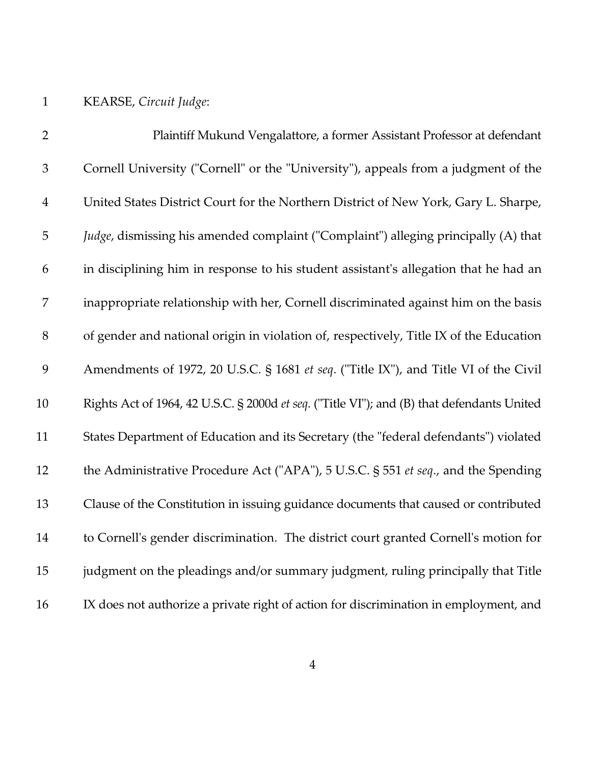KEARSE, *Circuit Judge*:

Plaintiff Mukund Vengalattore, a former Assistant Professor at defendant Cornell University ("Cornell" or the "University"), appeals from a judgment of the United States District Court for the Northern District of New York, Gary L. Sharpe, *Judge*, dismissing his amended complaint ("Complaint") alleging principally (A) that in disciplining him in response to his student assistant's allegation that he had an inappropriate relationship with her, Cornell discriminated against him on the basis of gender and national origin in violation of, respectively, Title IX of the Education Amendments of 1972, 20 U.S.C. § 1681 *et seq*. ("Title IX"), and Title VI of the Civil Rights Act of 1964, 42 U.S.C. § 2000d *et seq*. ("Title VI"); and (B) that defendants United States Department of Education and its Secretary (the "federal defendants") violated the Administrative Procedure Act ("APA"), 5 U.S.C. § 551 *et seq*., and the Spending Clause of the Constitution in issuing guidance documents that caused or contributed to Cornell's gender discrimination. The district court granted Cornell's motion for judgment on the pleadings and/or summary judgment, ruling principally that Title IX does not authorize a private right of action for discrimination in employment, and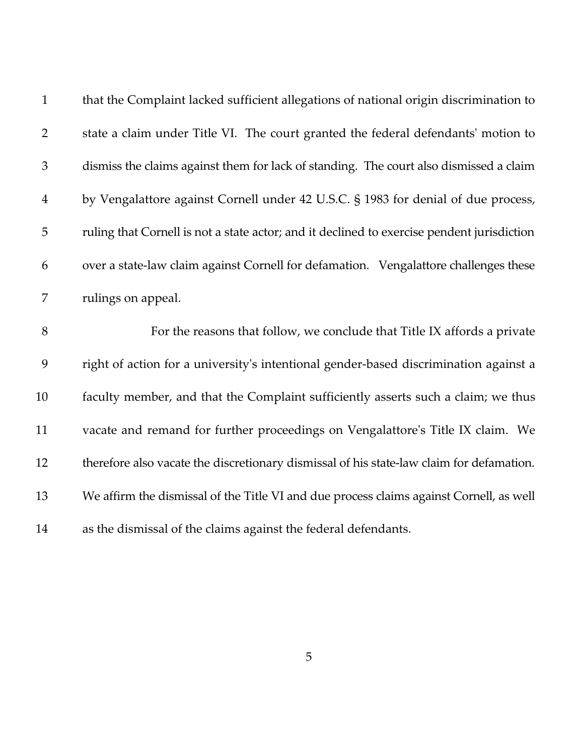that the Complaint lacked sufficient allegations of national origin discrimination to state a claim under Title VI. The court granted the federal defendants' motion to dismiss the claims against them for lack of standing. The court also dismissed a claim by Vengalattore against Cornell under 42 U.S.C. § 1983 for denial of due process, ruling that Cornell is not a state actor; and it declined to exercise pendent jurisdiction over a state-law claim against Cornell for defamation. Vengalattore challenges these rulings on appeal.

For the reasons that follow, we conclude that Title IX affords a private right of action for a university's intentional gender-based discrimination against a faculty member, and that the Complaint sufficiently asserts such a claim; we thus vacate and remand for further proceedings on Vengalattore's Title IX claim. We therefore also vacate the discretionary dismissal of his state-law claim for defamation. We affirm the dismissal of the Title VI and due process claims against Cornell, as well as the dismissal of the claims against the federal defendants.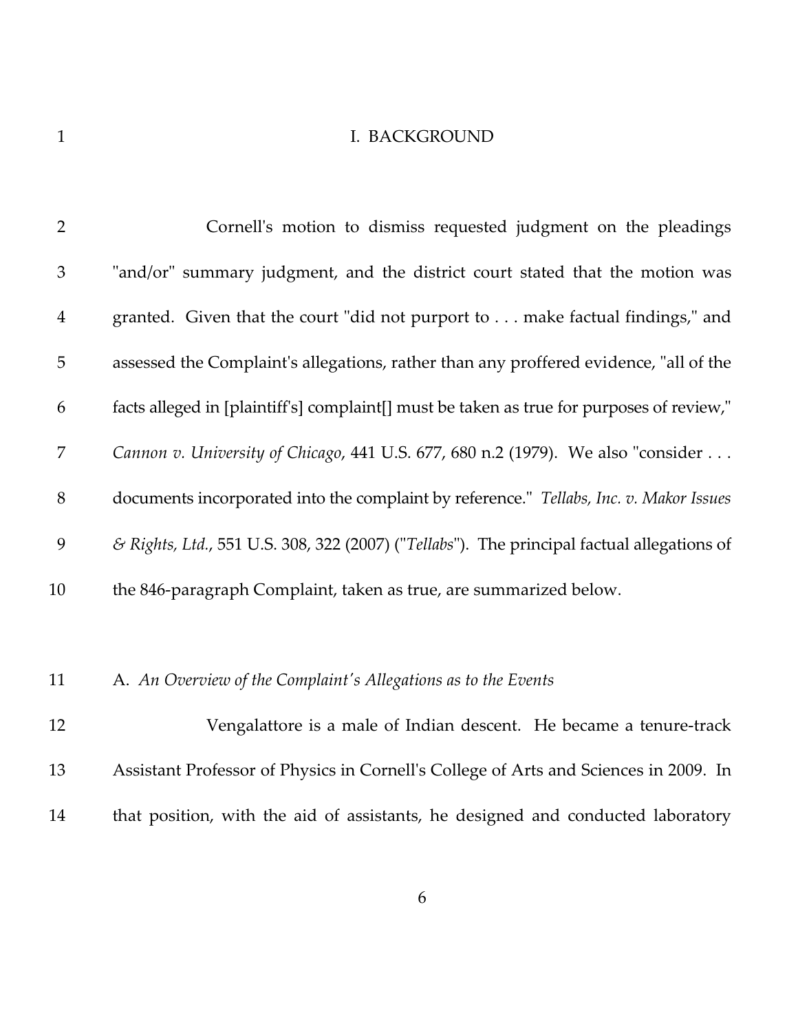# I. BACKGROUND

Cornell's motion to dismiss requested judgment on the pleadings "and/or" summary judgment, and the district court stated that the motion was granted. Given that the court "did not purport to . . . make factual findings," and assessed the Complaint's allegations, rather than any proffered evidence, "all of the facts alleged in [plaintiff's] complaint[] must be taken as true for purposes of review," *Cannon v. University of Chicago*, 441 U.S. 677, 680 n.2 (1979). We also "consider . . . documents incorporated into the complaint by reference." *Tellabs, Inc. v. Makor Issues & Rights, Ltd.*, 551 U.S. 308, 322 (2007) ("*Tellabs*"). The principal factual allegations of the 846-paragraph Complaint, taken as true, are summarized below.

## A. *An Overview of the Complaint's Allegations as to the Events*

Vengalattore is a male of Indian descent. He became a tenure-track Assistant Professor of Physics in Cornell's College of Arts and Sciences in 2009. In that position, with the aid of assistants, he designed and conducted laboratory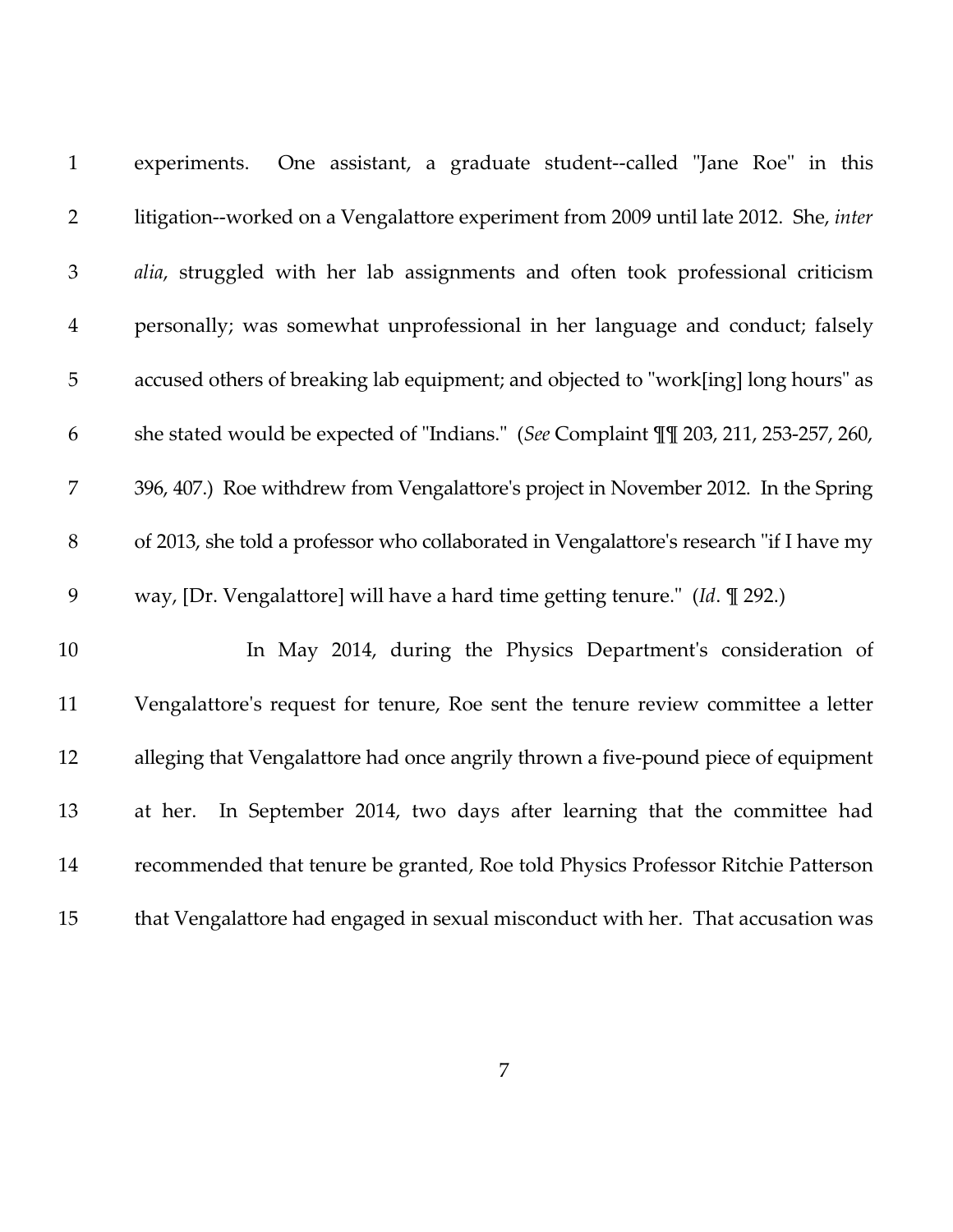experiments. One assistant, a graduate student--called "Jane Roe" in this litigation--worked on a Vengalattore experiment from 2009 until late 2012. She, *inter alia*, struggled with her lab assignments and often took professional criticism personally; was somewhat unprofessional in her language and conduct; falsely accused others of breaking lab equipment; and objected to "work[ing] long hours" as she stated would be expected of "Indians." (*See* Complaint ¶¶ 203, 211, 253-257, 260, 396, 407.) Roe withdrew from Vengalattore's project in November 2012. In the Spring of 2013, she told a professor who collaborated in Vengalattore's research "if I have my way, [Dr. Vengalattore] will have a hard time getting tenure." (*Id*. ¶ 292.)

In May 2014, during the Physics Department's consideration of Vengalattore's request for tenure, Roe sent the tenure review committee a letter alleging that Vengalattore had once angrily thrown a five-pound piece of equipment at her. In September 2014, two days after learning that the committee had recommended that tenure be granted, Roe told Physics Professor Ritchie Patterson that Vengalattore had engaged in sexual misconduct with her. That accusation was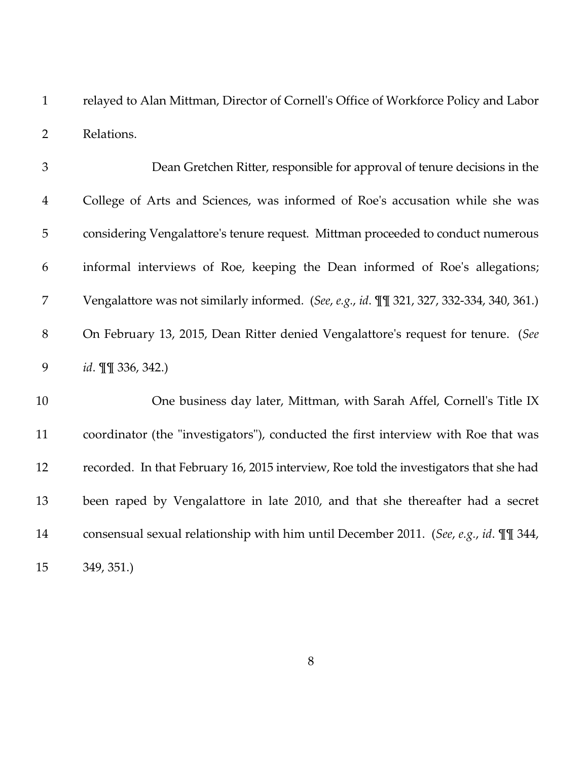relayed to Alan Mittman, Director of Cornell's Office of Workforce Policy and Labor Relations.

Dean Gretchen Ritter, responsible for approval of tenure decisions in the College of Arts and Sciences, was informed of Roe's accusation while she was considering Vengalattore's tenure request. Mittman proceeded to conduct numerous informal interviews of Roe, keeping the Dean informed of Roe's allegations; Vengalattore was not similarly informed. (*See*, *e.g.*, *id*. ¶¶ 321, 327, 332-334, 340, 361.) On February 13, 2015, Dean Ritter denied Vengalattore's request for tenure. (*See id*. ¶¶ 336, 342.)

One business day later, Mittman, with Sarah Affel, Cornell's Title IX coordinator (the "investigators"), conducted the first interview with Roe that was recorded. In that February 16, 2015 interview, Roe told the investigators that she had been raped by Vengalattore in late 2010, and that she thereafter had a secret consensual sexual relationship with him until December 2011. (*See*, *e.g.*, *id*. ¶¶ 344, 349, 351.)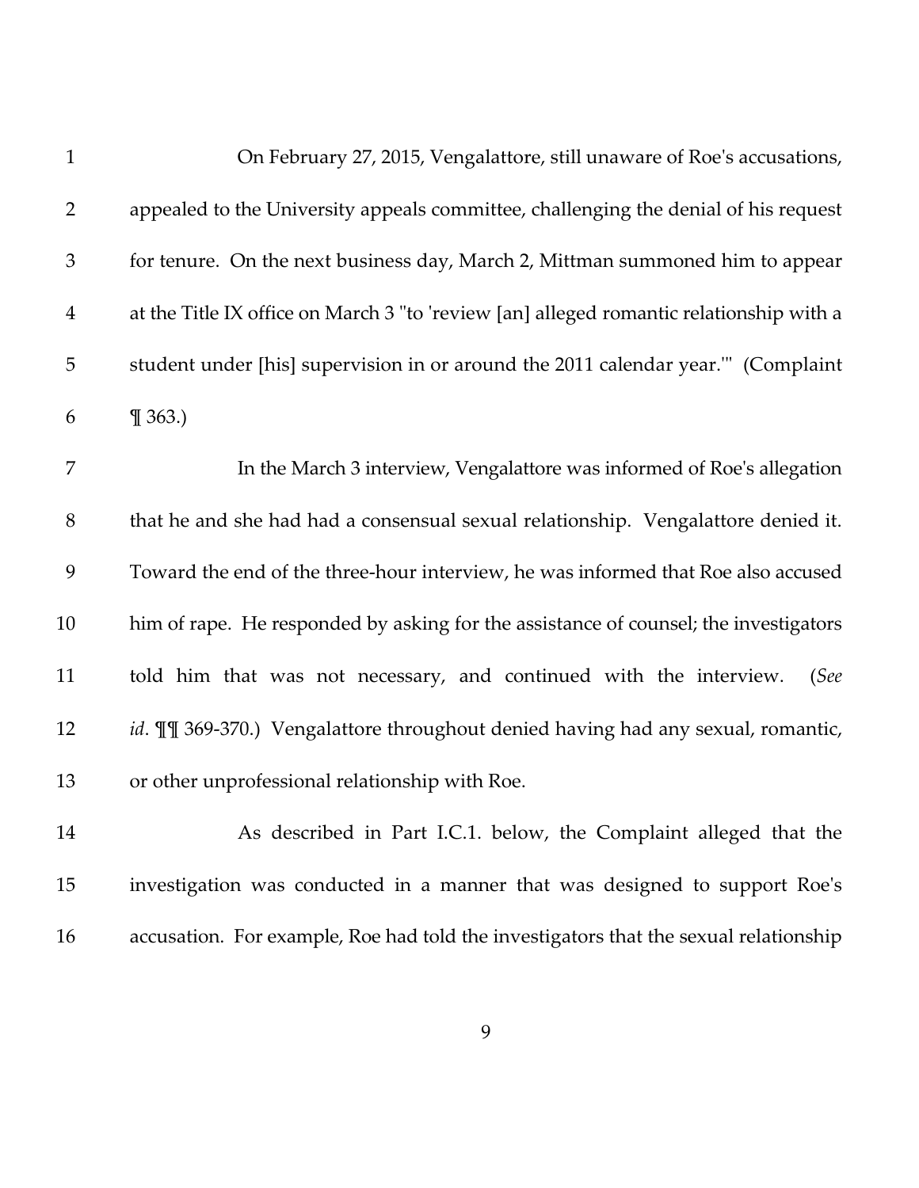On February 27, 2015, Vengalattore, still unaware of Roe's accusations, appealed to the University appeals committee, challenging the denial of his request for tenure. On the next business day, March 2, Mittman summoned him to appear at the Title IX office on March 3 "to 'review [an] alleged romantic relationship with a student under [his] supervision in or around the 2011 calendar year.'" (Complaint ¶ 363.)

In the March 3 interview, Vengalattore was informed of Roe's allegation that he and she had had a consensual sexual relationship. Vengalattore denied it. Toward the end of the three-hour interview, he was informed that Roe also accused him of rape. He responded by asking for the assistance of counsel; the investigators told him that was not necessary, and continued with the interview. (*See id*. ¶¶ 369-370.) Vengalattore throughout denied having had any sexual, romantic, or other unprofessional relationship with Roe.

As described in Part I.C.1. below, the Complaint alleged that the investigation was conducted in a manner that was designed to support Roe's accusation. For example, Roe had told the investigators that the sexual relationship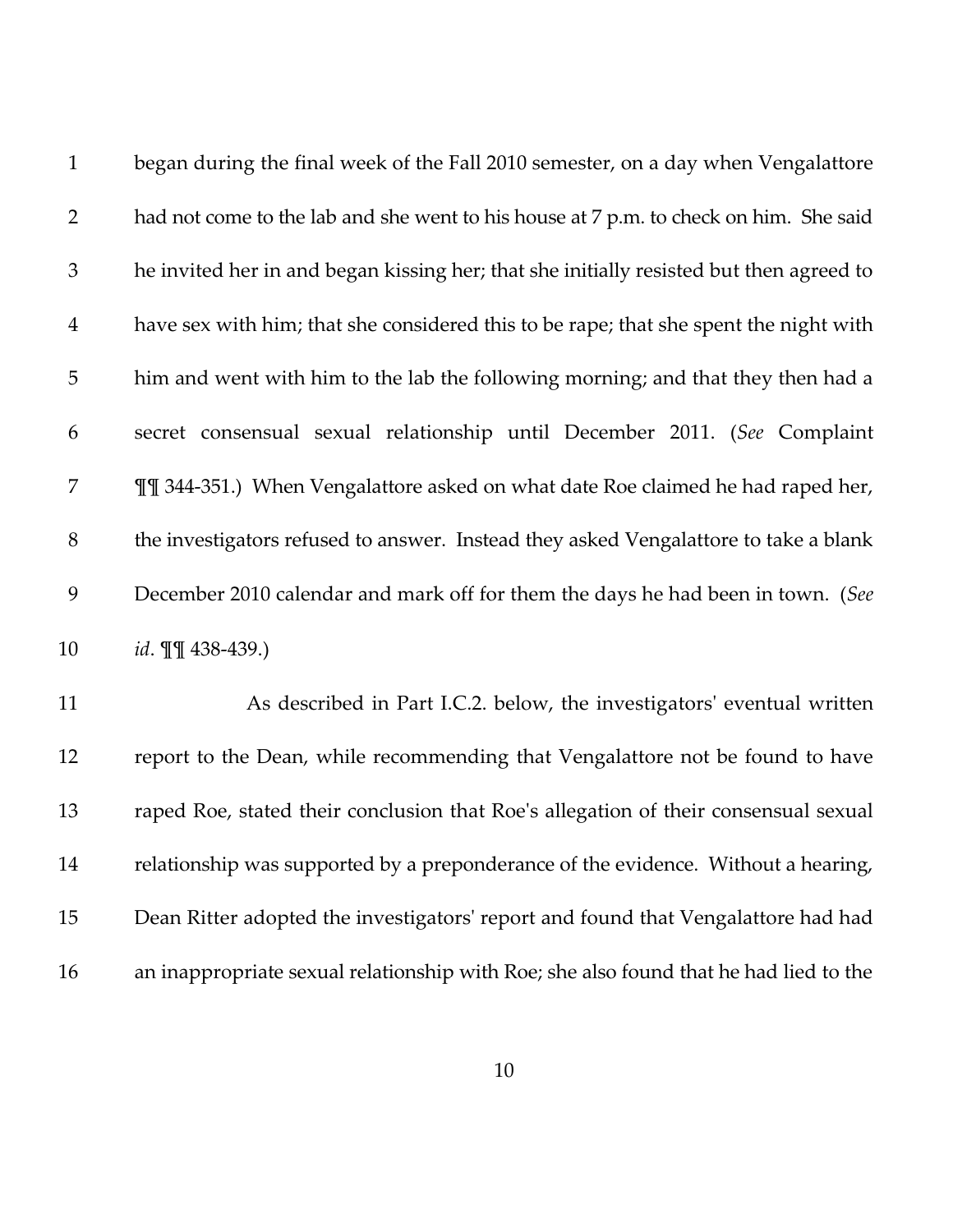began during the final week of the Fall 2010 semester, on a day when Vengalattore had not come to the lab and she went to his house at 7 p.m. to check on him. She said he invited her in and began kissing her; that she initially resisted but then agreed to have sex with him; that she considered this to be rape; that she spent the night with him and went with him to the lab the following morning; and that they then had a secret consensual sexual relationship until December 2011. (*See* Complaint ¶¶ 344-351.) When Vengalattore asked on what date Roe claimed he had raped her, the investigators refused to answer. Instead they asked Vengalattore to take a blank December 2010 calendar and mark off for them the days he had been in town. (*See id*. ¶¶ 438-439.)

As described in Part I.C.2. below, the investigators' eventual written report to the Dean, while recommending that Vengalattore not be found to have raped Roe, stated their conclusion that Roe's allegation of their consensual sexual relationship was supported by a preponderance of the evidence. Without a hearing, Dean Ritter adopted the investigators' report and found that Vengalattore had had an inappropriate sexual relationship with Roe; she also found that he had lied to the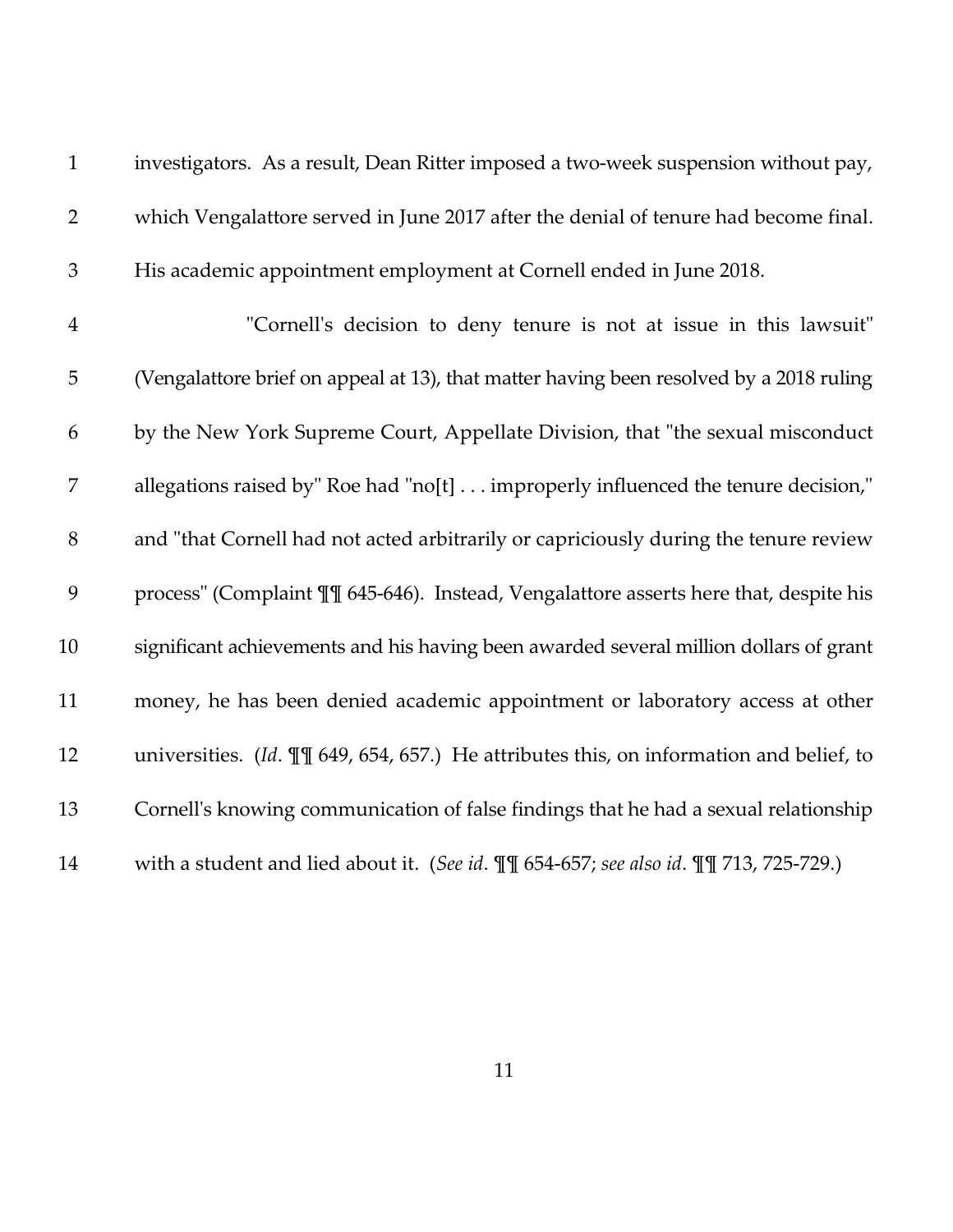investigators. As a result, Dean Ritter imposed a two-week suspension without pay, which Vengalattore served in June 2017 after the denial of tenure had become final. His academic appointment employment at Cornell ended in June 2018.

"Cornell's decision to deny tenure is not at issue in this lawsuit" (Vengalattore brief on appeal at 13), that matter having been resolved by a 2018 ruling by the New York Supreme Court, Appellate Division, that "the sexual misconduct allegations raised by" Roe had "no[t] . . . improperly influenced the tenure decision," and "that Cornell had not acted arbitrarily or capriciously during the tenure review process" (Complaint ¶¶ 645-646). Instead, Vengalattore asserts here that, despite his significant achievements and his having been awarded several million dollars of grant money, he has been denied academic appointment or laboratory access at other universities. (*Id*. ¶¶ 649, 654, 657.) He attributes this, on information and belief, to Cornell's knowing communication of false findings that he had a sexual relationship with a student and lied about it. (*See id*. ¶¶ 654-657; *see also id*. ¶¶ 713, 725-729.)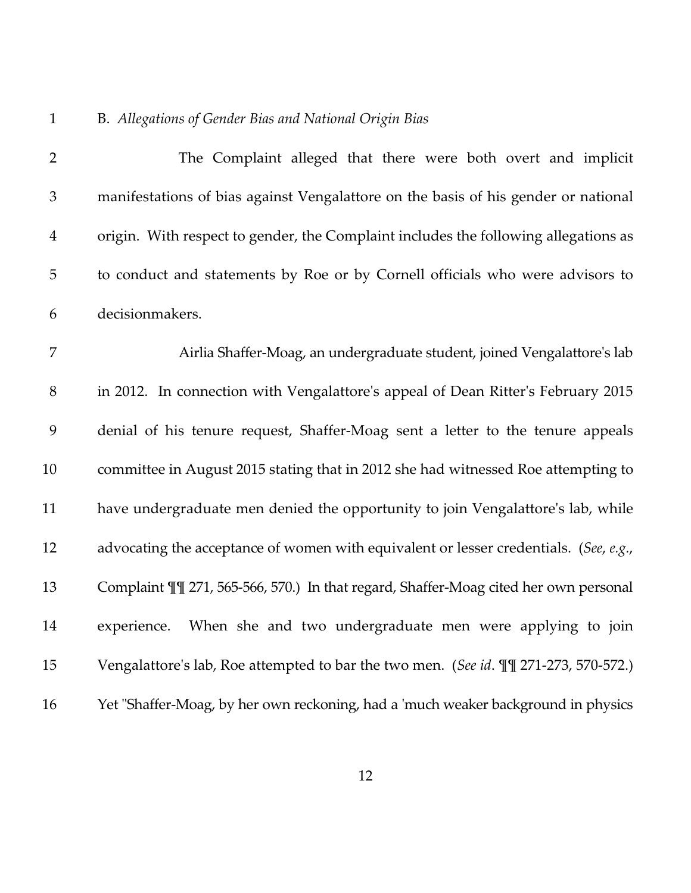B. *Allegations of Gender Bias and National Origin Bias*

The Complaint alleged that there were both overt and implicit manifestations of bias against Vengalattore on the basis of his gender or national origin. With respect to gender, the Complaint includes the following allegations as to conduct and statements by Roe or by Cornell officials who were advisors to decisionmakers.

Airlia Shaffer-Moag, an undergraduate student, joined Vengalattore's lab in 2012. In connection with Vengalattore's appeal of Dean Ritter's February 2015 denial of his tenure request, Shaffer-Moag sent a letter to the tenure appeals committee in August 2015 stating that in 2012 she had witnessed Roe attempting to have undergraduate men denied the opportunity to join Vengalattore's lab, while advocating the acceptance of women with equivalent or lesser credentials. (*See, e.g.*, Complaint ¶¶ 271, 565-566, 570.) In that regard, Shaffer-Moag cited her own personal experience. When she and two undergraduate men were applying to join Vengalattore's lab, Roe attempted to bar the two men. (*See id*. ¶¶ 271-273, 570-572.) Yet "Shaffer-Moag, by her own reckoning, had a 'much weaker background in physics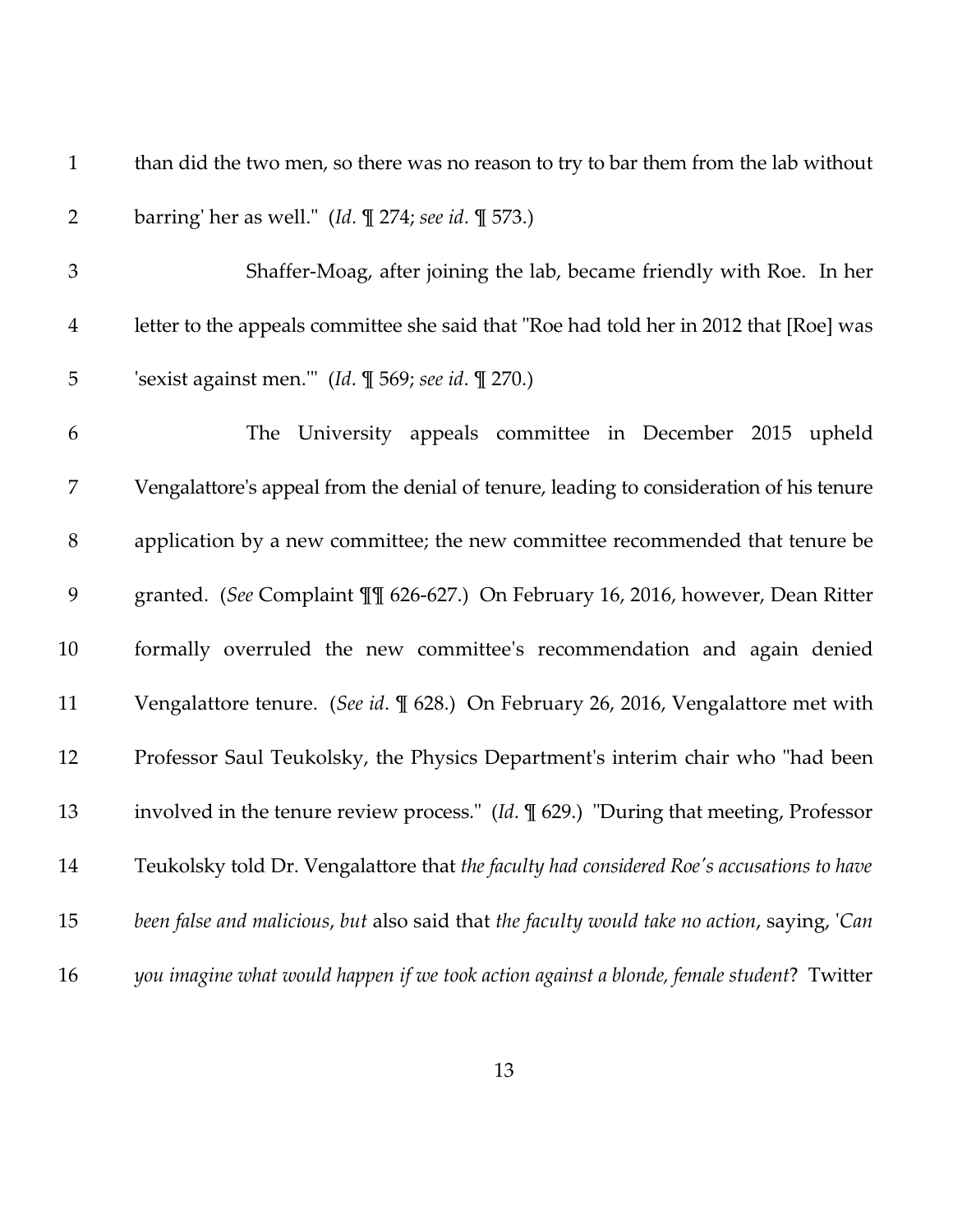than did the two men, so there was no reason to try to bar them from the lab without barring' her as well." (*Id*. ¶ 274; *see id*. ¶ 573.)

Shaffer-Moag, after joining the lab, became friendly with Roe. In her letter to the appeals committee she said that "Roe had told her in 2012 that [Roe] was 'sexist against men.'" (*Id*. ¶ 569; *see id*. ¶ 270.)

The University appeals committee in December 2015 upheld Vengalattore's appeal from the denial of tenure, leading to consideration of his tenure application by a new committee; the new committee recommended that tenure be granted. (*See* Complaint ¶¶ 626-627.) On February 16, 2016, however, Dean Ritter formally overruled the new committee's recommendation and again denied Vengalattore tenure. (*See id*. ¶ 628.) On February 26, 2016, Vengalattore met with Professor Saul Teukolsky, the Physics Department's interim chair who "had been involved in the tenure review process." (*Id*. ¶ 629.) "During that meeting, Professor Teukolsky told Dr. Vengalattore that *the faculty had considered Roe's accusations to have been false and malicious*, *but* also said that *the faculty would take no action*, saying, '*Can you imagine what would happen if we took action against a blonde, female student*? Twitter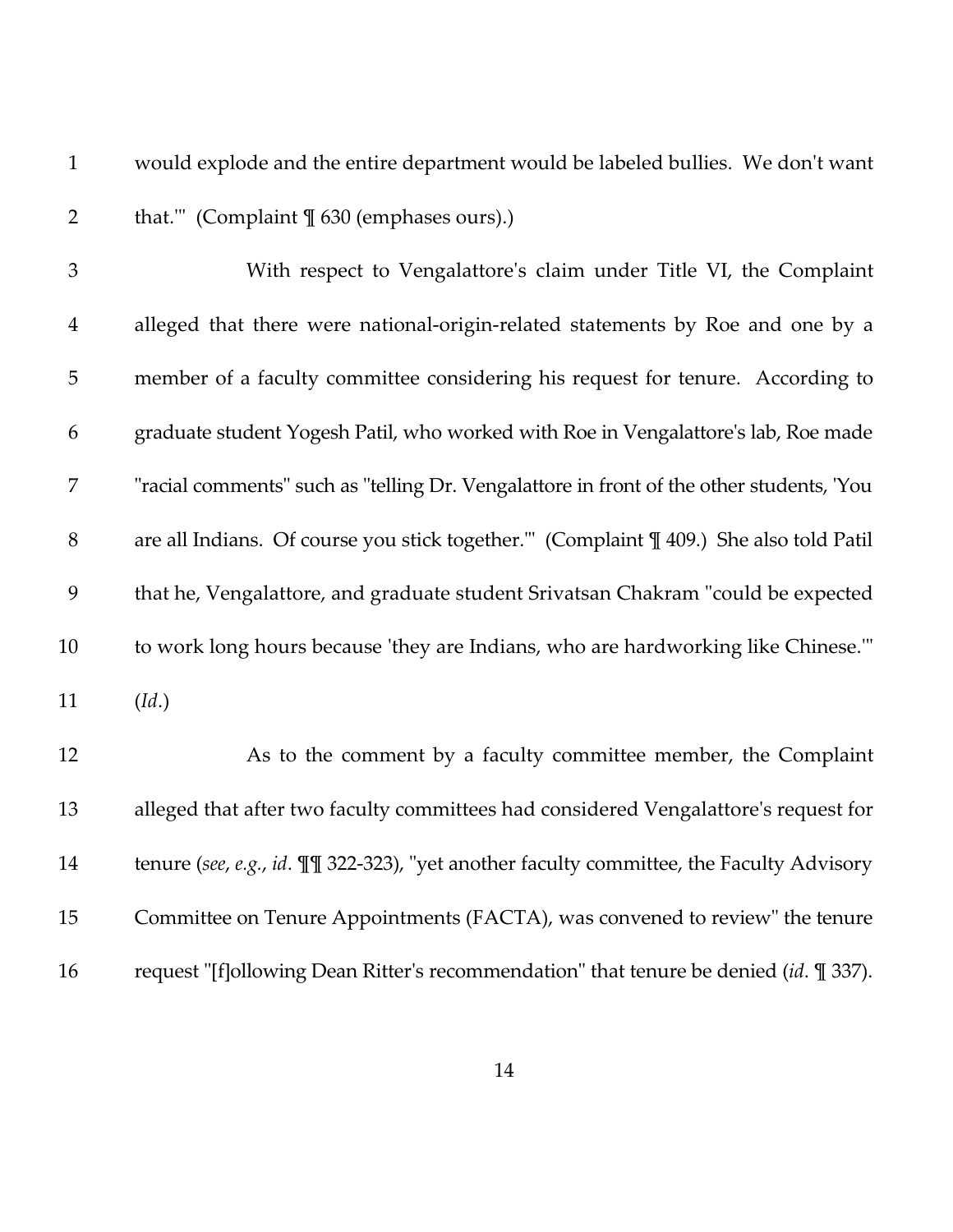would explode and the entire department would be labeled bullies. We don't want that.'" (Complaint ¶ 630 (emphases ours).)

With respect to Vengalattore's claim under Title VI, the Complaint alleged that there were national-origin-related statements by Roe and one by a member of a faculty committee considering his request for tenure. According to graduate student Yogesh Patil, who worked with Roe in Vengalattore's lab, Roe made "racial comments" such as "telling Dr. Vengalattore in front of the other students, 'You are all Indians. Of course you stick together.'" (Complaint ¶ 409.) She also told Patil that he, Vengalattore, and graduate student Srivatsan Chakram "could be expected to work long hours because 'they are Indians, who are hardworking like Chinese.'" (*Id*.)

As to the comment by a faculty committee member, the Complaint alleged that after two faculty committees had considered Vengalattore's request for tenure (*see*, *e.g.*, *id*. ¶¶ 322-323), "yet another faculty committee, the Faculty Advisory Committee on Tenure Appointments (FACTA), was convened to review" the tenure request "[f]ollowing Dean Ritter's recommendation" that tenure be denied (*id*. ¶ 337).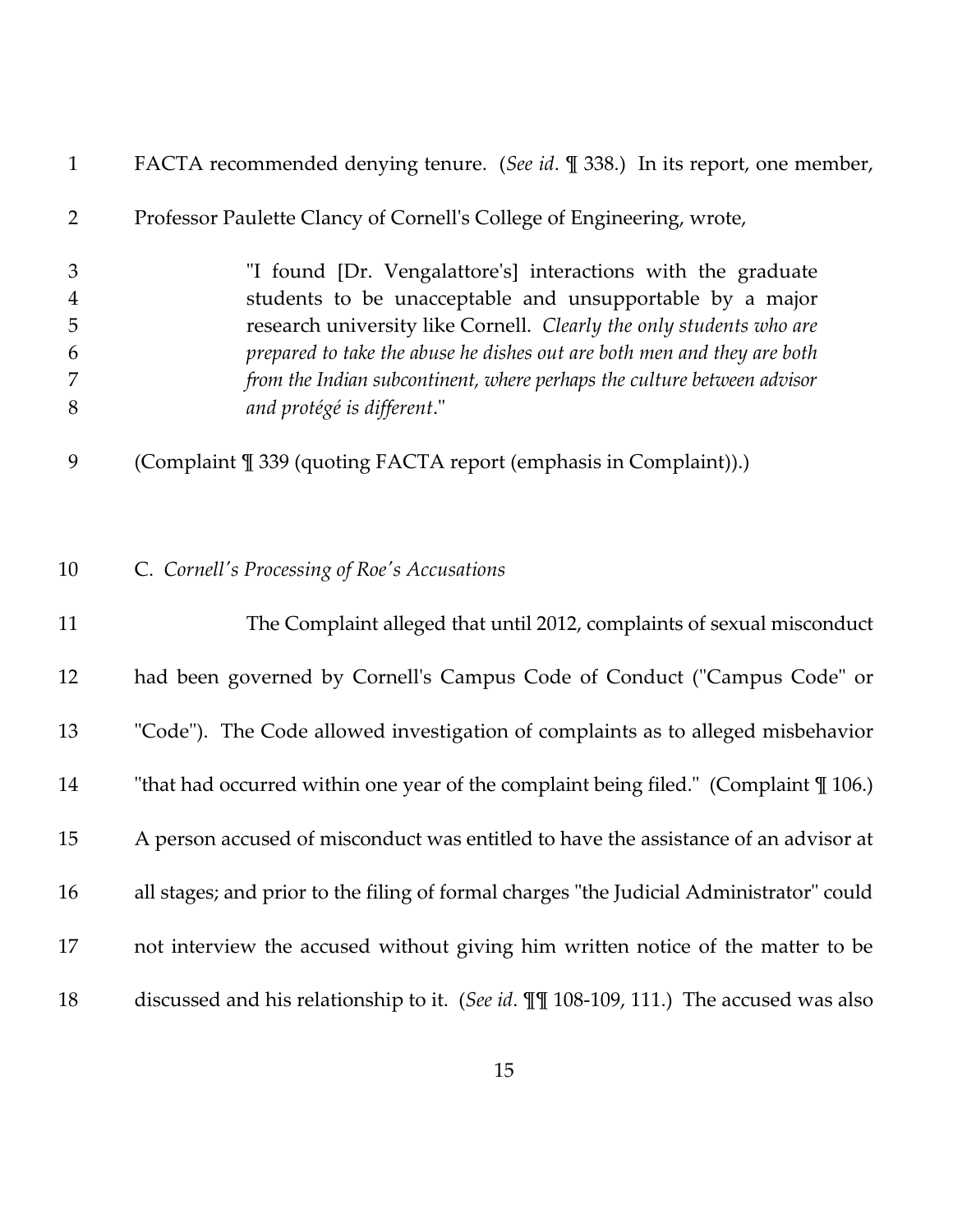FACTA recommended denying tenure. (*See id*. ¶ 338.) In its report, one member, Professor Paulette Clancy of Cornell's College of Engineering, wrote,

> "I found [Dr. Vengalattore's] interactions with the graduate students to be unacceptable and unsupportable by a major research university like Cornell. *Clearly the only students who are prepared to take the abuse he dishes out are both men and they are both from the Indian subcontinent, where perhaps the culture between advisor and protégé is different*."

(Complaint ¶ 339 (quoting FACTA report (emphasis in Complaint)).)

C. *Cornell's Processing of Roe's Accusations*

The Complaint alleged that until 2012, complaints of sexual misconduct had been governed by Cornell's Campus Code of Conduct ("Campus Code" or "Code"). The Code allowed investigation of complaints as to alleged misbehavior "that had occurred within one year of the complaint being filed." (Complaint ¶ 106.) A person accused of misconduct was entitled to have the assistance of an advisor at all stages; and prior to the filing of formal charges "the Judicial Administrator" could not interview the accused without giving him written notice of the matter to be discussed and his relationship to it. (*See id*. ¶¶ 108-109, 111.) The accused was also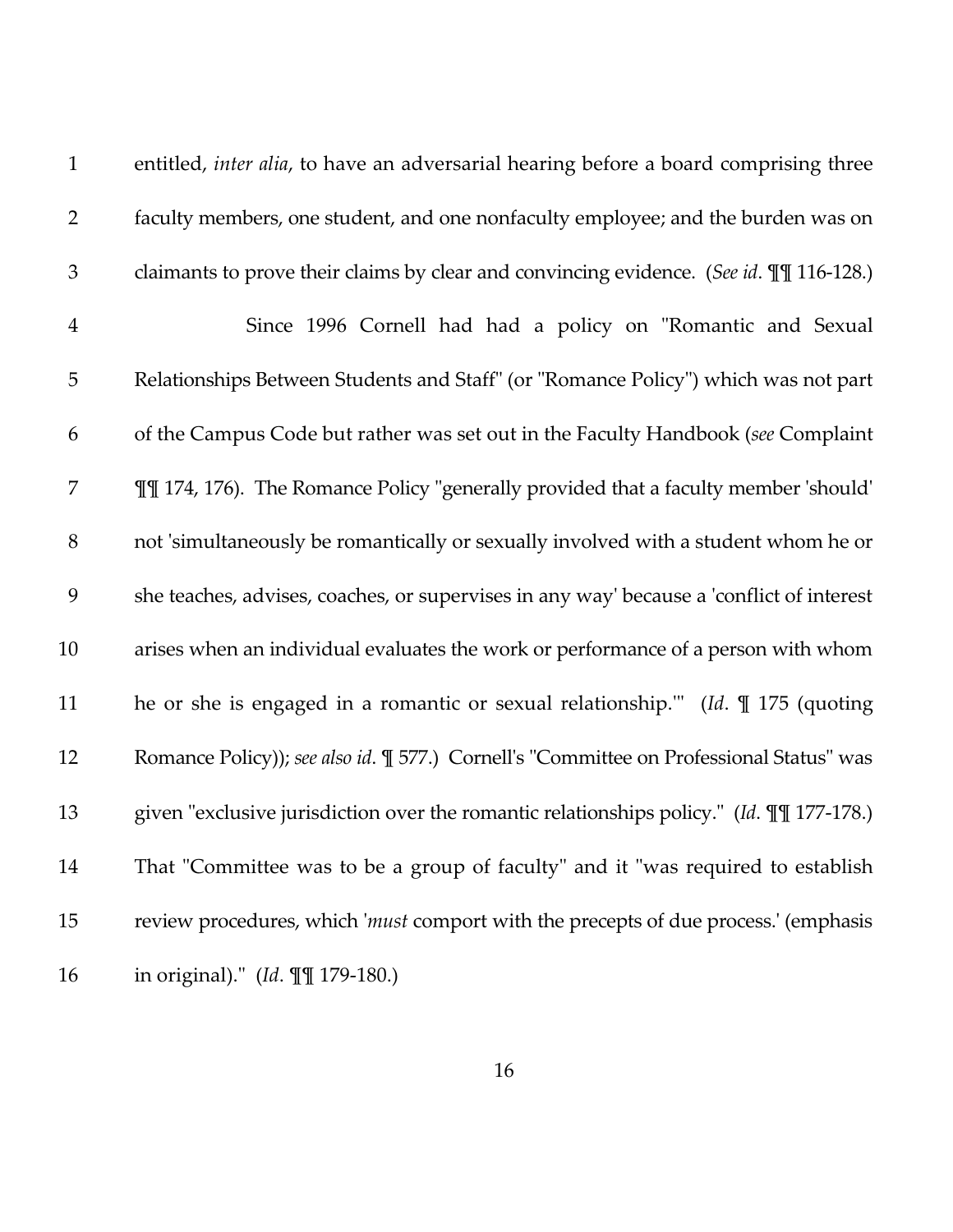entitled, *inter alia*, to have an adversarial hearing before a board comprising three faculty members, one student, and one nonfaculty employee; and the burden was on claimants to prove their claims by clear and convincing evidence. (*See id*. ¶¶ 116-128.)

Since 1996 Cornell had had a policy on "Romantic and Sexual Relationships Between Students and Staff" (or "Romance Policy") which was not part of the Campus Code but rather was set out in the Faculty Handbook (*see* Complaint ¶¶ 174, 176). The Romance Policy "generally provided that a faculty member 'should' not 'simultaneously be romantically or sexually involved with a student whom he or she teaches, advises, coaches, or supervises in any way' because a 'conflict of interest arises when an individual evaluates the work or performance of a person with whom he or she is engaged in a romantic or sexual relationship.'" (*Id*. ¶ 175 (quoting Romance Policy)); *see also id*. ¶ 577.) Cornell's "Committee on Professional Status" was given "exclusive jurisdiction over the romantic relationships policy." (*Id*. ¶¶ 177-178.) That "Committee was to be a group of faculty" and it "was required to establish review procedures, which '*must* comport with the precepts of due process.' (emphasis in original)." (*Id*. ¶¶ 179-180.)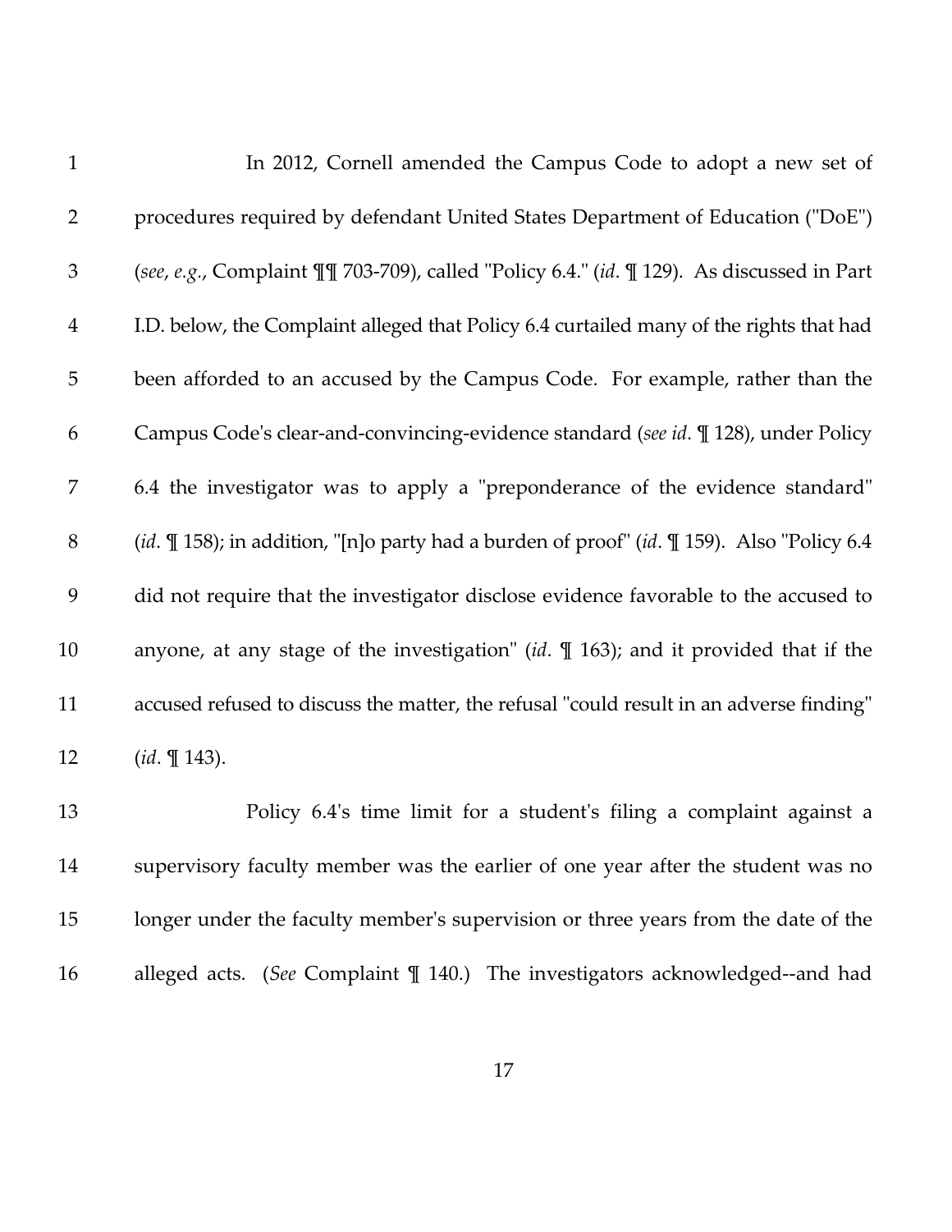In 2012, Cornell amended the Campus Code to adopt a new set of procedures required by defendant United States Department of Education ("DoE") (*see*, *e.g.*, Complaint ¶¶ 703-709), called "Policy 6.4." (*id*. ¶ 129). As discussed in Part I.D. below, the Complaint alleged that Policy 6.4 curtailed many of the rights that had been afforded to an accused by the Campus Code. For example, rather than the Campus Code's clear-and-convincing-evidence standard (*see id*. ¶ 128), under Policy 6.4 the investigator was to apply a "preponderance of the evidence standard" (*id*. ¶ 158); in addition, "[n]o party had a burden of proof" (*id*. ¶ 159). Also "Policy 6.4 did not require that the investigator disclose evidence favorable to the accused to anyone, at any stage of the investigation" (*id*. ¶ 163); and it provided that if the accused refused to discuss the matter, the refusal "could result in an adverse finding" (*id*. ¶ 143).

Policy 6.4's time limit for a student's filing a complaint against a supervisory faculty member was the earlier of one year after the student was no longer under the faculty member's supervision or three years from the date of the alleged acts. (*See* Complaint ¶ 140.) The investigators acknowledged--and had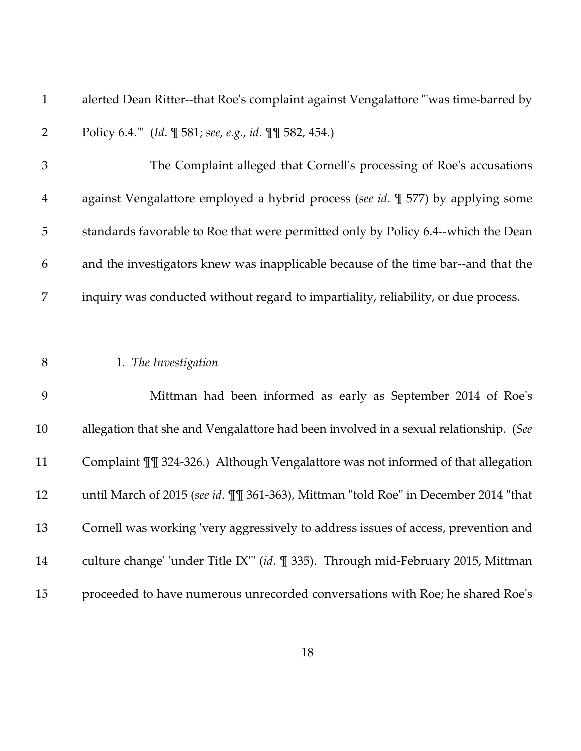alerted Dean Ritter--that Roe's complaint against Vengalattore "'was time-barred by Policy 6.4.'" (*Id*. ¶ 581; *see, e.g.*, *id*. ¶¶ 582, 454.)

The Complaint alleged that Cornell's processing of Roe's accusations against Vengalattore employed a hybrid process (*see id*. ¶ 577) by applying some standards favorable to Roe that were permitted only by Policy 6.4--which the Dean and the investigators knew was inapplicable because of the time bar--and that the inquiry was conducted without regard to impartiality, reliability, or due process.

### 1. *The Investigation*

Mittman had been informed as early as September 2014 of Roe's allegation that she and Vengalattore had been involved in a sexual relationship. (*See* Complaint ¶¶ 324-326.) Although Vengalattore was not informed of that allegation until March of 2015 (*see id*. ¶¶ 361-363), Mittman "told Roe" in December 2014 "that Cornell was working 'very aggressively to address issues of access, prevention and culture change' 'under Title IX'" (*id*. ¶ 335). Through mid-February 2015, Mittman proceeded to have numerous unrecorded conversations with Roe; he shared Roe's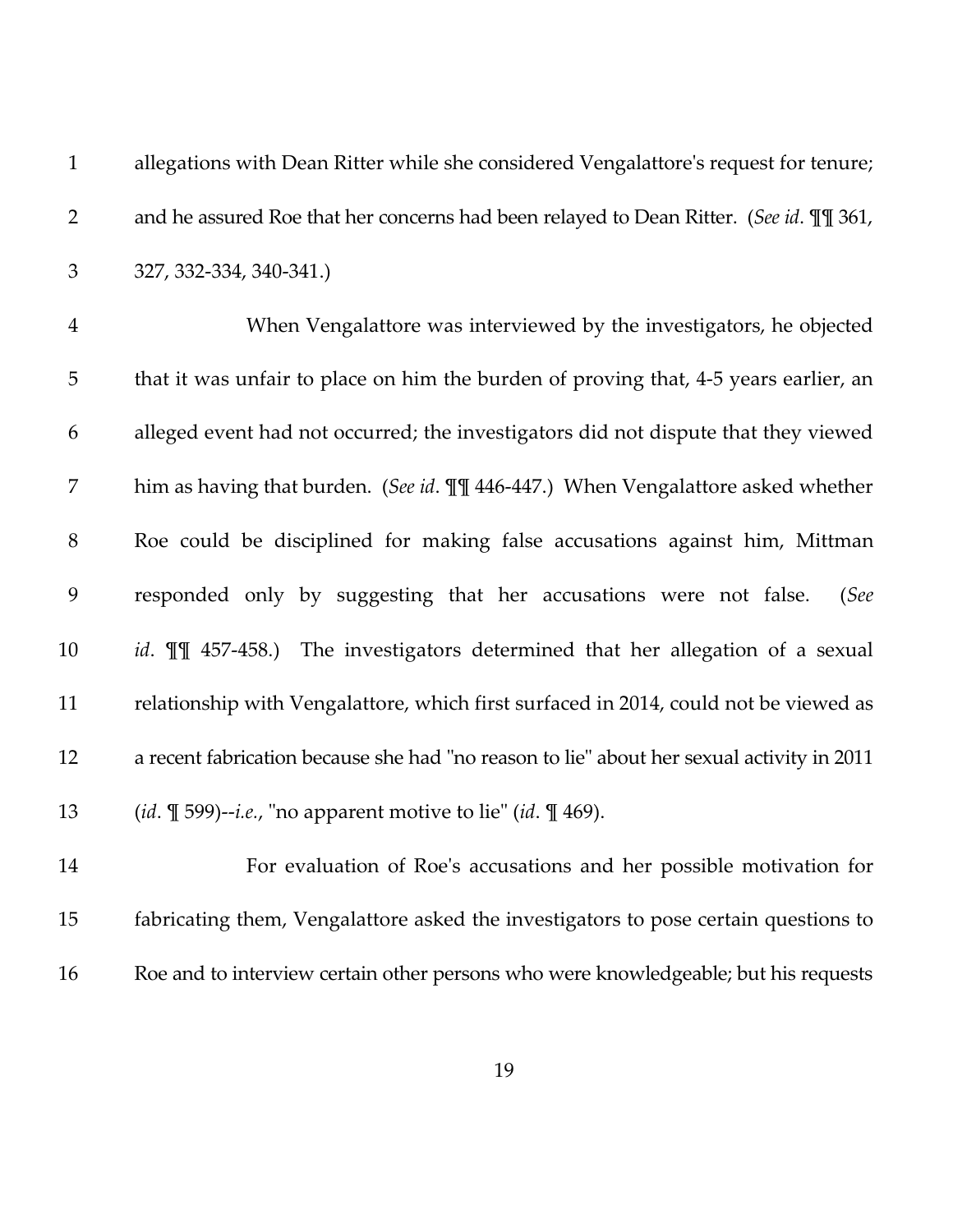allegations with Dean Ritter while she considered Vengalattore's request for tenure; and he assured Roe that her concerns had been relayed to Dean Ritter. (*See id*. ¶¶ 361, 327, 332-334, 340-341.)

When Vengalattore was interviewed by the investigators, he objected that it was unfair to place on him the burden of proving that, 4-5 years earlier, an alleged event had not occurred; the investigators did not dispute that they viewed him as having that burden. (*See id*. ¶¶ 446-447.) When Vengalattore asked whether Roe could be disciplined for making false accusations against him, Mittman responded only by suggesting that her accusations were not false. (*See id*. ¶¶ 457-458.) The investigators determined that her allegation of a sexual relationship with Vengalattore, which first surfaced in 2014, could not be viewed as a recent fabrication because she had "no reason to lie" about her sexual activity in 2011 (*id*. ¶ 599)--*i.e.*, "no apparent motive to lie" (*id*. ¶ 469).

For evaluation of Roe's accusations and her possible motivation for fabricating them, Vengalattore asked the investigators to pose certain questions to Roe and to interview certain other persons who were knowledgeable; but his requests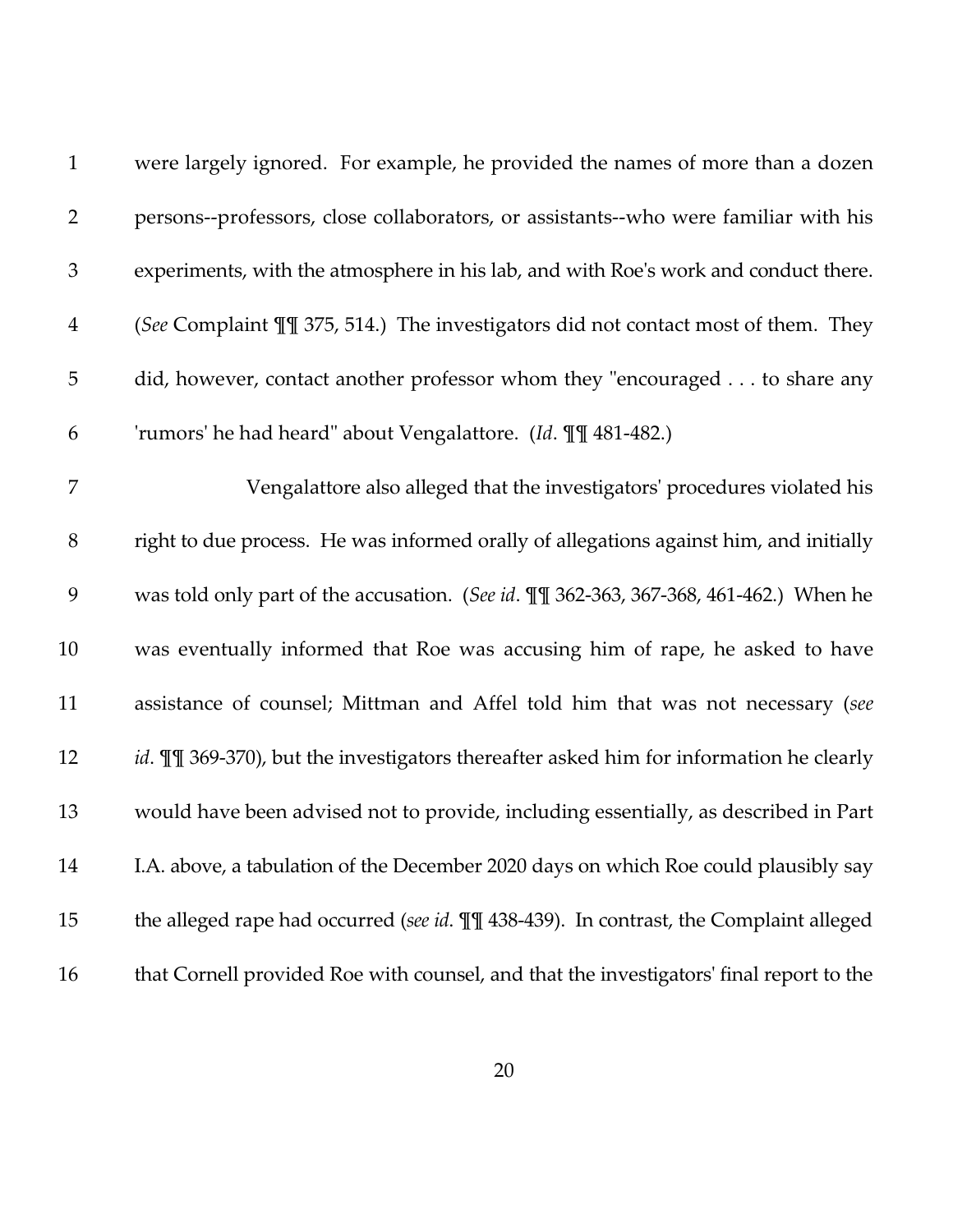were largely ignored. For example, he provided the names of more than a dozen persons--professors, close collaborators, or assistants--who were familiar with his experiments, with the atmosphere in his lab, and with Roe's work and conduct there. (*See* Complaint ¶¶ 375, 514.) The investigators did not contact most of them. They did, however, contact another professor whom they "encouraged . . . to share any 'rumors' he had heard" about Vengalattore. (*Id*. ¶¶ 481-482.)

Vengalattore also alleged that the investigators' procedures violated his right to due process. He was informed orally of allegations against him, and initially was told only part of the accusation. (*See id*. ¶¶ 362-363, 367-368, 461-462.) When he was eventually informed that Roe was accusing him of rape, he asked to have assistance of counsel; Mittman and Affel told him that was not necessary (*see id*. ¶¶ 369-370), but the investigators thereafter asked him for information he clearly would have been advised not to provide, including essentially, as described in Part I.A. above, a tabulation of the December 2020 days on which Roe could plausibly say the alleged rape had occurred (*see id*. ¶¶ 438-439). In contrast, the Complaint alleged that Cornell provided Roe with counsel, and that the investigators' final report to the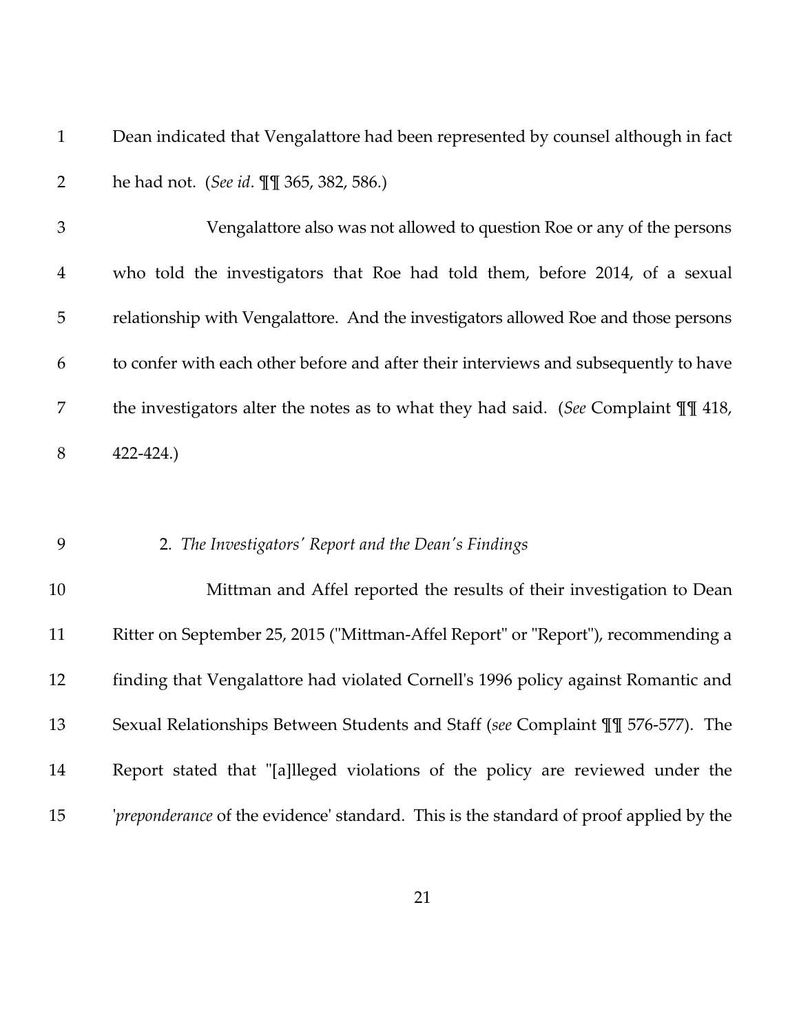Dean indicated that Vengalattore had been represented by counsel although in fact he had not. (*See id*. ¶¶ 365, 382, 586.)

Vengalattore also was not allowed to question Roe or any of the persons who told the investigators that Roe had told them, before 2014, of a sexual relationship with Vengalattore. And the investigators allowed Roe and those persons to confer with each other before and after their interviews and subsequently to have the investigators alter the notes as to what they had said. (*See* Complaint ¶¶ 418, 422-424.)

2. *The Investigators' Report and the Dean's Findings*

Mittman and Affel reported the results of their investigation to Dean Ritter on September 25, 2015 ("Mittman-Affel Report" or "Report"), recommending a finding that Vengalattore had violated Cornell's 1996 policy against Romantic and Sexual Relationships Between Students and Staff (*see* Complaint ¶¶ 576-577). The Report stated that "[a]lleged violations of the policy are reviewed under the '*preponderance* of the evidence' standard. This is the standard of proof applied by the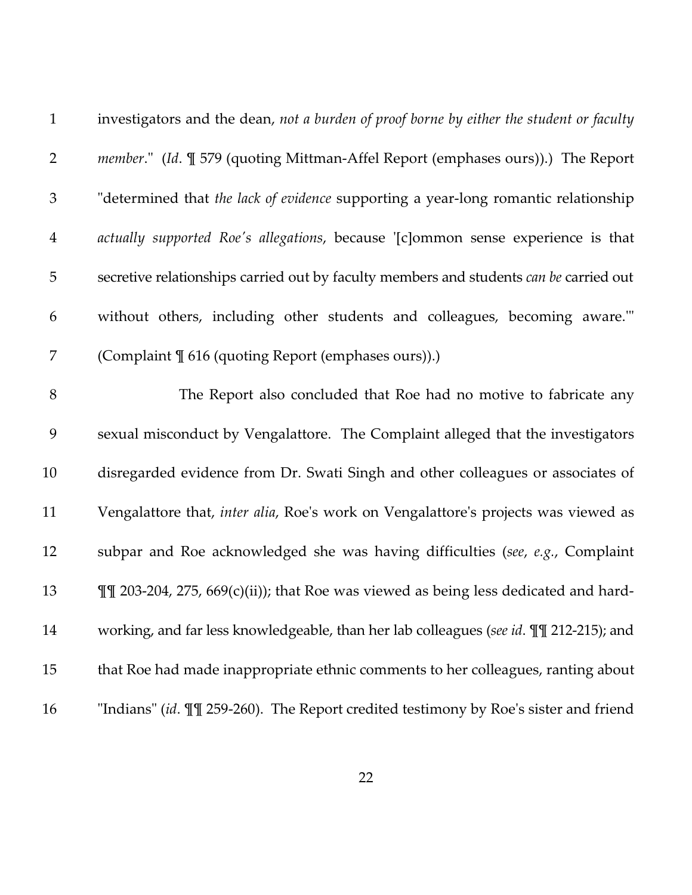investigators and the dean, *not a burden of proof borne by either the student or faculty member*." (*Id*. ¶ 579 (quoting Mittman-Affel Report (emphases ours)).) The Report "determined that *the lack of evidence* supporting a year-long romantic relationship *actually supported Roe's allegations*, because '[c]ommon sense experience is that secretive relationships carried out by faculty members and students *can be* carried out without others, including other students and colleagues, becoming aware.'" (Complaint ¶ 616 (quoting Report (emphases ours)).)

The Report also concluded that Roe had no motive to fabricate any sexual misconduct by Vengalattore. The Complaint alleged that the investigators disregarded evidence from Dr. Swati Singh and other colleagues or associates of Vengalattore that, *inter alia*, Roe's work on Vengalattore's projects was viewed as subpar and Roe acknowledged she was having difficulties (*see*, *e.g.*, Complaint ¶¶ 203-204, 275, 669(c)(ii)); that Roe was viewed as being less dedicated and hard-working, and far less knowledgeable, than her lab colleagues (*see id*. ¶¶ 212-215); and that Roe had made inappropriate ethnic comments to her colleagues, ranting about "Indians" (*id*. ¶¶ 259-260). The Report credited testimony by Roe's sister and friend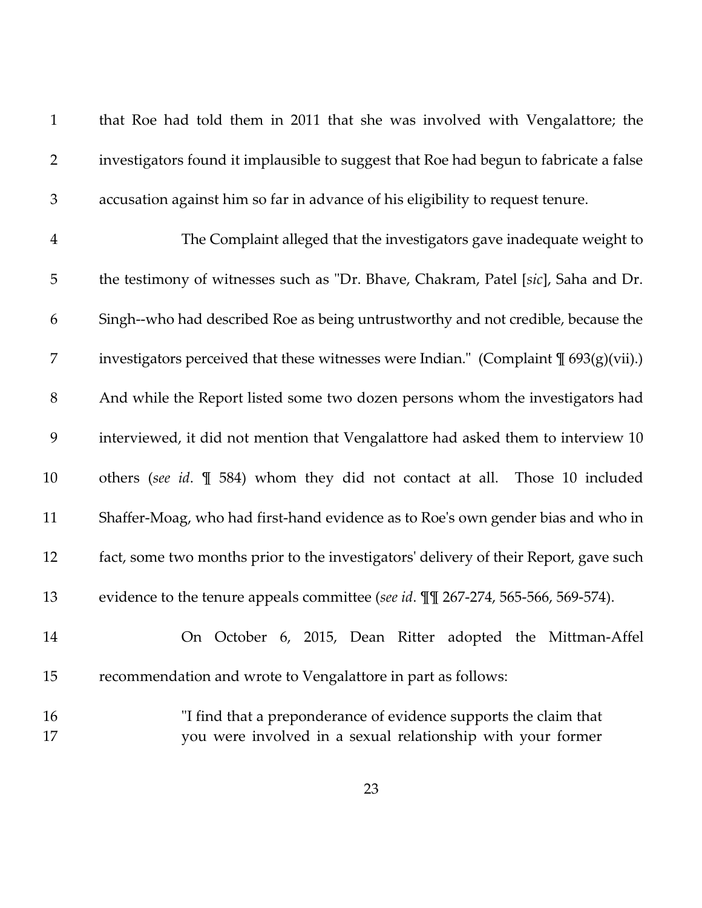that Roe had told them in 2011 that she was involved with Vengalattore; the investigators found it implausible to suggest that Roe had begun to fabricate a false accusation against him so far in advance of his eligibility to request tenure.

The Complaint alleged that the investigators gave inadequate weight to the testimony of witnesses such as "Dr. Bhave, Chakram, Patel [*sic*], Saha and Dr. Singh--who had described Roe as being untrustworthy and not credible, because the investigators perceived that these witnesses were Indian." (Complaint ¶ 693(g)(vii).) And while the Report listed some two dozen persons whom the investigators had interviewed, it did not mention that Vengalattore had asked them to interview 10 others (*see id*. ¶ 584) whom they did not contact at all. Those 10 included Shaffer-Moag, who had first-hand evidence as to Roe's own gender bias and who in fact, some two months prior to the investigators' delivery of their Report, gave such evidence to the tenure appeals committee (*see id*. ¶¶ 267-274, 565-566, 569-574).

On October 6, 2015, Dean Ritter adopted the Mittman-Affel recommendation and wrote to Vengalattore in part as follows:

> "I find that a preponderance of evidence supports the claim that you were involved in a sexual relationship with your former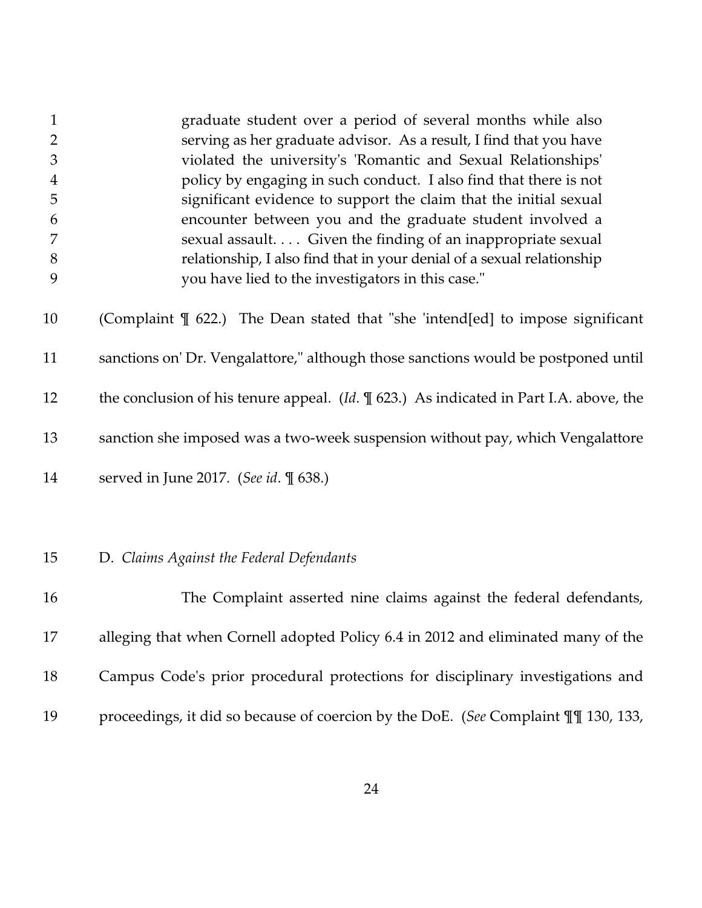> graduate student over a period of several months while also serving as her graduate advisor. As a result, I find that you have violated the university's 'Romantic and Sexual Relationships' policy by engaging in such conduct. I also find that there is not significant evidence to support the claim that the initial sexual encounter between you and the graduate student involved a sexual assault. . . . Given the finding of an inappropriate sexual relationship, I also find that in your denial of a sexual relationship you have lied to the investigators in this case."

(Complaint ¶ 622.) The Dean stated that "she 'intend[ed] to impose significant sanctions on' Dr. Vengalattore," although those sanctions would be postponed until the conclusion of his tenure appeal. (*Id*. ¶ 623.) As indicated in Part I.A. above, the sanction she imposed was a two-week suspension without pay, which Vengalattore served in June 2017. (*See id*. ¶ 638.)

D. *Claims Against the Federal Defendants*

The Complaint asserted nine claims against the federal defendants, alleging that when Cornell adopted Policy 6.4 in 2012 and eliminated many of the Campus Code's prior procedural protections for disciplinary investigations and proceedings, it did so because of coercion by the DoE. (*See* Complaint ¶¶ 130, 133,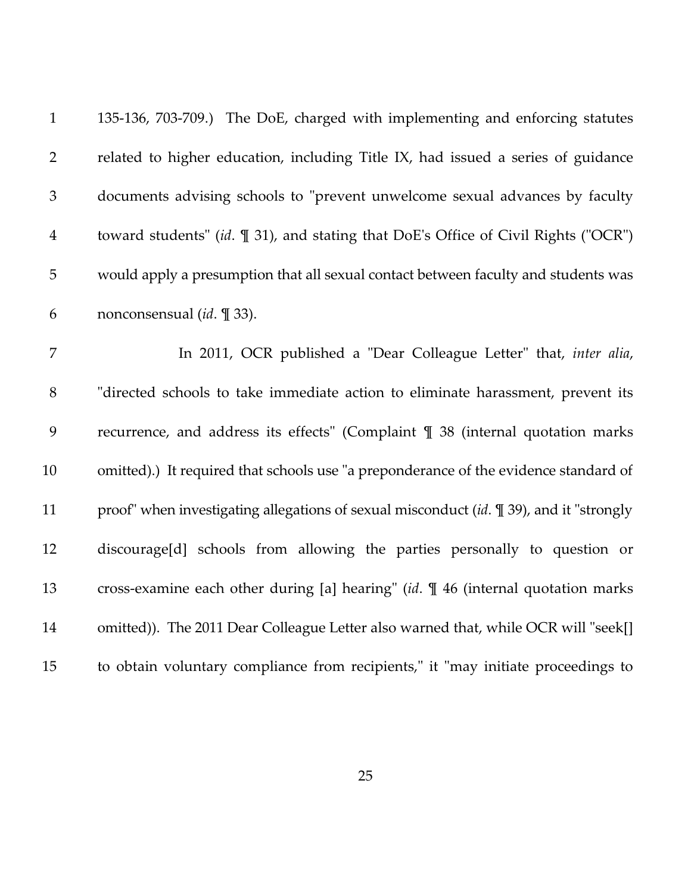135-136, 703-709.) The DoE, charged with implementing and enforcing statutes related to higher education, including Title IX, had issued a series of guidance documents advising schools to "prevent unwelcome sexual advances by faculty toward students" (*id*. ¶ 31), and stating that DoE's Office of Civil Rights ("OCR") would apply a presumption that all sexual contact between faculty and students was nonconsensual (*id*. ¶ 33).

In 2011, OCR published a "Dear Colleague Letter" that, *inter alia*, "directed schools to take immediate action to eliminate harassment, prevent its recurrence, and address its effects" (Complaint ¶ 38 (internal quotation marks omitted).) It required that schools use "a preponderance of the evidence standard of proof" when investigating allegations of sexual misconduct (*id*. ¶ 39), and it "strongly discourage[d] schools from allowing the parties personally to question or cross-examine each other during [a] hearing" (*id*. ¶ 46 (internal quotation marks omitted)). The 2011 Dear Colleague Letter also warned that, while OCR will "seek[] to obtain voluntary compliance from recipients," it "may initiate proceedings to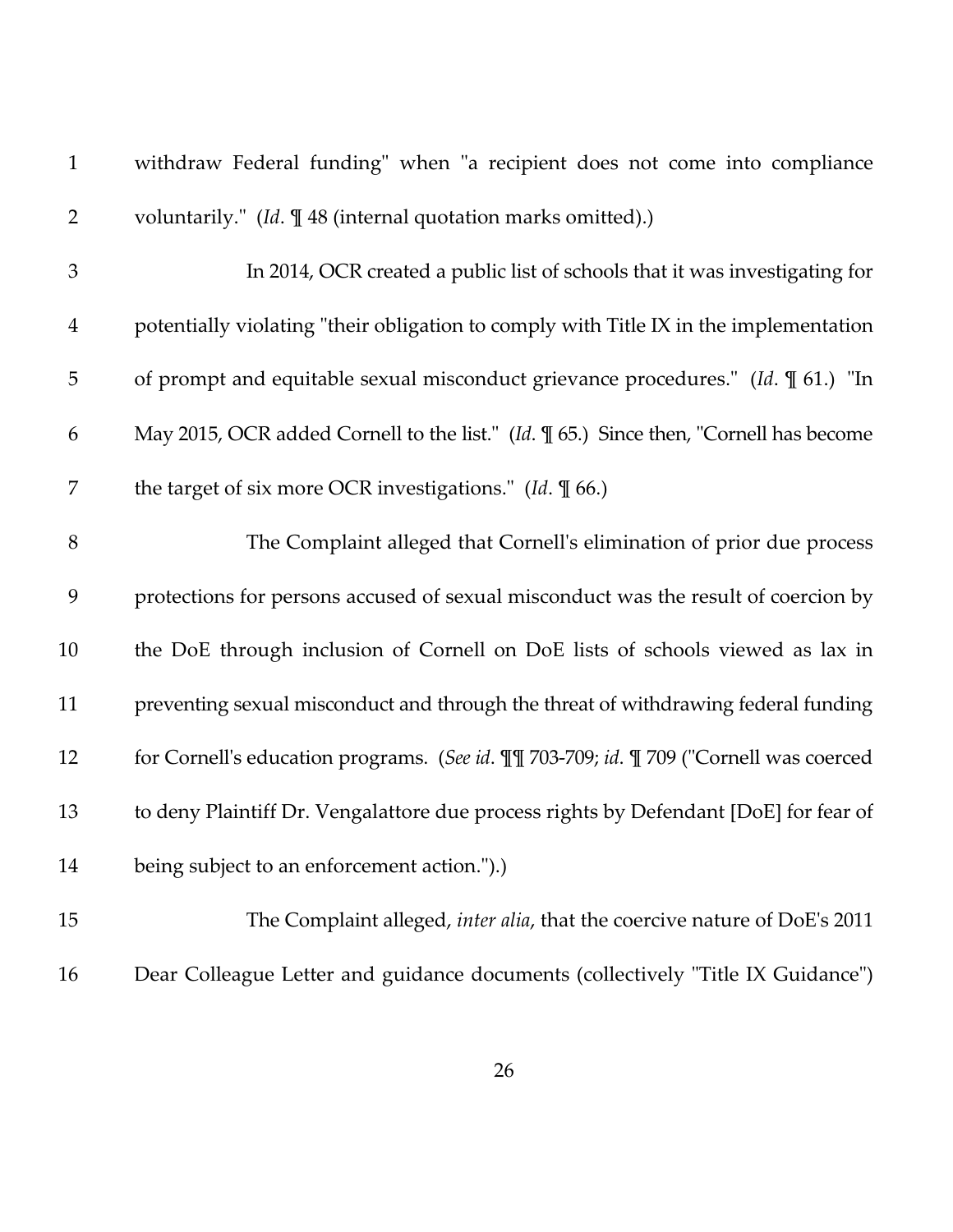withdraw Federal funding" when "a recipient does not come into compliance voluntarily." (*Id*. ¶ 48 (internal quotation marks omitted).)

In 2014, OCR created a public list of schools that it was investigating for potentially violating "their obligation to comply with Title IX in the implementation of prompt and equitable sexual misconduct grievance procedures." (*Id*. ¶ 61.) "In May 2015, OCR added Cornell to the list." (*Id*. ¶ 65.) Since then, "Cornell has become the target of six more OCR investigations." (*Id*. ¶ 66.)

The Complaint alleged that Cornell's elimination of prior due process protections for persons accused of sexual misconduct was the result of coercion by the DoE through inclusion of Cornell on DoE lists of schools viewed as lax in preventing sexual misconduct and through the threat of withdrawing federal funding for Cornell's education programs. (*See id*. ¶¶ 703-709; *id*. ¶ 709 ("Cornell was coerced to deny Plaintiff Dr. Vengalattore due process rights by Defendant [DoE] for fear of being subject to an enforcement action.").)

The Complaint alleged, *inter alia*, that the coercive nature of DoE's 2011 Dear Colleague Letter and guidance documents (collectively "Title IX Guidance")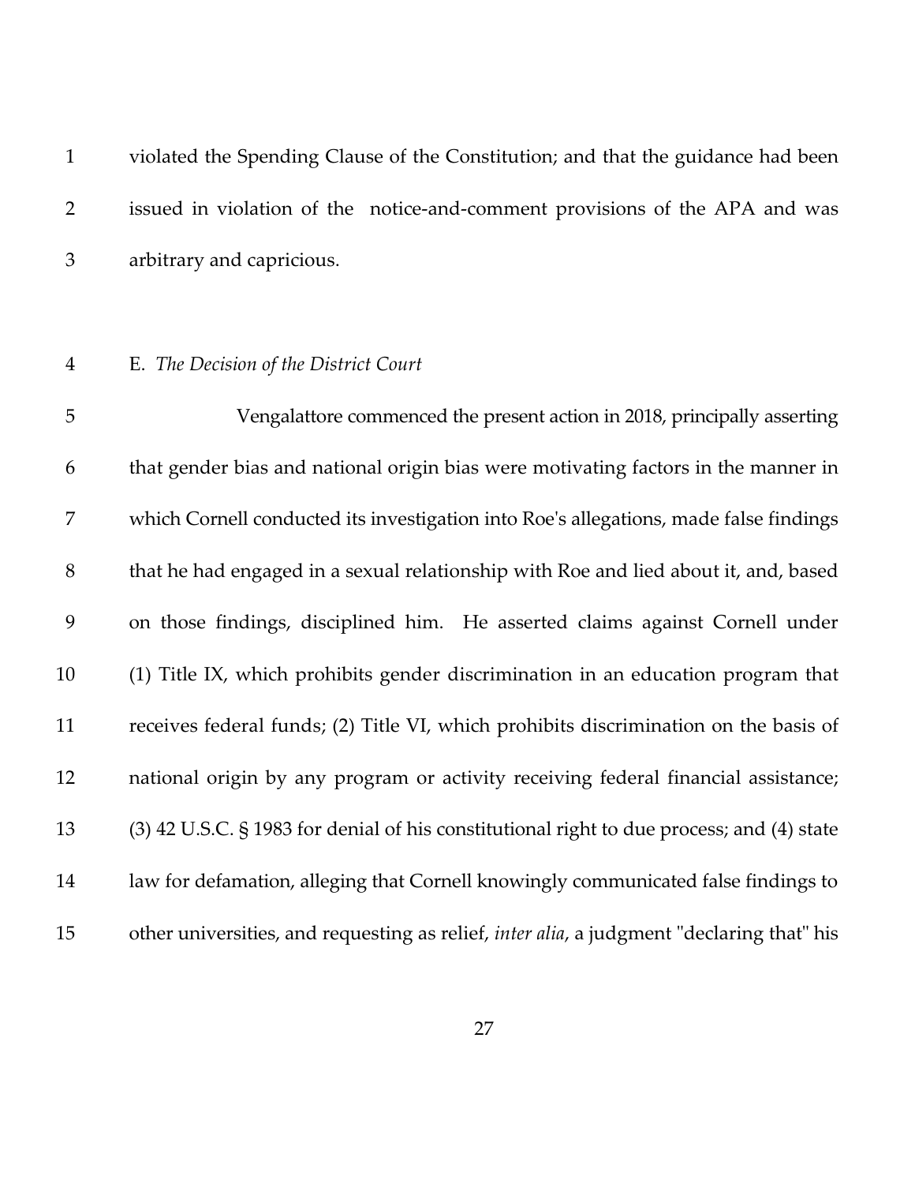violated the Spending Clause of the Constitution; and that the guidance had been issued in violation of the notice-and-comment provisions of the APA and was arbitrary and capricious.

### E. *The Decision of the District Court*

Vengalattore commenced the present action in 2018, principally asserting that gender bias and national origin bias were motivating factors in the manner in which Cornell conducted its investigation into Roe's allegations, made false findings that he had engaged in a sexual relationship with Roe and lied about it, and, based on those findings, disciplined him. He asserted claims against Cornell under (1) Title IX, which prohibits gender discrimination in an education program that receives federal funds; (2) Title VI, which prohibits discrimination on the basis of national origin by any program or activity receiving federal financial assistance; (3) 42 U.S.C. § 1983 for denial of his constitutional right to due process; and (4) state law for defamation, alleging that Cornell knowingly communicated false findings to other universities, and requesting as relief, *inter alia*, a judgment "declaring that" his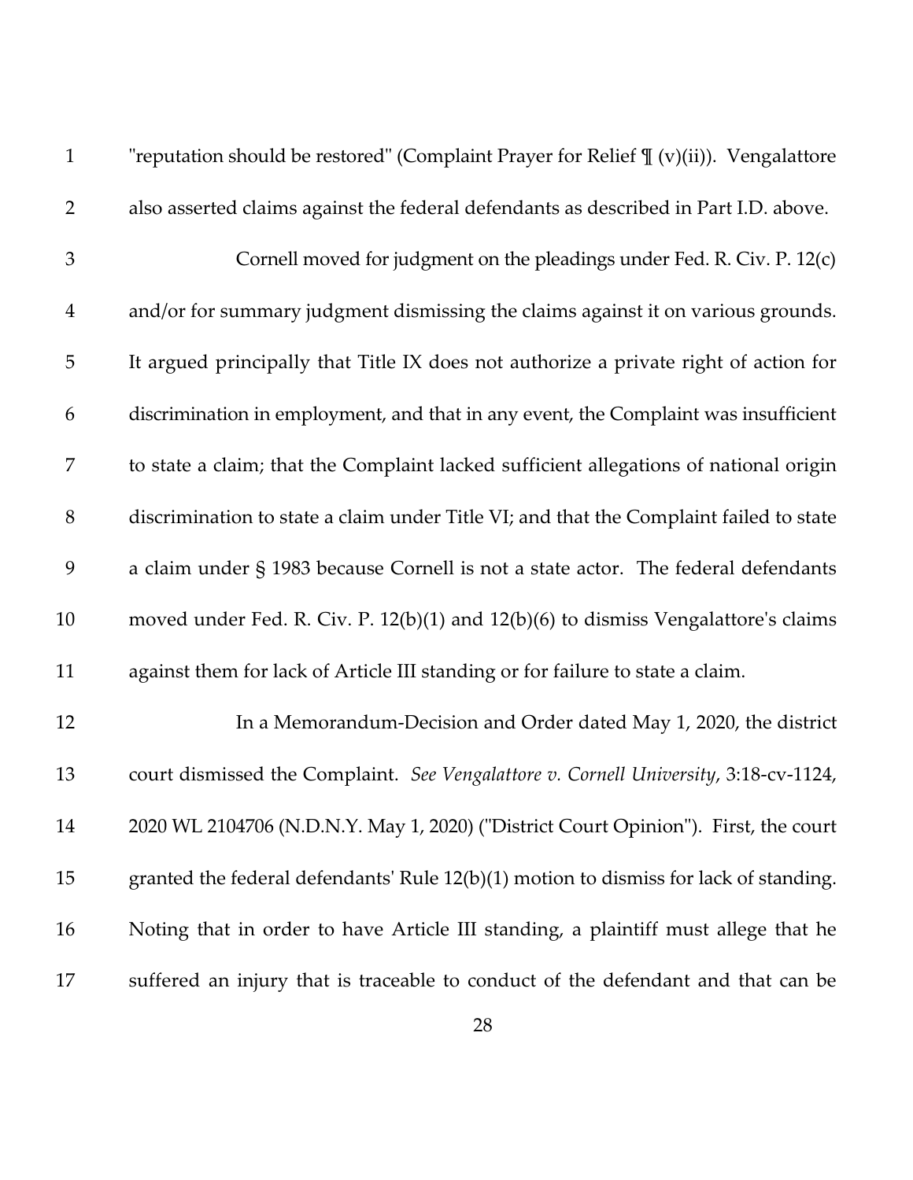"reputation should be restored" (Complaint Prayer for Relief ¶ (v)(ii)). Vengalattore also asserted claims against the federal defendants as described in Part I.D. above.

Cornell moved for judgment on the pleadings under Fed. R. Civ. P. 12(c) and/or for summary judgment dismissing the claims against it on various grounds. It argued principally that Title IX does not authorize a private right of action for discrimination in employment, and that in any event, the Complaint was insufficient to state a claim; that the Complaint lacked sufficient allegations of national origin discrimination to state a claim under Title VI; and that the Complaint failed to state a claim under § 1983 because Cornell is not a state actor. The federal defendants moved under Fed. R. Civ. P. 12(b)(1) and 12(b)(6) to dismiss Vengalattore's claims against them for lack of Article III standing or for failure to state a claim.

In a Memorandum-Decision and Order dated May 1, 2020, the district court dismissed the Complaint. *See Vengalattore v. Cornell University*, 3:18-cv-1124, 2020 WL 2104706 (N.D.N.Y. May 1, 2020) ("District Court Opinion"). First, the court granted the federal defendants' Rule 12(b)(1) motion to dismiss for lack of standing. Noting that in order to have Article III standing, a plaintiff must allege that he suffered an injury that is traceable to conduct of the defendant and that can be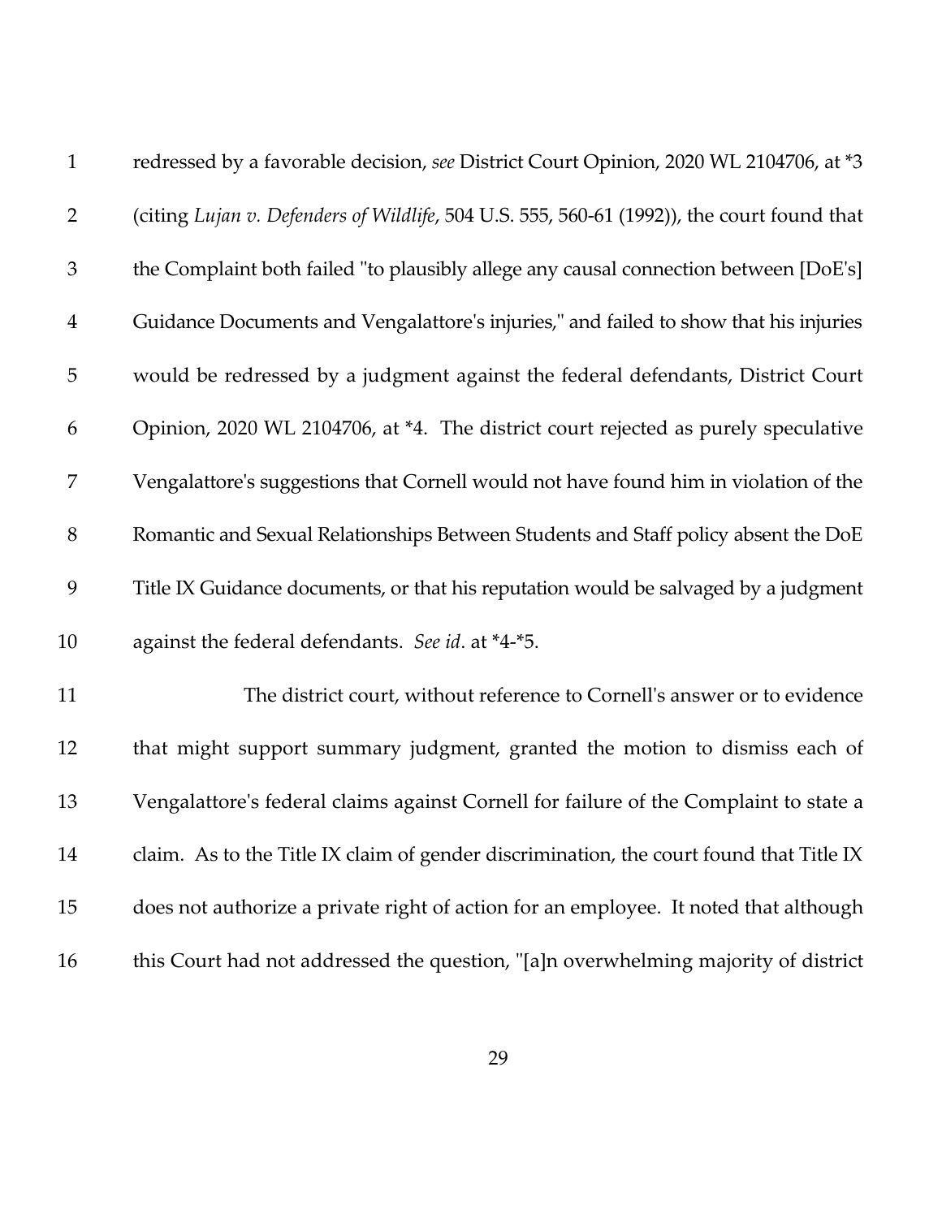redressed by a favorable decision, *see* District Court Opinion, 2020 WL 2104706, at *3 (citing *Lujan v. Defenders of Wildlife*, 504 U.S. 555, 560-61 (1992)), the court found that the Complaint both failed "to plausibly allege any causal connection between [DoE's] Guidance Documents and Vengalattore's injuries," and failed to show that his injuries would be redressed by a judgment against the federal defendants, District Court Opinion, 2020 WL 2104706, at *4. The district court rejected as purely speculative Vengalattore's suggestions that Cornell would not have found him in violation of the Romantic and Sexual Relationships Between Students and Staff policy absent the DoE Title IX Guidance documents, or that his reputation would be salvaged by a judgment against the federal defendants. *See id*. at *4-*5.

The district court, without reference to Cornell's answer or to evidence that might support summary judgment, granted the motion to dismiss each of Vengalattore's federal claims against Cornell for failure of the Complaint to state a claim. As to the Title IX claim of gender discrimination, the court found that Title IX does not authorize a private right of action for an employee. It noted that although this Court had not addressed the question, "[a]n overwhelming majority of district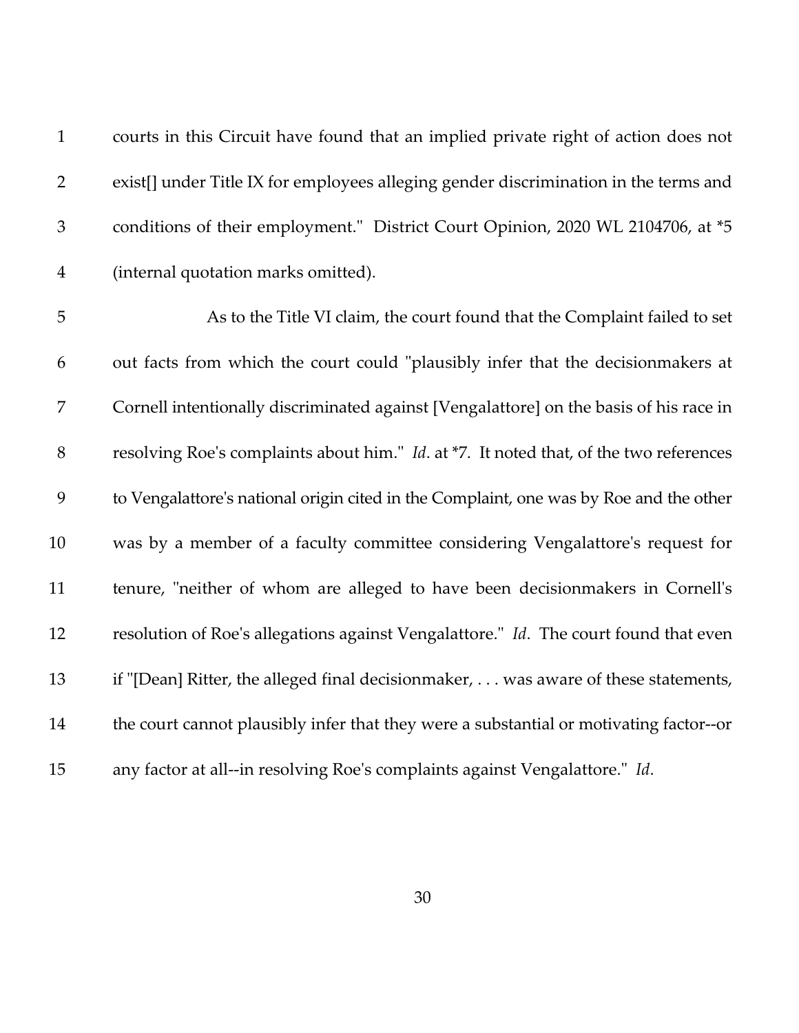courts in this Circuit have found that an implied private right of action does not exist[] under Title IX for employees alleging gender discrimination in the terms and conditions of their employment." District Court Opinion, 2020 WL 2104706, at *5 (internal quotation marks omitted).

As to the Title VI claim, the court found that the Complaint failed to set out facts from which the court could "plausibly infer that the decisionmakers at Cornell intentionally discriminated against [Vengalattore] on the basis of his race in resolving Roe's complaints about him." *Id*. at *7. It noted that, of the two references to Vengalattore's national origin cited in the Complaint, one was by Roe and the other was by a member of a faculty committee considering Vengalattore's request for tenure, "neither of whom are alleged to have been decisionmakers in Cornell's resolution of Roe's allegations against Vengalattore." *Id*. The court found that even if "[Dean] Ritter, the alleged final decisionmaker, . . . was aware of these statements, the court cannot plausibly infer that they were a substantial or motivating factor--or any factor at all--in resolving Roe's complaints against Vengalattore." *Id*.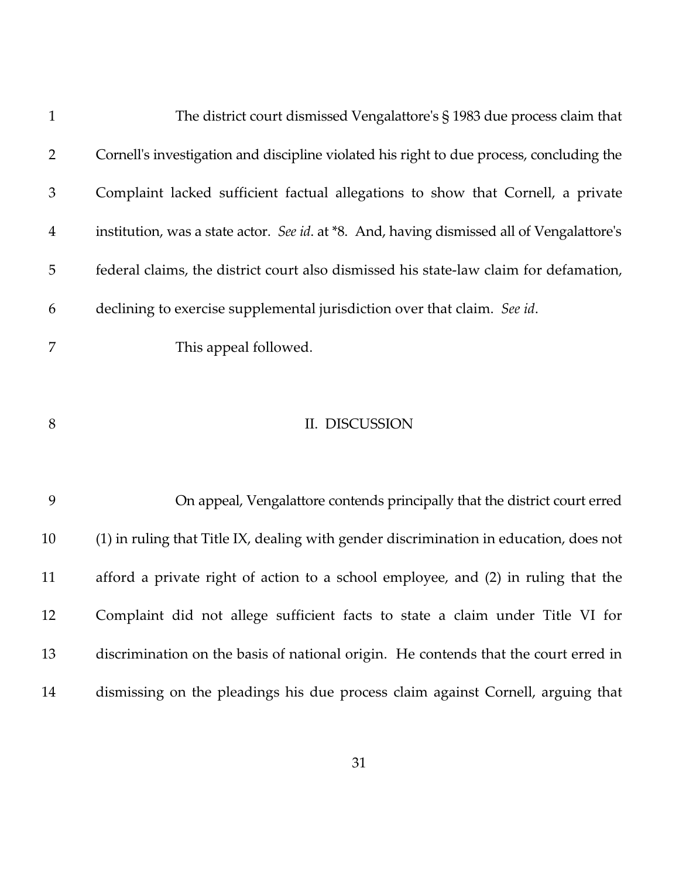The district court dismissed Vengalattore's § 1983 due process claim that Cornell's investigation and discipline violated his right to due process, concluding the Complaint lacked sufficient factual allegations to show that Cornell, a private institution, was a state actor. *See id*. at *8. And, having dismissed all of Vengalattore's federal claims, the district court also dismissed his state-law claim for defamation, declining to exercise supplemental jurisdiction over that claim. *See id*.

This appeal followed.

## II. DISCUSSION

On appeal, Vengalattore contends principally that the district court erred (1) in ruling that Title IX, dealing with gender discrimination in education, does not afford a private right of action to a school employee, and (2) in ruling that the Complaint did not allege sufficient facts to state a claim under Title VI for discrimination on the basis of national origin. He contends that the court erred in dismissing on the pleadings his due process claim against Cornell, arguing that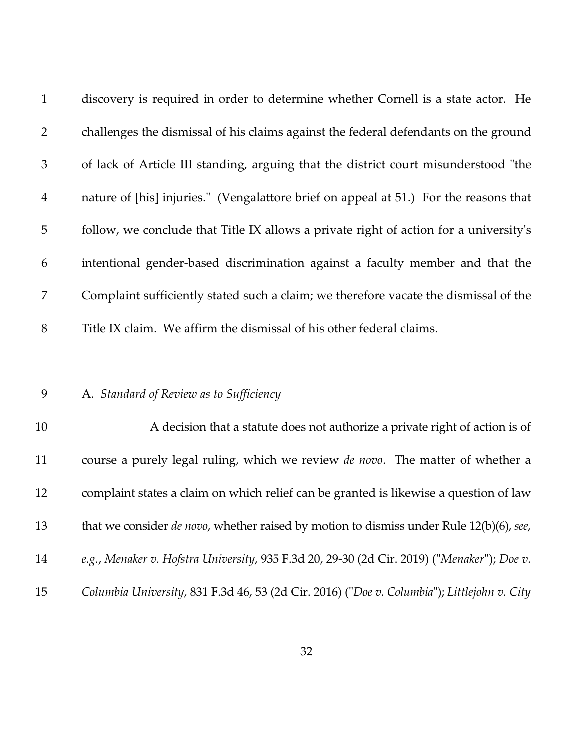discovery is required in order to determine whether Cornell is a state actor. He challenges the dismissal of his claims against the federal defendants on the ground of lack of Article III standing, arguing that the district court misunderstood "the nature of [his] injuries." (Vengalattore brief on appeal at 51.) For the reasons that follow, we conclude that Title IX allows a private right of action for a university's intentional gender-based discrimination against a faculty member and that the Complaint sufficiently stated such a claim; we therefore vacate the dismissal of the Title IX claim. We affirm the dismissal of his other federal claims.

A. *Standard of Review as to Sufficiency*

A decision that a statute does not authorize a private right of action is of course a purely legal ruling, which we review *de novo*. The matter of whether a complaint states a claim on which relief can be granted is likewise a question of law that we consider *de novo*, whether raised by motion to dismiss under Rule 12(b)(6), *see, e.g.*, *Menaker v. Hofstra University*, 935 F.3d 20, 29-30 (2d Cir. 2019) ("*Menaker*"); *Doe v. Columbia University*, 831 F.3d 46, 53 (2d Cir. 2016) ("*Doe v. Columbia*"); *Littlejohn v. City*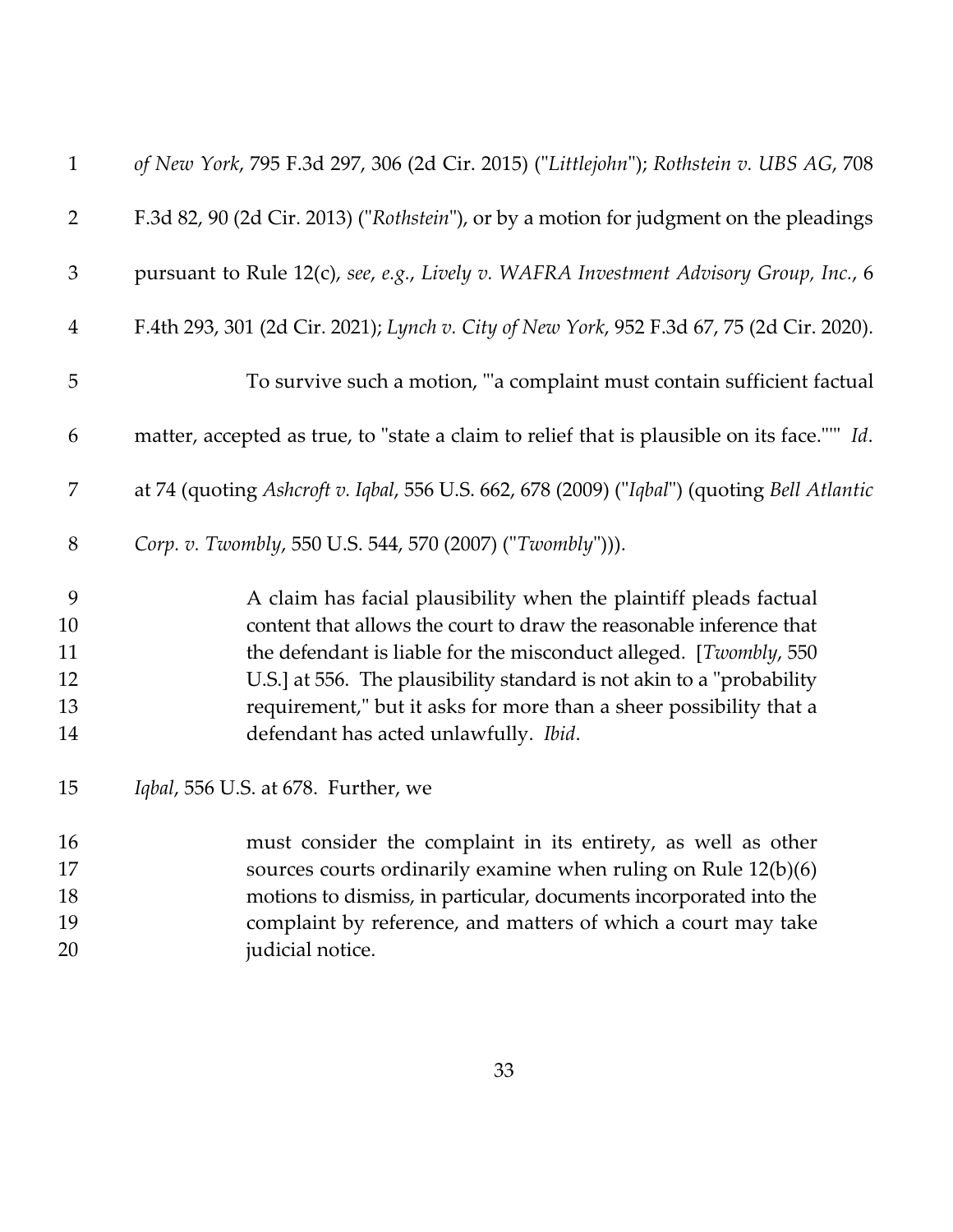*of New York*, 795 F.3d 297, 306 (2d Cir. 2015) ("*Littlejohn*"); *Rothstein v. UBS AG*, 708 F.3d 82, 90 (2d Cir. 2013) ("*Rothstein*"), or by a motion for judgment on the pleadings pursuant to Rule 12(c), *see, e.g.*, *Lively v. WAFRA Investment Advisory Group, Inc.*, 6 F.4th 293, 301 (2d Cir. 2021); *Lynch v. City of New York*, 952 F.3d 67, 75 (2d Cir. 2020).

To survive such a motion, "'a complaint must contain sufficient factual matter, accepted as true, to "state a claim to relief that is plausible on its face."'" *Id*. at 74 (quoting *Ashcroft v. Iqbal*, 556 U.S. 662, 678 (2009) ("*Iqbal*") (quoting *Bell Atlantic Corp. v. Twombly*, 550 U.S. 544, 570 (2007) ("*Twombly*"))).

> A claim has facial plausibility when the plaintiff pleads factual content that allows the court to draw the reasonable inference that the defendant is liable for the misconduct alleged. [*Twombly*, 550 U.S.] at 556. The plausibility standard is not akin to a "probability requirement," but it asks for more than a sheer possibility that a defendant has acted unlawfully. *Ibid*.

*Iqbal*, 556 U.S. at 678. Further, we

> must consider the complaint in its entirety, as well as other sources courts ordinarily examine when ruling on Rule 12(b)(6) motions to dismiss, in particular, documents incorporated into the complaint by reference, and matters of which a court may take judicial notice.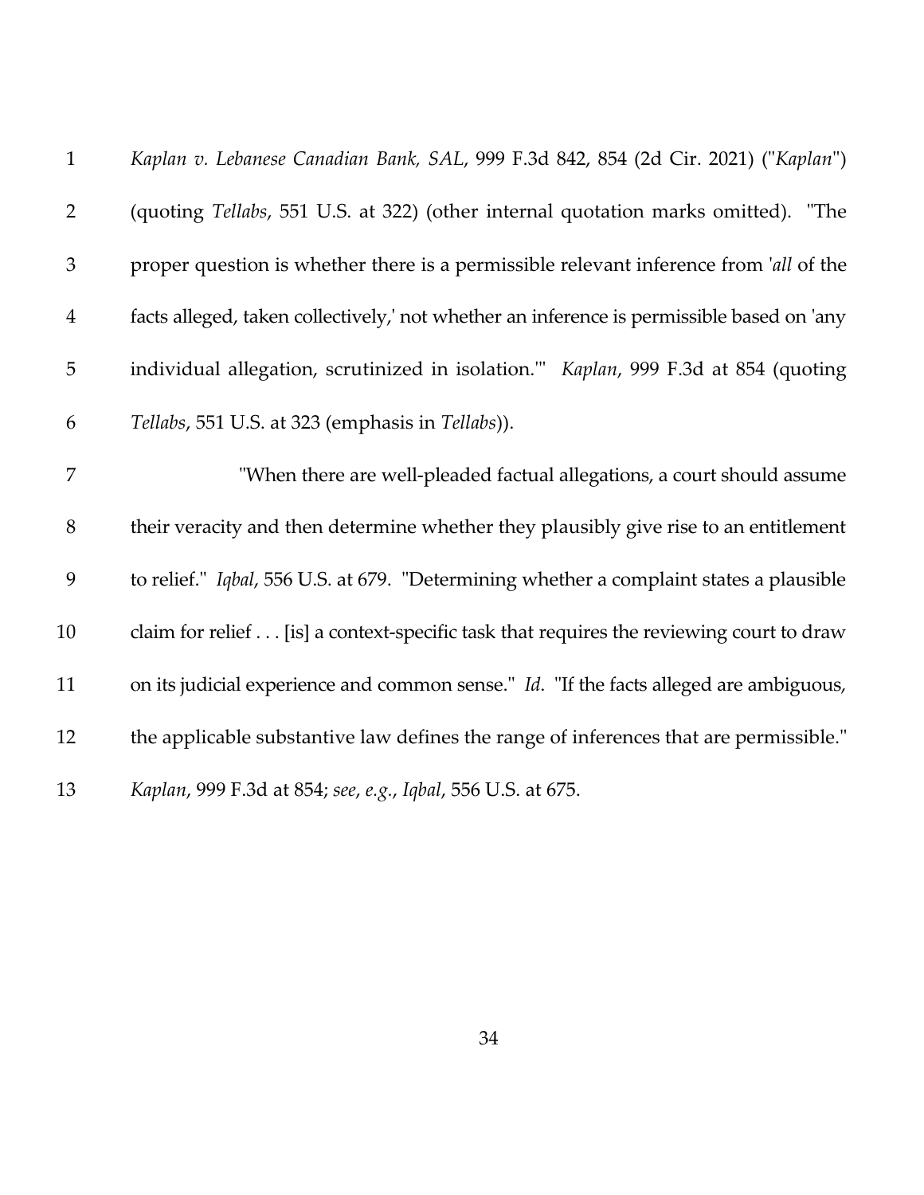*Kaplan v. Lebanese Canadian Bank, SAL*, 999 F.3d 842, 854 (2d Cir. 2021) ("*Kaplan*") (quoting *Tellabs*, 551 U.S. at 322) (other internal quotation marks omitted). "The proper question is whether there is a permissible relevant inference from '*all* of the facts alleged, taken collectively,' not whether an inference is permissible based on 'any individual allegation, scrutinized in isolation.'" *Kaplan*, 999 F.3d at 854 (quoting *Tellabs*, 551 U.S. at 323 (emphasis in *Tellabs*)).

"When there are well-pleaded factual allegations, a court should assume their veracity and then determine whether they plausibly give rise to an entitlement to relief." *Iqbal*, 556 U.S. at 679. "Determining whether a complaint states a plausible claim for relief . . . [is] a context-specific task that requires the reviewing court to draw on its judicial experience and common sense." *Id*. "If the facts alleged are ambiguous, the applicable substantive law defines the range of inferences that are permissible." *Kaplan*, 999 F.3d at 854; *see*, *e.g.*, *Iqbal*, 556 U.S. at 675.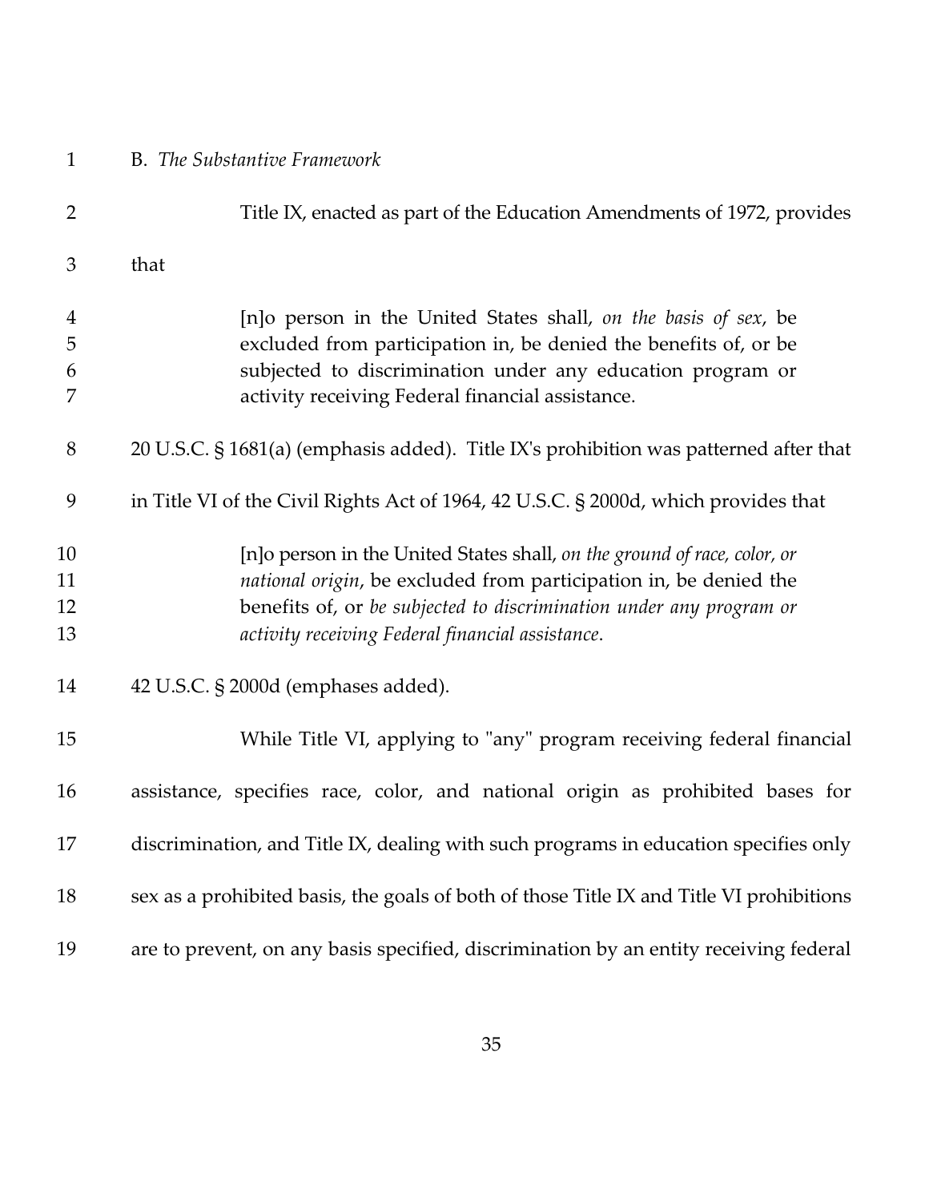### B. *The Substantive Framework*

Title IX, enacted as part of the Education Amendments of 1972, provides that

> [n]o person in the United States shall, *on the basis of sex*, be excluded from participation in, be denied the benefits of, or be subjected to discrimination under any education program or activity receiving Federal financial assistance.

20 U.S.C. § 1681(a) (emphasis added). Title IX's prohibition was patterned after that in Title VI of the Civil Rights Act of 1964, 42 U.S.C. § 2000d, which provides that

> [n]o person in the United States shall, *on the ground of race, color, or national origin*, be excluded from participation in, be denied the benefits of, or *be subjected to discrimination under any program or activity receiving Federal financial assistance*.

42 U.S.C. § 2000d (emphases added).

While Title VI, applying to "any" program receiving federal financial assistance, specifies race, color, and national origin as prohibited bases for discrimination, and Title IX, dealing with such programs in education specifies only sex as a prohibited basis, the goals of both of those Title IX and Title VI prohibitions are to prevent, on any basis specified, discrimination by an entity receiving federal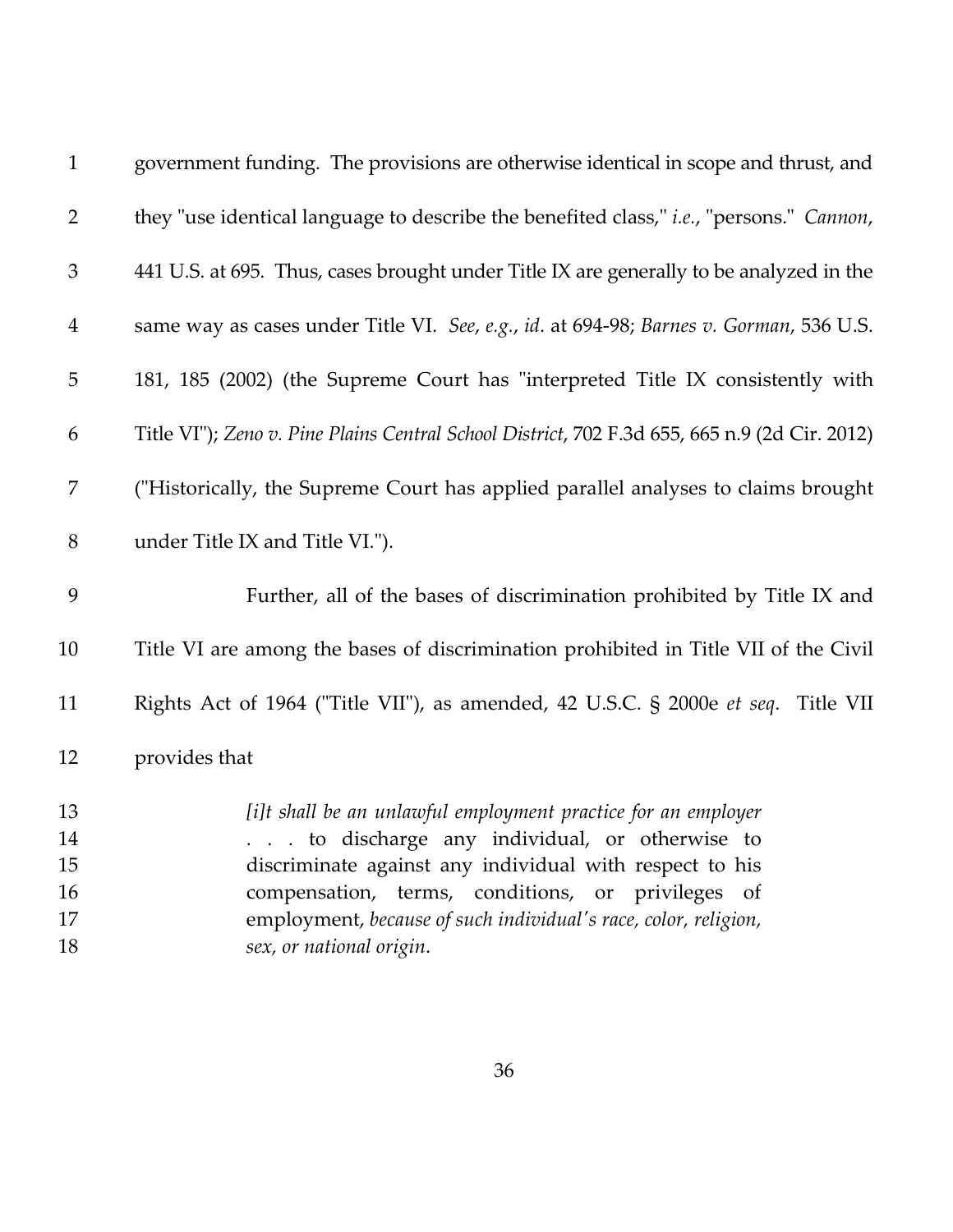government funding. The provisions are otherwise identical in scope and thrust, and they "use identical language to describe the benefited class," *i.e.*, "persons." *Cannon*, 441 U.S. at 695. Thus, cases brought under Title IX are generally to be analyzed in the same way as cases under Title VI. *See*, *e.g.*, *id*. at 694-98; *Barnes v. Gorman*, 536 U.S. 181, 185 (2002) (the Supreme Court has "interpreted Title IX consistently with Title VI"); *Zeno v. Pine Plains Central School District*, 702 F.3d 655, 665 n.9 (2d Cir. 2012) ("Historically, the Supreme Court has applied parallel analyses to claims brought under Title IX and Title VI.").

Further, all of the bases of discrimination prohibited by Title IX and Title VI are among the bases of discrimination prohibited in Title VII of the Civil Rights Act of 1964 ("Title VII"), as amended, 42 U.S.C. § 2000e *et seq*. Title VII provides that

> *[i]t shall be an unlawful employment practice for an employer* . . . to discharge any individual, or otherwise to discriminate against any individual with respect to his compensation, terms, conditions, or privileges of employment, *because of such individual's race, color, religion, sex, or national origin*.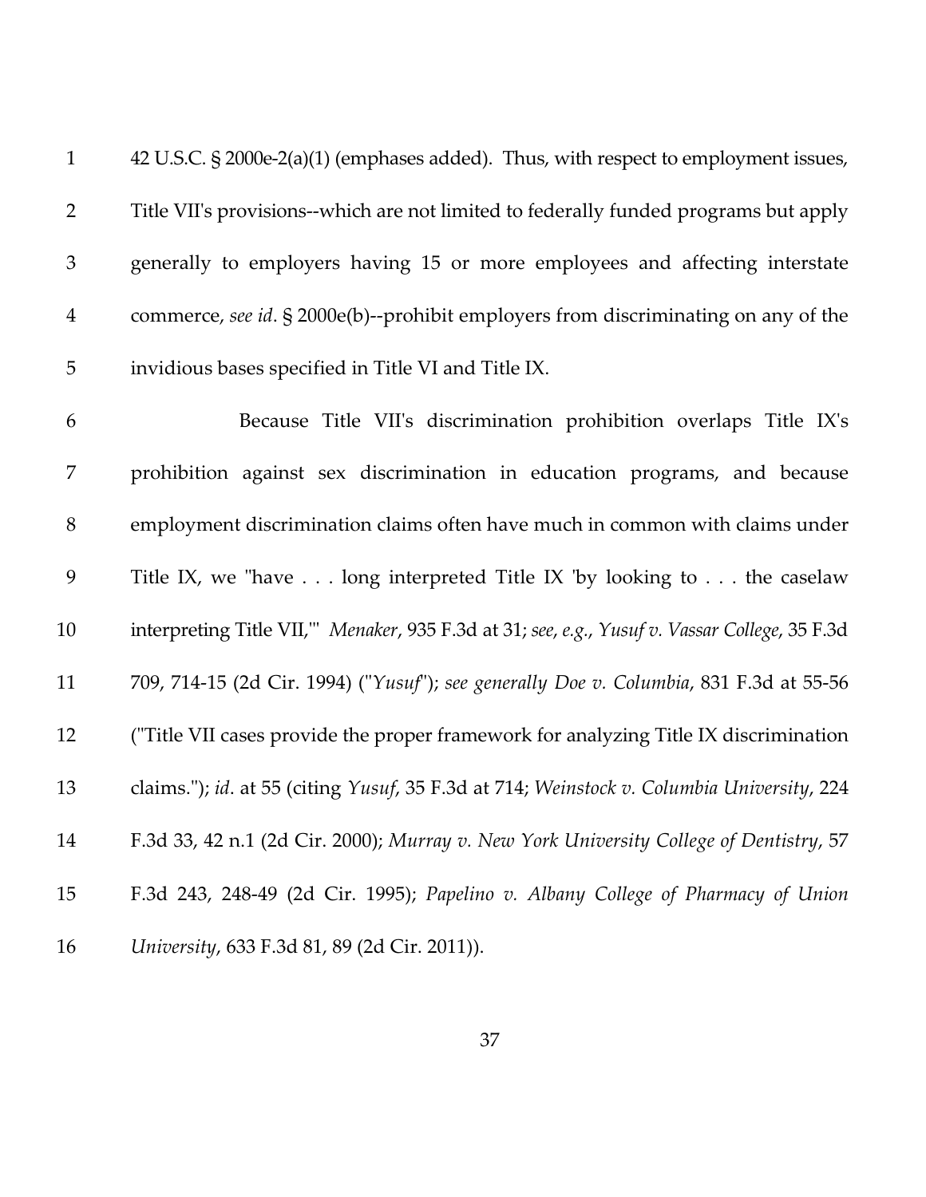42 U.S.C. § 2000e-2(a)(1) (emphases added). Thus, with respect to employment issues, Title VII's provisions--which are not limited to federally funded programs but apply generally to employers having 15 or more employees and affecting interstate commerce, *see id*. § 2000e(b)--prohibit employers from discriminating on any of the invidious bases specified in Title VI and Title IX.

Because Title VII's discrimination prohibition overlaps Title IX's prohibition against sex discrimination in education programs, and because employment discrimination claims often have much in common with claims under Title IX, we "have . . . long interpreted Title IX 'by looking to . . . the caselaw interpreting Title VII,'" *Menaker*, 935 F.3d at 31; *see, e.g.*, *Yusuf v. Vassar College*, 35 F.3d 709, 714-15 (2d Cir. 1994) ("*Yusuf*"); *see generally Doe v. Columbia*, 831 F.3d at 55-56 ("Title VII cases provide the proper framework for analyzing Title IX discrimination claims."); *id*. at 55 (citing *Yusuf*, 35 F.3d at 714; *Weinstock v. Columbia University*, 224 F.3d 33, 42 n.1 (2d Cir. 2000); *Murray v. New York University College of Dentistry*, 57 F.3d 243, 248-49 (2d Cir. 1995); *Papelino v. Albany College of Pharmacy of Union University*, 633 F.3d 81, 89 (2d Cir. 2011)).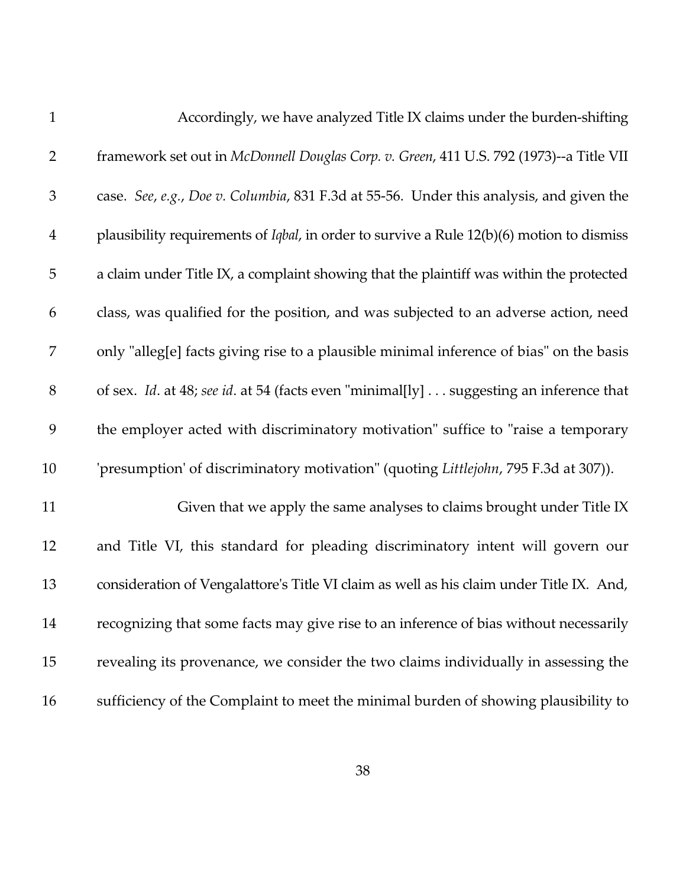Accordingly, we have analyzed Title IX claims under the burden-shifting framework set out in *McDonnell Douglas Corp. v. Green*, 411 U.S. 792 (1973)--a Title VII case. *See*, *e.g.*, *Doe v. Columbia*, 831 F.3d at 55-56. Under this analysis, and given the plausibility requirements of *Iqbal*, in order to survive a Rule 12(b)(6) motion to dismiss a claim under Title IX, a complaint showing that the plaintiff was within the protected class, was qualified for the position, and was subjected to an adverse action, need only "alleg[e] facts giving rise to a plausible minimal inference of bias" on the basis of sex. *Id*. at 48; *see id*. at 54 (facts even "minimal[ly] . . . suggesting an inference that the employer acted with discriminatory motivation" suffice to "raise a temporary 'presumption' of discriminatory motivation" (quoting *Littlejohn*, 795 F.3d at 307)).

Given that we apply the same analyses to claims brought under Title IX and Title VI, this standard for pleading discriminatory intent will govern our consideration of Vengalattore's Title VI claim as well as his claim under Title IX. And, recognizing that some facts may give rise to an inference of bias without necessarily revealing its provenance, we consider the two claims individually in assessing the sufficiency of the Complaint to meet the minimal burden of showing plausibility to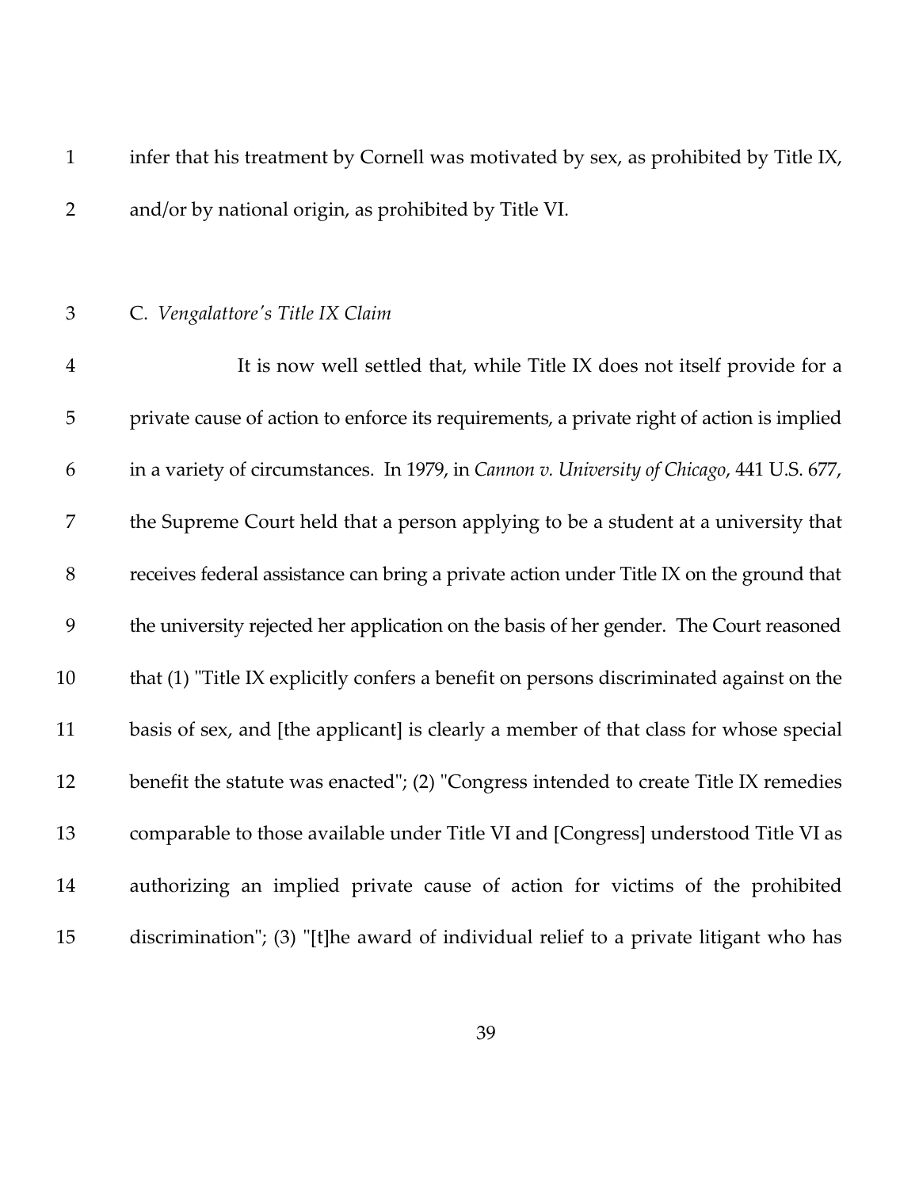infer that his treatment by Cornell was motivated by sex, as prohibited by Title IX, and/or by national origin, as prohibited by Title VI.

C. *Vengalattore's Title IX Claim*

It is now well settled that, while Title IX does not itself provide for a private cause of action to enforce its requirements, a private right of action is implied in a variety of circumstances. In 1979, in *Cannon v. University of Chicago*, 441 U.S. 677, the Supreme Court held that a person applying to be a student at a university that receives federal assistance can bring a private action under Title IX on the ground that the university rejected her application on the basis of her gender. The Court reasoned that (1) "Title IX explicitly confers a benefit on persons discriminated against on the basis of sex, and [the applicant] is clearly a member of that class for whose special benefit the statute was enacted"; (2) "Congress intended to create Title IX remedies comparable to those available under Title VI and [Congress] understood Title VI as authorizing an implied private cause of action for victims of the prohibited discrimination"; (3) "[t]he award of individual relief to a private litigant who has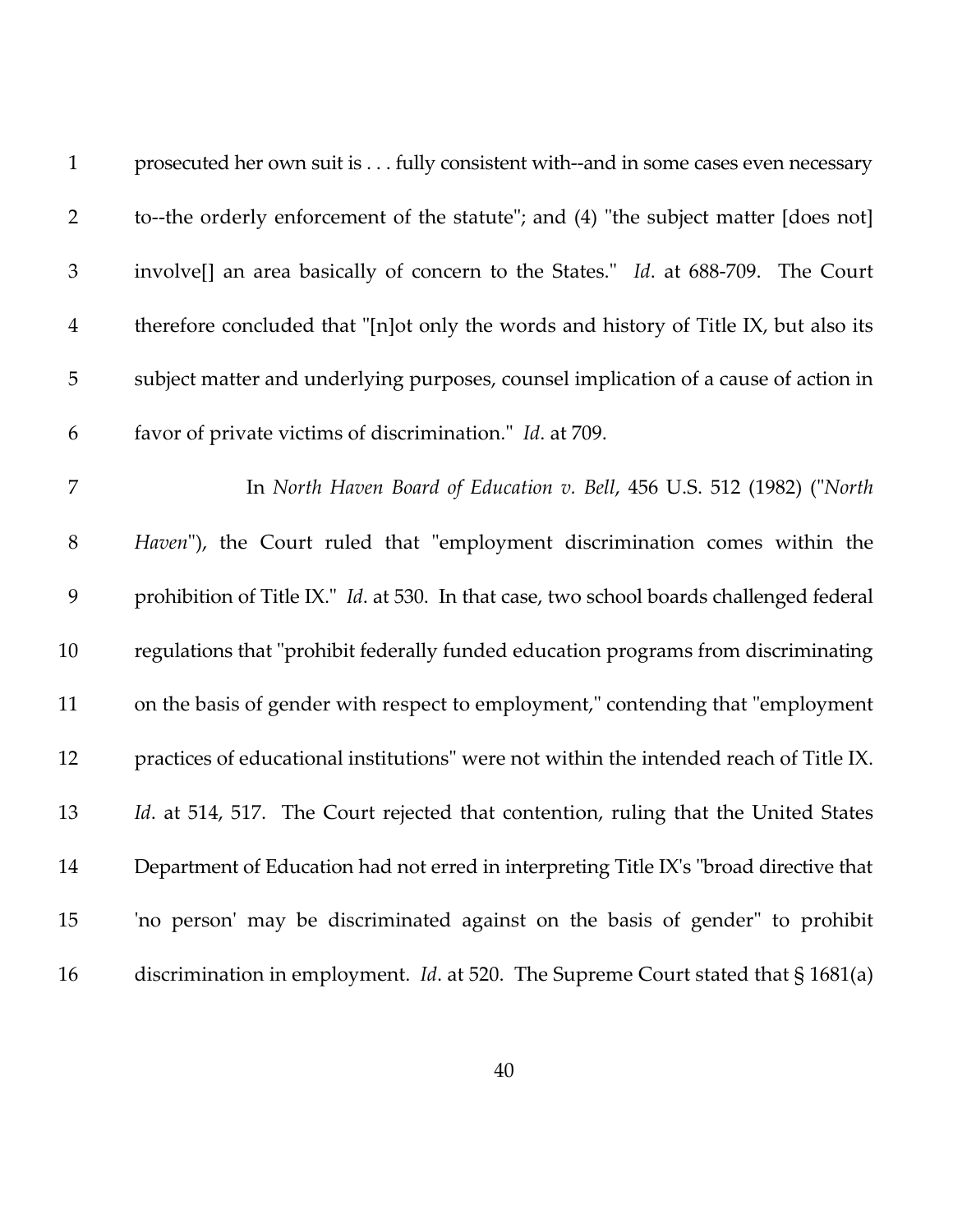prosecuted her own suit is . . . fully consistent with--and in some cases even necessary to--the orderly enforcement of the statute"; and (4) "the subject matter [does not] involve[] an area basically of concern to the States." *Id*. at 688-709. The Court therefore concluded that "[n]ot only the words and history of Title IX, but also its subject matter and underlying purposes, counsel implication of a cause of action in favor of private victims of discrimination." *Id*. at 709.

In *North Haven Board of Education v. Bell*, 456 U.S. 512 (1982) ("*North Haven*"), the Court ruled that "employment discrimination comes within the prohibition of Title IX." *Id*. at 530. In that case, two school boards challenged federal regulations that "prohibit federally funded education programs from discriminating on the basis of gender with respect to employment," contending that "employment practices of educational institutions" were not within the intended reach of Title IX. *Id*. at 514, 517. The Court rejected that contention, ruling that the United States Department of Education had not erred in interpreting Title IX's "broad directive that 'no person' may be discriminated against on the basis of gender" to prohibit discrimination in employment. *Id*. at 520. The Supreme Court stated that § 1681(a)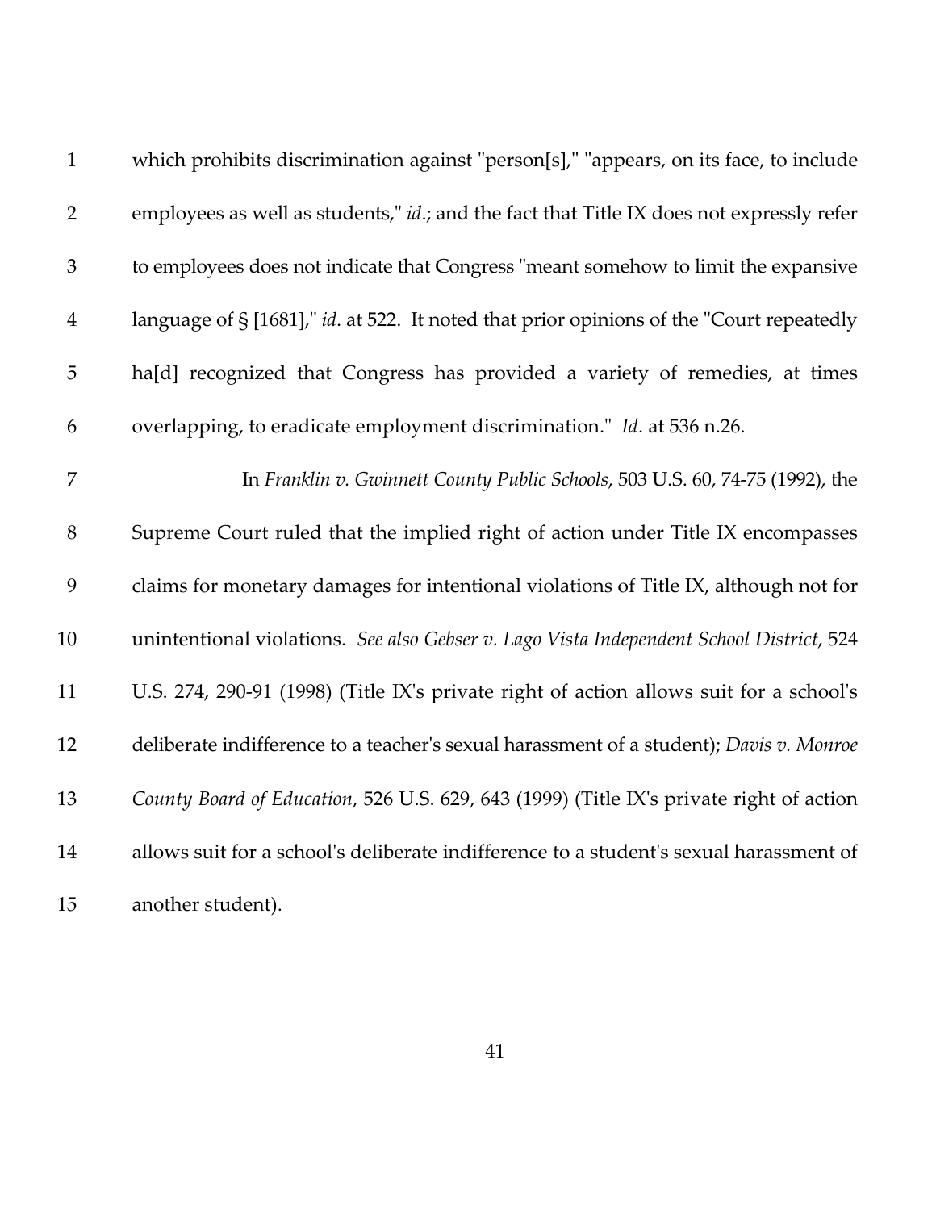which prohibits discrimination against "person[s]," "appears, on its face, to include employees as well as students," *id*.; and the fact that Title IX does not expressly refer to employees does not indicate that Congress "meant somehow to limit the expansive language of § [1681]," *id*. at 522. It noted that prior opinions of the "Court repeatedly ha[d] recognized that Congress has provided a variety of remedies, at times overlapping, to eradicate employment discrimination." *Id*. at 536 n.26.

In *Franklin v. Gwinnett County Public Schools*, 503 U.S. 60, 74-75 (1992), the Supreme Court ruled that the implied right of action under Title IX encompasses claims for monetary damages for intentional violations of Title IX, although not for unintentional violations. *See also Gebser v. Lago Vista Independent School District*, 524 U.S. 274, 290-91 (1998) (Title IX's private right of action allows suit for a school's deliberate indifference to a teacher's sexual harassment of a student); *Davis v. Monroe County Board of Education*, 526 U.S. 629, 643 (1999) (Title IX's private right of action allows suit for a school's deliberate indifference to a student's sexual harassment of another student).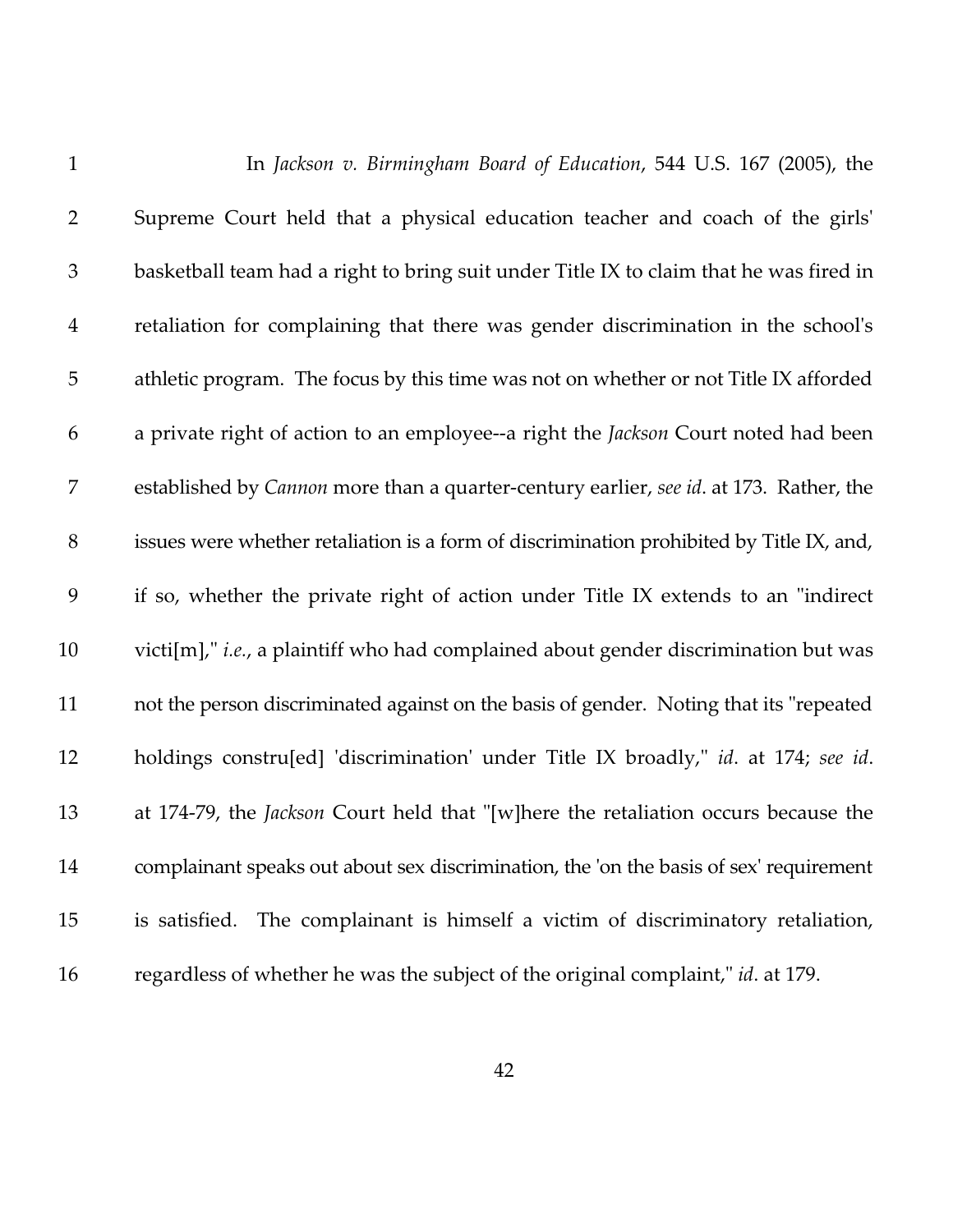In *Jackson v. Birmingham Board of Education*, 544 U.S. 167 (2005), the Supreme Court held that a physical education teacher and coach of the girls' basketball team had a right to bring suit under Title IX to claim that he was fired in retaliation for complaining that there was gender discrimination in the school's athletic program. The focus by this time was not on whether or not Title IX afforded a private right of action to an employee--a right the *Jackson* Court noted had been established by *Cannon* more than a quarter-century earlier, *see id*. at 173. Rather, the issues were whether retaliation is a form of discrimination prohibited by Title IX, and, if so, whether the private right of action under Title IX extends to an "indirect victi[m]," *i.e.*, a plaintiff who had complained about gender discrimination but was not the person discriminated against on the basis of gender. Noting that its "repeated holdings constru[ed] 'discrimination' under Title IX broadly," *id*. at 174; *see id*. at 174-79, the *Jackson* Court held that "[w]here the retaliation occurs because the complainant speaks out about sex discrimination, the 'on the basis of sex' requirement is satisfied. The complainant is himself a victim of discriminatory retaliation, regardless of whether he was the subject of the original complaint," *id*. at 179.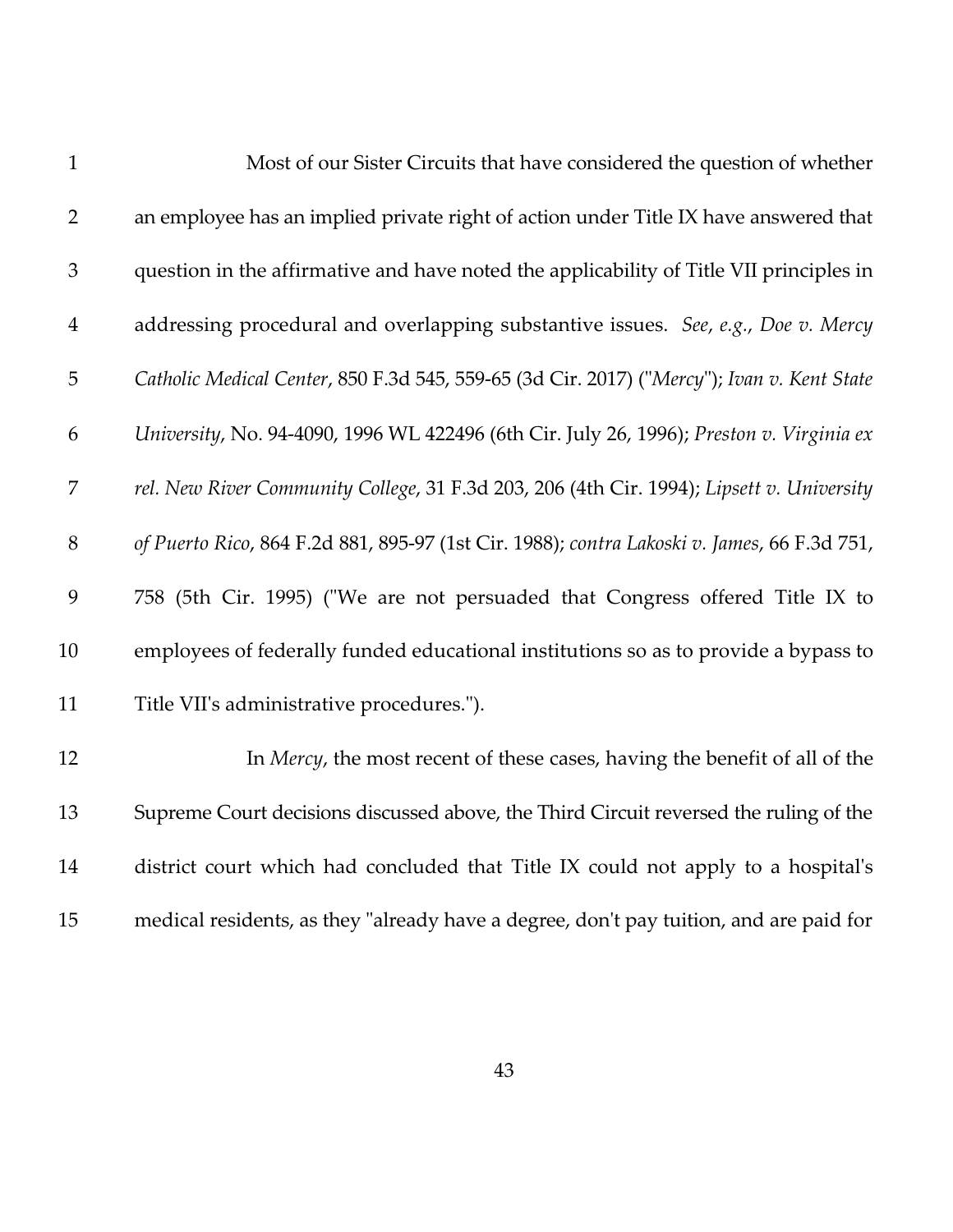Most of our Sister Circuits that have considered the question of whether an employee has an implied private right of action under Title IX have answered that question in the affirmative and have noted the applicability of Title VII principles in addressing procedural and overlapping substantive issues. *See*, *e.g.*, *Doe v. Mercy Catholic Medical Center*, 850 F.3d 545, 559-65 (3d Cir. 2017) ("*Mercy*"); *Ivan v. Kent State University*, No. 94-4090, 1996 WL 422496 (6th Cir. July 26, 1996); *Preston v. Virginia ex rel. New River Community College*, 31 F.3d 203, 206 (4th Cir. 1994); *Lipsett v. University of Puerto Rico*, 864 F.2d 881, 895-97 (1st Cir. 1988); *contra Lakoski v. James*, 66 F.3d 751, 758 (5th Cir. 1995) ("We are not persuaded that Congress offered Title IX to employees of federally funded educational institutions so as to provide a bypass to Title VII's administrative procedures.").

In *Mercy*, the most recent of these cases, having the benefit of all of the Supreme Court decisions discussed above, the Third Circuit reversed the ruling of the district court which had concluded that Title IX could not apply to a hospital's medical residents, as they "already have a degree, don't pay tuition, and are paid for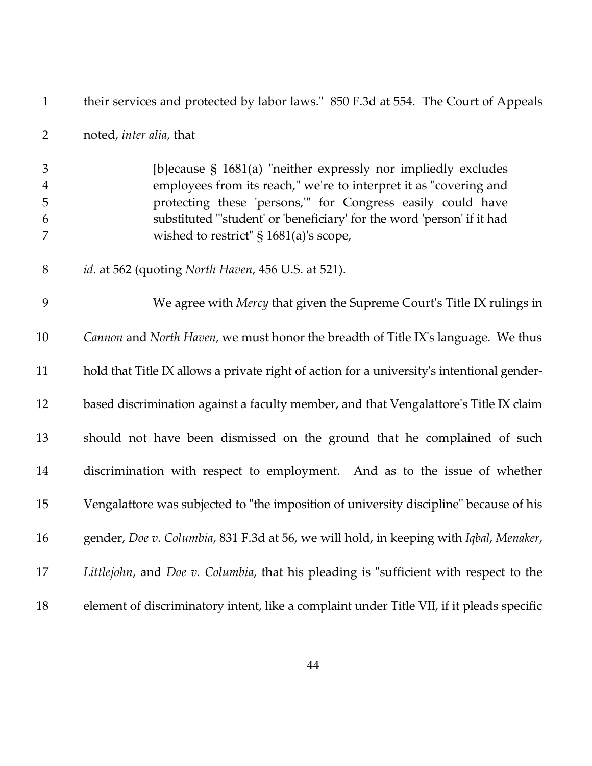their services and protected by labor laws." 850 F.3d at 554. The Court of Appeals noted, *inter alia*, that

> [b]ecause § 1681(a) "neither expressly nor impliedly excludes employees from its reach," we're to interpret it as "covering and protecting these 'persons,'" for Congress easily could have substituted "'student' or 'beneficiary' for the word 'person' if it had wished to restrict" § 1681(a)'s scope,

*id*. at 562 (quoting *North Haven*, 456 U.S. at 521).

We agree with *Mercy* that given the Supreme Court's Title IX rulings in *Cannon* and *North Haven*, we must honor the breadth of Title IX's language. We thus hold that Title IX allows a private right of action for a university's intentional gender-based discrimination against a faculty member, and that Vengalattore's Title IX claim should not have been dismissed on the ground that he complained of such discrimination with respect to employment. And as to the issue of whether Vengalattore was subjected to "the imposition of university discipline" because of his gender, *Doe v. Columbia*, 831 F.3d at 56, we will hold, in keeping with *Iqbal*, *Menaker*, *Littlejohn*, and *Doe v. Columbia*, that his pleading is "sufficient with respect to the element of discriminatory intent, like a complaint under Title VII, if it pleads specific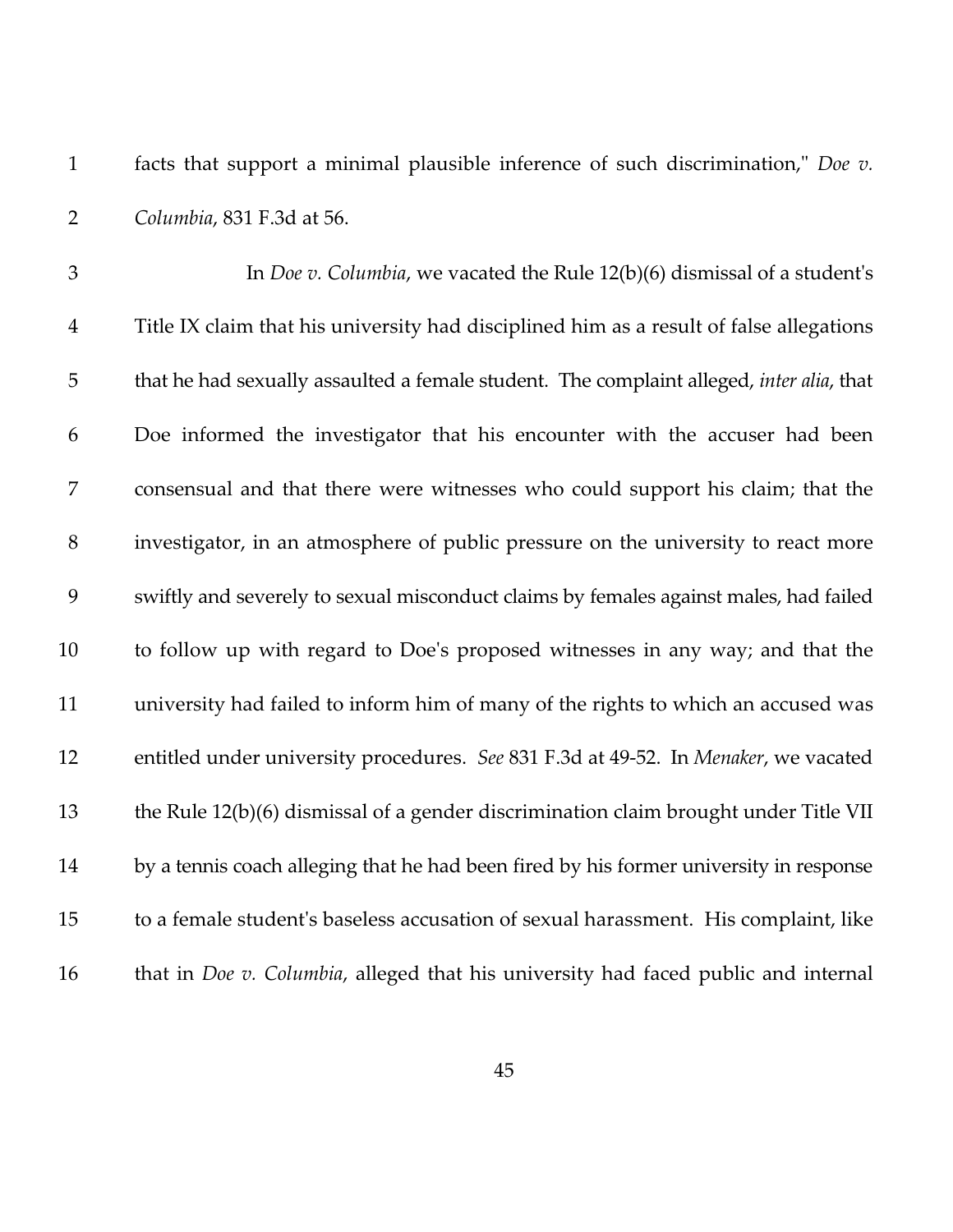facts that support a minimal plausible inference of such discrimination," *Doe v. Columbia*, 831 F.3d at 56.

In *Doe v. Columbia*, we vacated the Rule 12(b)(6) dismissal of a student's Title IX claim that his university had disciplined him as a result of false allegations that he had sexually assaulted a female student. The complaint alleged, *inter alia*, that Doe informed the investigator that his encounter with the accuser had been consensual and that there were witnesses who could support his claim; that the investigator, in an atmosphere of public pressure on the university to react more swiftly and severely to sexual misconduct claims by females against males, had failed to follow up with regard to Doe's proposed witnesses in any way; and that the university had failed to inform him of many of the rights to which an accused was entitled under university procedures. *See* 831 F.3d at 49-52. In *Menaker*, we vacated the Rule 12(b)(6) dismissal of a gender discrimination claim brought under Title VII by a tennis coach alleging that he had been fired by his former university in response to a female student's baseless accusation of sexual harassment. His complaint, like that in *Doe v. Columbia*, alleged that his university had faced public and internal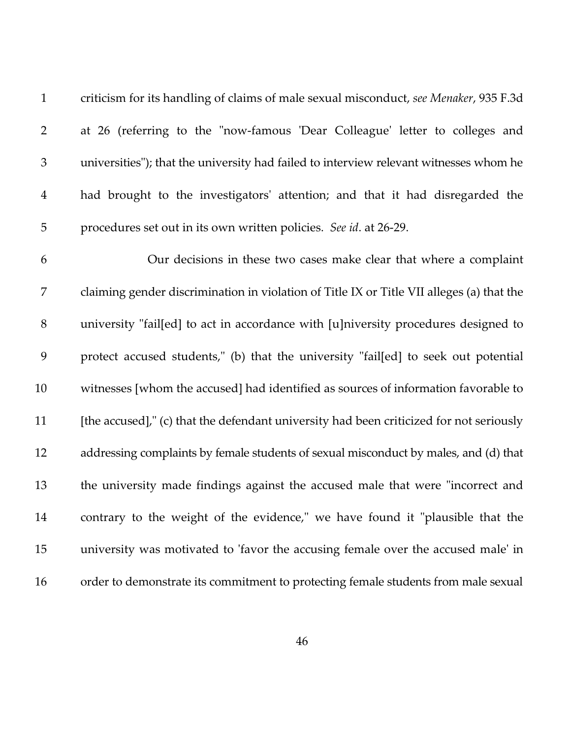criticism for its handling of claims of male sexual misconduct, *see Menaker*, 935 F.3d at 26 (referring to the "now-famous 'Dear Colleague' letter to colleges and universities"); that the university had failed to interview relevant witnesses whom he had brought to the investigators' attention; and that it had disregarded the procedures set out in its own written policies. *See id*. at 26-29.

Our decisions in these two cases make clear that where a complaint claiming gender discrimination in violation of Title IX or Title VII alleges (a) that the university "fail[ed] to act in accordance with [u]niversity procedures designed to protect accused students," (b) that the university "fail[ed] to seek out potential witnesses [whom the accused] had identified as sources of information favorable to [the accused]," (c) that the defendant university had been criticized for not seriously addressing complaints by female students of sexual misconduct by males, and (d) that the university made findings against the accused male that were "incorrect and contrary to the weight of the evidence," we have found it "plausible that the university was motivated to 'favor the accusing female over the accused male' in order to demonstrate its commitment to protecting female students from male sexual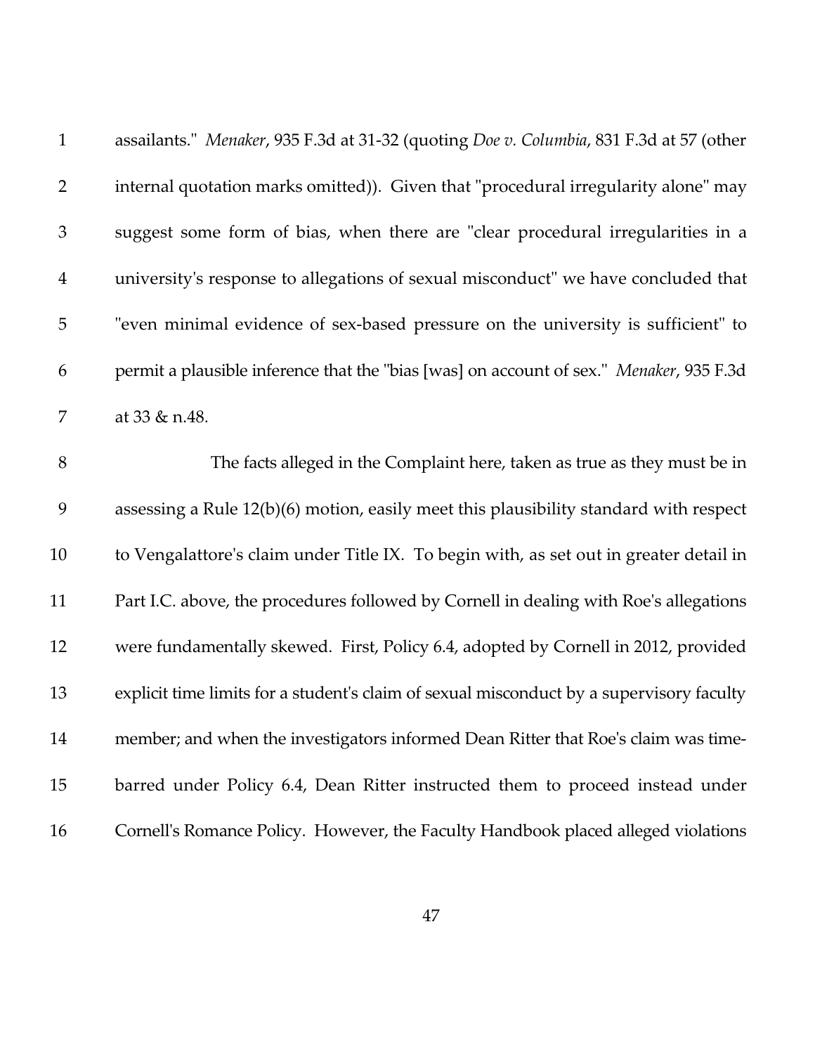assailants." *Menaker*, 935 F.3d at 31-32 (quoting *Doe v. Columbia*, 831 F.3d at 57 (other internal quotation marks omitted)). Given that "procedural irregularity alone" may suggest some form of bias, when there are "clear procedural irregularities in a university's response to allegations of sexual misconduct" we have concluded that "even minimal evidence of sex-based pressure on the university is sufficient" to permit a plausible inference that the "bias [was] on account of sex." *Menaker*, 935 F.3d at 33 & n.48.

The facts alleged in the Complaint here, taken as true as they must be in assessing a Rule 12(b)(6) motion, easily meet this plausibility standard with respect to Vengalattore's claim under Title IX. To begin with, as set out in greater detail in Part I.C. above, the procedures followed by Cornell in dealing with Roe's allegations were fundamentally skewed. First, Policy 6.4, adopted by Cornell in 2012, provided explicit time limits for a student's claim of sexual misconduct by a supervisory faculty member; and when the investigators informed Dean Ritter that Roe's claim was time-barred under Policy 6.4, Dean Ritter instructed them to proceed instead under Cornell's Romance Policy. However, the Faculty Handbook placed alleged violations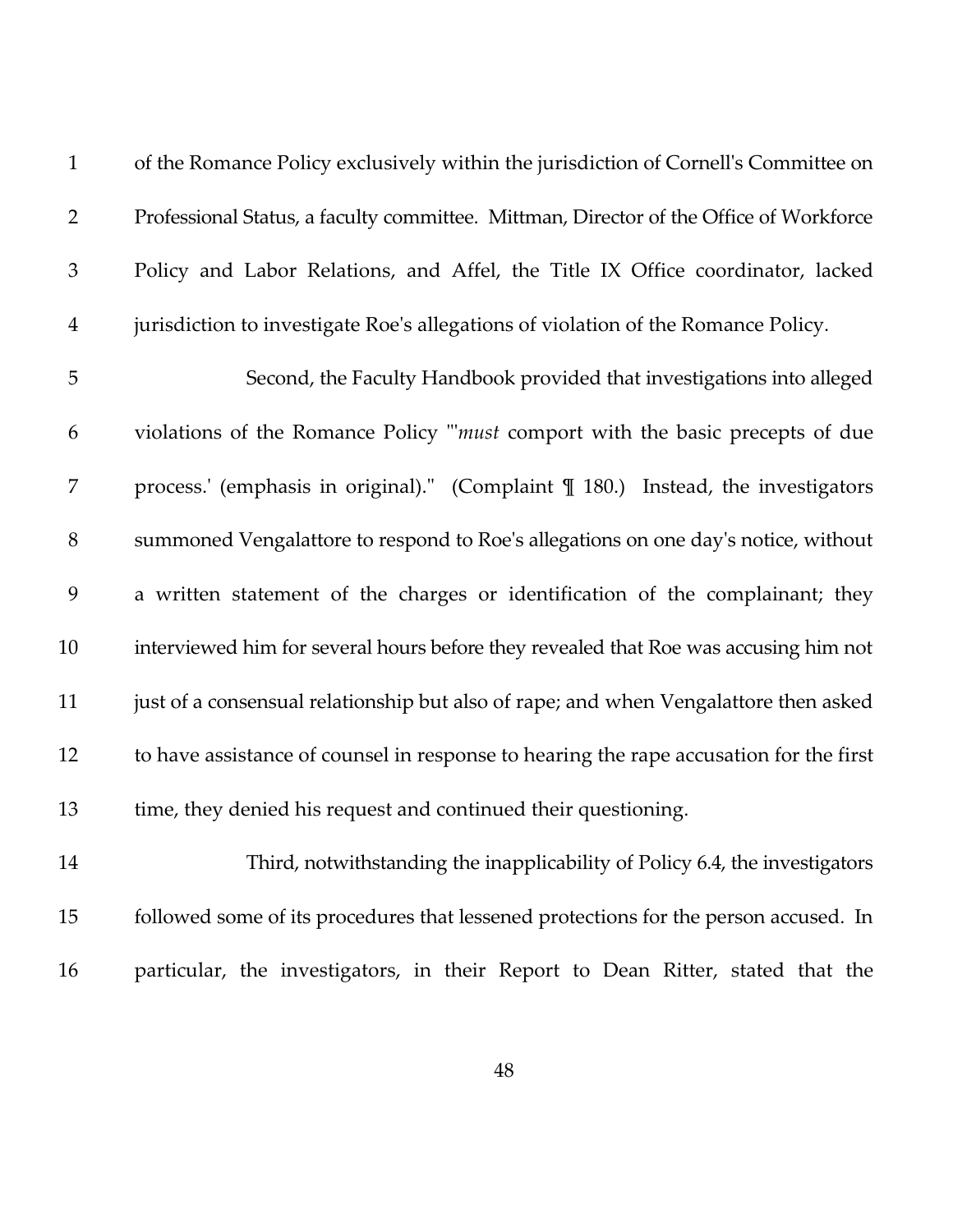of the Romance Policy exclusively within the jurisdiction of Cornell's Committee on Professional Status, a faculty committee. Mittman, Director of the Office of Workforce Policy and Labor Relations, and Affel, the Title IX Office coordinator, lacked jurisdiction to investigate Roe's allegations of violation of the Romance Policy.

Second, the Faculty Handbook provided that investigations into alleged violations of the Romance Policy "'*must* comport with the basic precepts of due process.' (emphasis in original)." (Complaint ¶ 180.) Instead, the investigators summoned Vengalattore to respond to Roe's allegations on one day's notice, without a written statement of the charges or identification of the complainant; they interviewed him for several hours before they revealed that Roe was accusing him not just of a consensual relationship but also of rape; and when Vengalattore then asked to have assistance of counsel in response to hearing the rape accusation for the first time, they denied his request and continued their questioning.

Third, notwithstanding the inapplicability of Policy 6.4, the investigators followed some of its procedures that lessened protections for the person accused. In particular, the investigators, in their Report to Dean Ritter, stated that the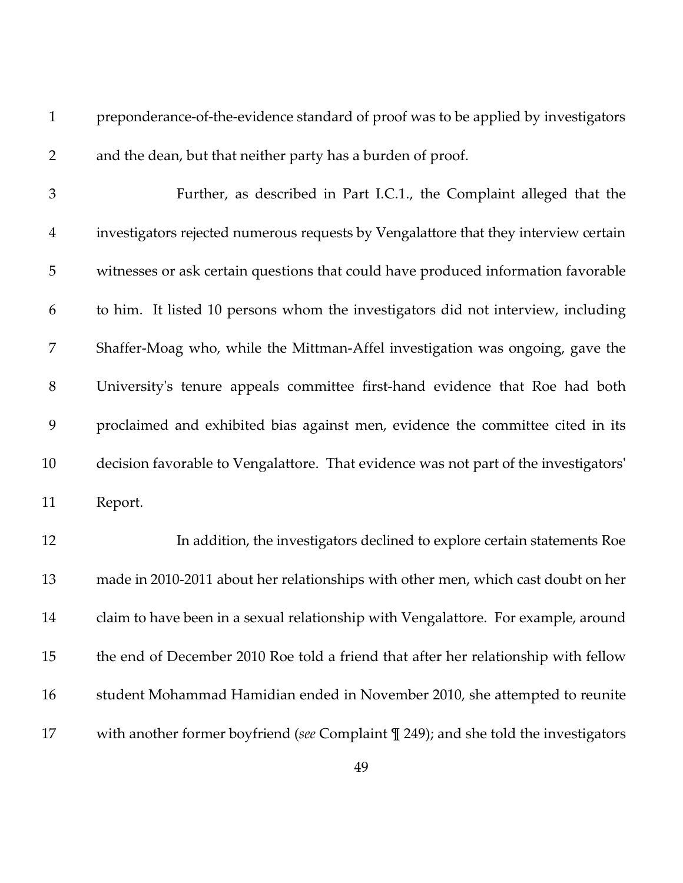preponderance-of-the-evidence standard of proof was to be applied by investigators and the dean, but that neither party has a burden of proof.

Further, as described in Part I.C.1., the Complaint alleged that the investigators rejected numerous requests by Vengalattore that they interview certain witnesses or ask certain questions that could have produced information favorable to him. It listed 10 persons whom the investigators did not interview, including Shaffer-Moag who, while the Mittman-Affel investigation was ongoing, gave the University's tenure appeals committee first-hand evidence that Roe had both proclaimed and exhibited bias against men, evidence the committee cited in its decision favorable to Vengalattore. That evidence was not part of the investigators' Report.

In addition, the investigators declined to explore certain statements Roe made in 2010-2011 about her relationships with other men, which cast doubt on her claim to have been in a sexual relationship with Vengalattore. For example, around the end of December 2010 Roe told a friend that after her relationship with fellow student Mohammad Hamidian ended in November 2010, she attempted to reunite with another former boyfriend (*see* Complaint ¶ 249); and she told the investigators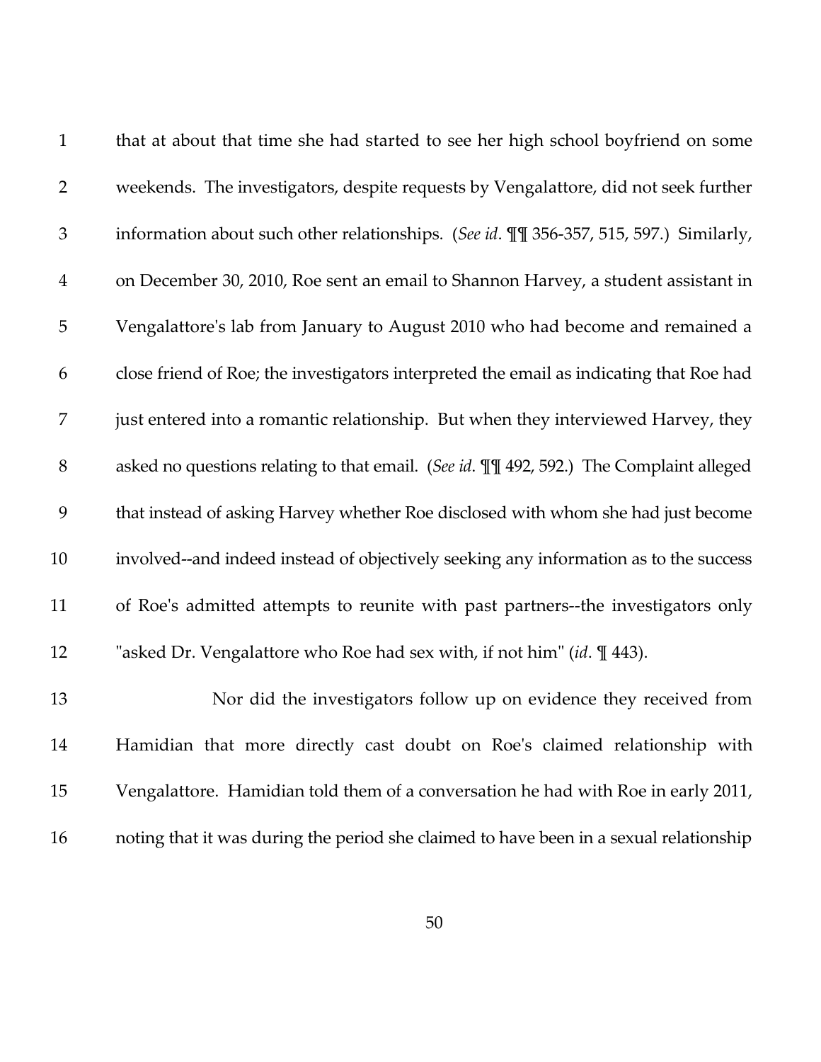that at about that time she had started to see her high school boyfriend on some weekends. The investigators, despite requests by Vengalattore, did not seek further information about such other relationships. (*See id*. ¶¶ 356-357, 515, 597.) Similarly, on December 30, 2010, Roe sent an email to Shannon Harvey, a student assistant in Vengalattore's lab from January to August 2010 who had become and remained a close friend of Roe; the investigators interpreted the email as indicating that Roe had just entered into a romantic relationship. But when they interviewed Harvey, they asked no questions relating to that email. (*See id*. ¶¶ 492, 592.) The Complaint alleged that instead of asking Harvey whether Roe disclosed with whom she had just become involved--and indeed instead of objectively seeking any information as to the success of Roe's admitted attempts to reunite with past partners--the investigators only "asked Dr. Vengalattore who Roe had sex with, if not him" (*id*. ¶ 443).

Nor did the investigators follow up on evidence they received from Hamidian that more directly cast doubt on Roe's claimed relationship with Vengalattore. Hamidian told them of a conversation he had with Roe in early 2011, noting that it was during the period she claimed to have been in a sexual relationship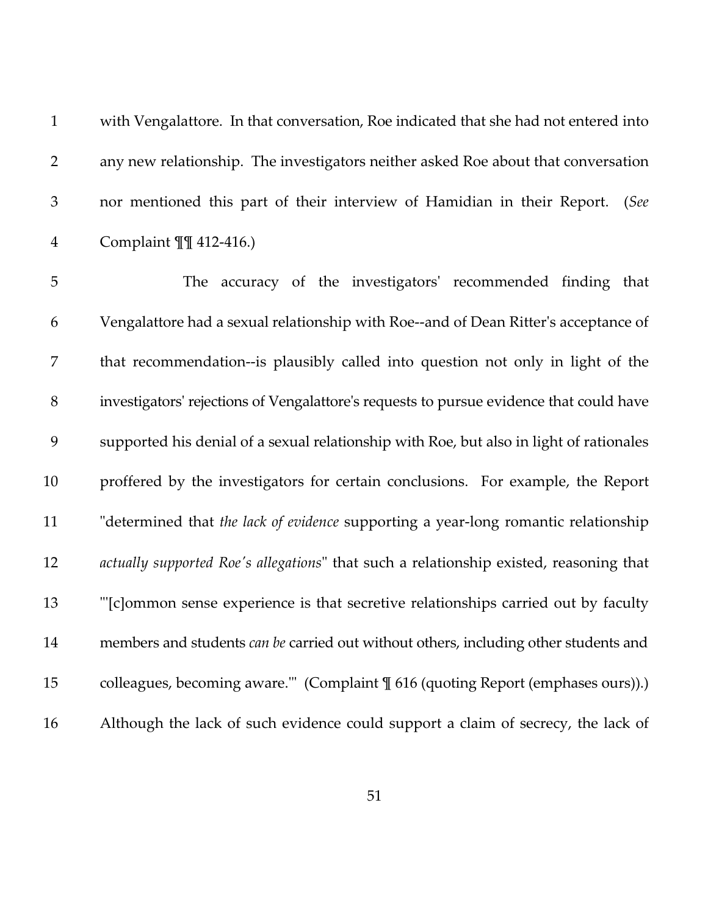with Vengalattore. In that conversation, Roe indicated that she had not entered into any new relationship. The investigators neither asked Roe about that conversation nor mentioned this part of their interview of Hamidian in their Report. (*See* Complaint ¶¶ 412-416.)

The accuracy of the investigators' recommended finding that Vengalattore had a sexual relationship with Roe--and of Dean Ritter's acceptance of that recommendation--is plausibly called into question not only in light of the investigators' rejections of Vengalattore's requests to pursue evidence that could have supported his denial of a sexual relationship with Roe, but also in light of rationales proffered by the investigators for certain conclusions. For example, the Report "determined that *the lack of evidence* supporting a year-long romantic relationship *actually supported Roe's allegations*" that such a relationship existed, reasoning that "'[c]ommon sense experience is that secretive relationships carried out by faculty members and students *can be* carried out without others, including other students and colleagues, becoming aware.'" (Complaint ¶ 616 (quoting Report (emphases ours)).) Although the lack of such evidence could support a claim of secrecy, the lack of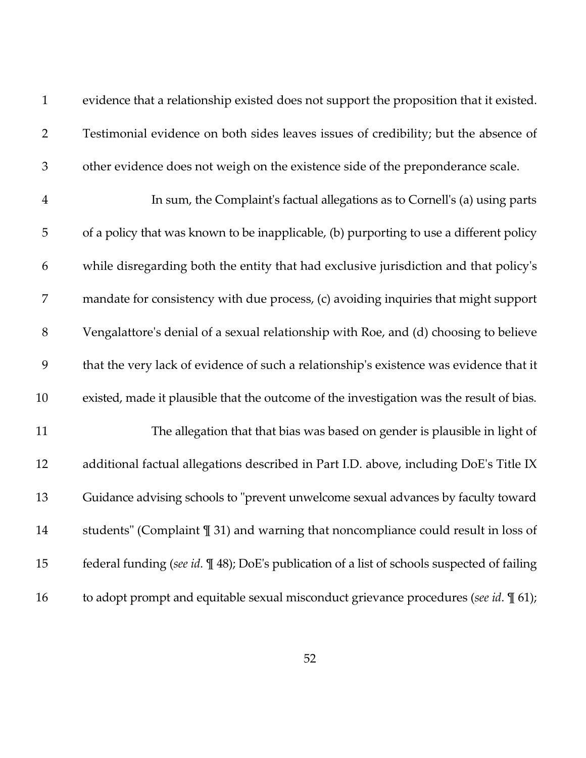evidence that a relationship existed does not support the proposition that it existed. Testimonial evidence on both sides leaves issues of credibility; but the absence of other evidence does not weigh on the existence side of the preponderance scale.

In sum, the Complaint's factual allegations as to Cornell's (a) using parts of a policy that was known to be inapplicable, (b) purporting to use a different policy while disregarding both the entity that had exclusive jurisdiction and that policy's mandate for consistency with due process, (c) avoiding inquiries that might support Vengalattore's denial of a sexual relationship with Roe, and (d) choosing to believe that the very lack of evidence of such a relationship's existence was evidence that it existed, made it plausible that the outcome of the investigation was the result of bias.

The allegation that that bias was based on gender is plausible in light of additional factual allegations described in Part I.D. above, including DoE's Title IX Guidance advising schools to "prevent unwelcome sexual advances by faculty toward students" (Complaint ¶ 31) and warning that noncompliance could result in loss of federal funding (*see id*. ¶ 48); DoE's publication of a list of schools suspected of failing to adopt prompt and equitable sexual misconduct grievance procedures (*see id*. ¶ 61);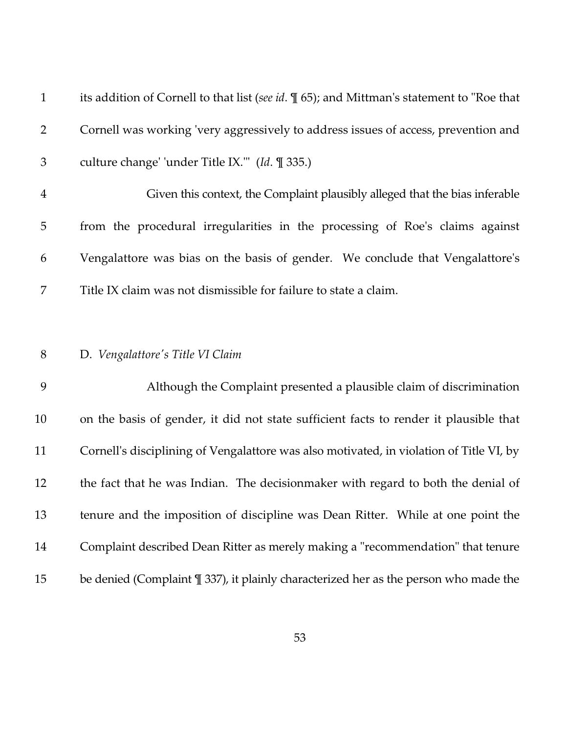its addition of Cornell to that list (*see id*. ¶ 65); and Mittman's statement to "Roe that Cornell was working 'very aggressively to address issues of access, prevention and culture change' 'under Title IX.'" (*Id*. ¶ 335.)

Given this context, the Complaint plausibly alleged that the bias inferable from the procedural irregularities in the processing of Roe's claims against Vengalattore was bias on the basis of gender. We conclude that Vengalattore's Title IX claim was not dismissible for failure to state a claim.

D. *Vengalattore's Title VI Claim*

Although the Complaint presented a plausible claim of discrimination on the basis of gender, it did not state sufficient facts to render it plausible that Cornell's disciplining of Vengalattore was also motivated, in violation of Title VI, by the fact that he was Indian. The decisionmaker with regard to both the denial of tenure and the imposition of discipline was Dean Ritter. While at one point the Complaint described Dean Ritter as merely making a "recommendation" that tenure be denied (Complaint ¶ 337), it plainly characterized her as the person who made the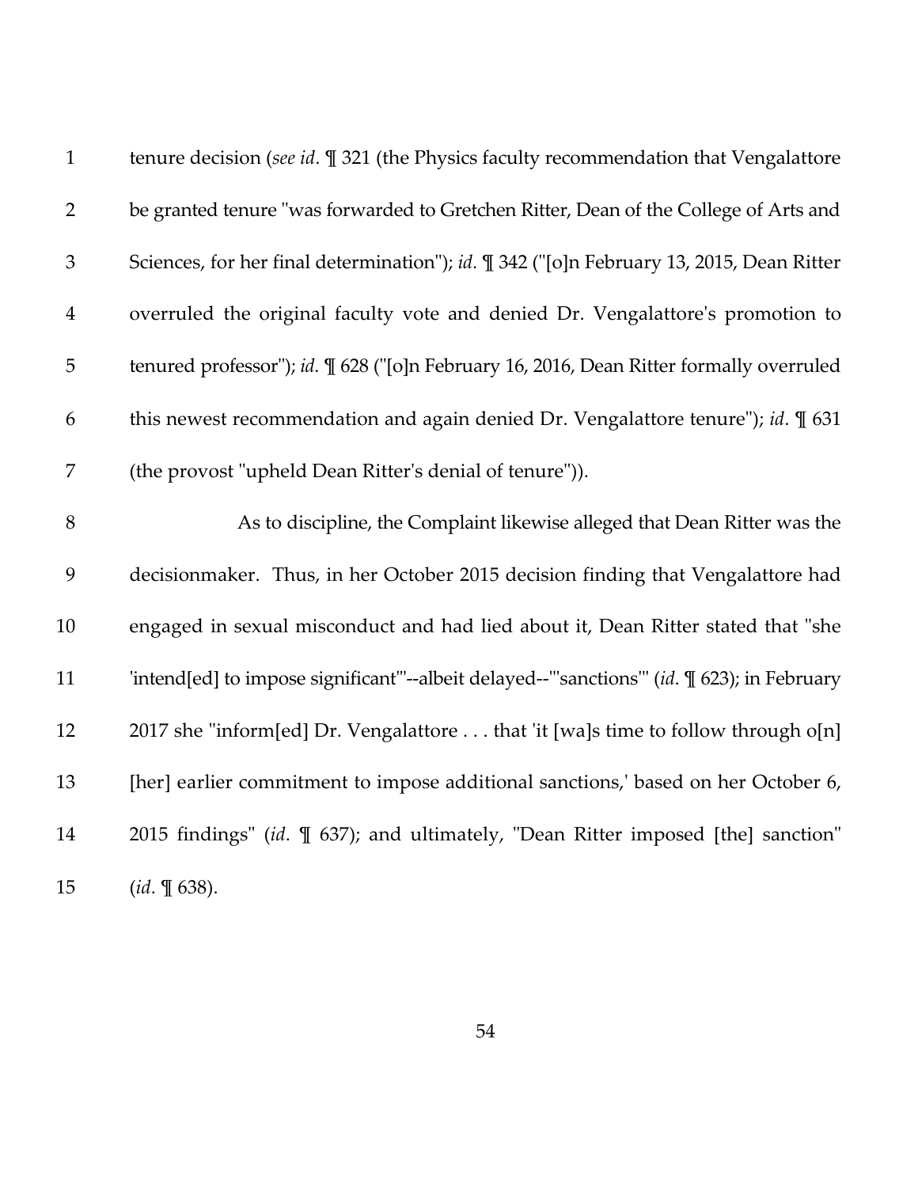tenure decision (*see id*. ¶ 321 (the Physics faculty recommendation that Vengalattore be granted tenure "was forwarded to Gretchen Ritter, Dean of the College of Arts and Sciences, for her final determination"); *id*. ¶ 342 ("[o]n February 13, 2015, Dean Ritter overruled the original faculty vote and denied Dr. Vengalattore's promotion to tenured professor"); *id*. ¶ 628 ("[o]n February 16, 2016, Dean Ritter formally overruled this newest recommendation and again denied Dr. Vengalattore tenure"); *id*. ¶ 631 (the provost "upheld Dean Ritter's denial of tenure")).

As to discipline, the Complaint likewise alleged that Dean Ritter was the decisionmaker. Thus, in her October 2015 decision finding that Vengalattore had engaged in sexual misconduct and had lied about it, Dean Ritter stated that "she 'intend[ed] to impose significant'"--albeit delayed--"'sanctions'" (*id*. ¶ 623); in February 2017 she "inform[ed] Dr. Vengalattore . . . that 'it [wa]s time to follow through o[n] [her] earlier commitment to impose additional sanctions,' based on her October 6, 2015 findings" (*id*. ¶ 637); and ultimately, "Dean Ritter imposed [the] sanction" (*id*. ¶ 638).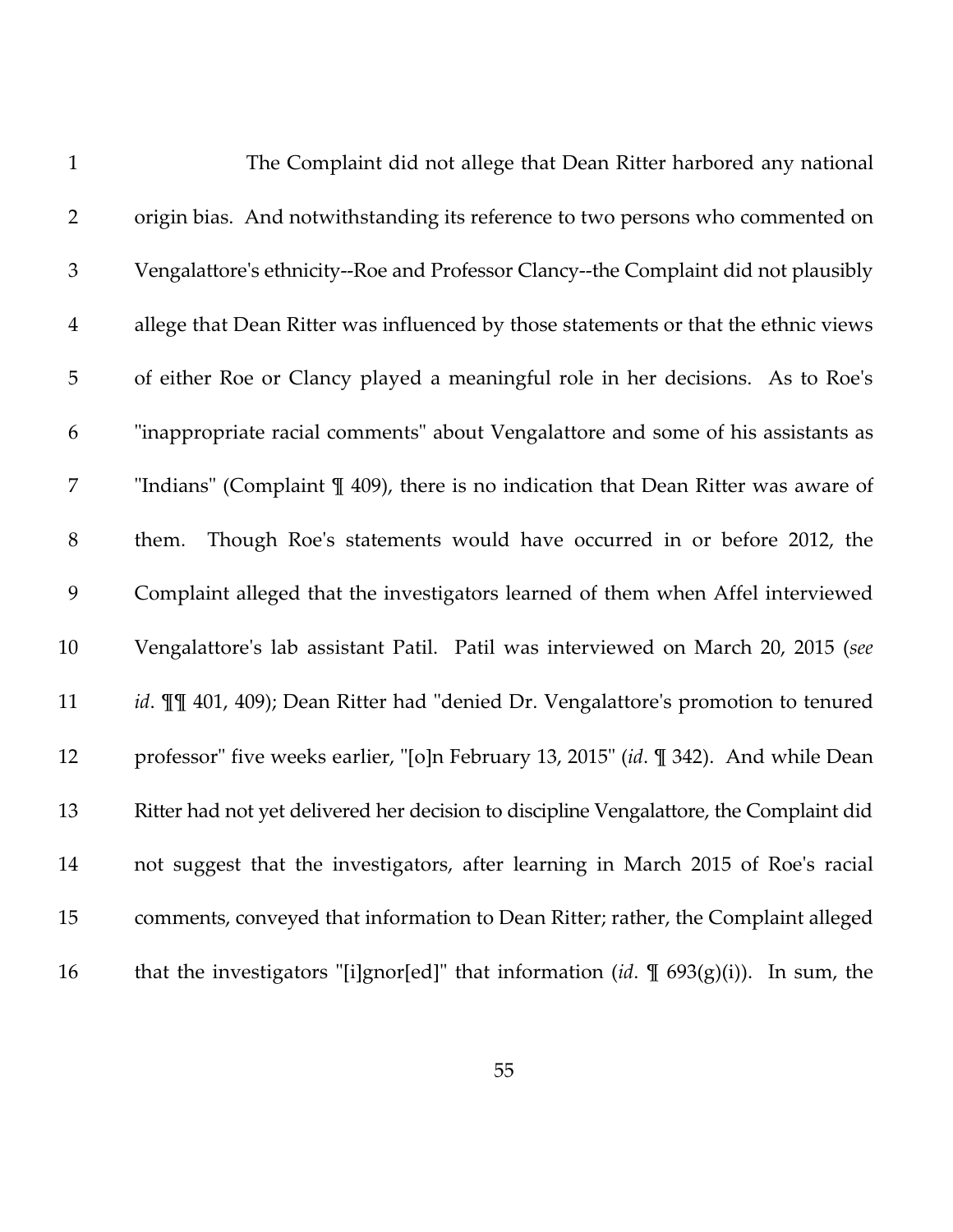The Complaint did not allege that Dean Ritter harbored any national origin bias. And notwithstanding its reference to two persons who commented on Vengalattore's ethnicity--Roe and Professor Clancy--the Complaint did not plausibly allege that Dean Ritter was influenced by those statements or that the ethnic views of either Roe or Clancy played a meaningful role in her decisions. As to Roe's "inappropriate racial comments" about Vengalattore and some of his assistants as "Indians" (Complaint ¶ 409), there is no indication that Dean Ritter was aware of them. Though Roe's statements would have occurred in or before 2012, the Complaint alleged that the investigators learned of them when Affel interviewed Vengalattore's lab assistant Patil. Patil was interviewed on March 20, 2015 (*see id*. ¶¶ 401, 409); Dean Ritter had "denied Dr. Vengalattore's promotion to tenured professor" five weeks earlier, "[o]n February 13, 2015" (*id*. ¶ 342). And while Dean Ritter had not yet delivered her decision to discipline Vengalattore, the Complaint did not suggest that the investigators, after learning in March 2015 of Roe's racial comments, conveyed that information to Dean Ritter; rather, the Complaint alleged that the investigators "[i]gnor[ed]" that information (*id*. ¶ 693(g)(i)). In sum, the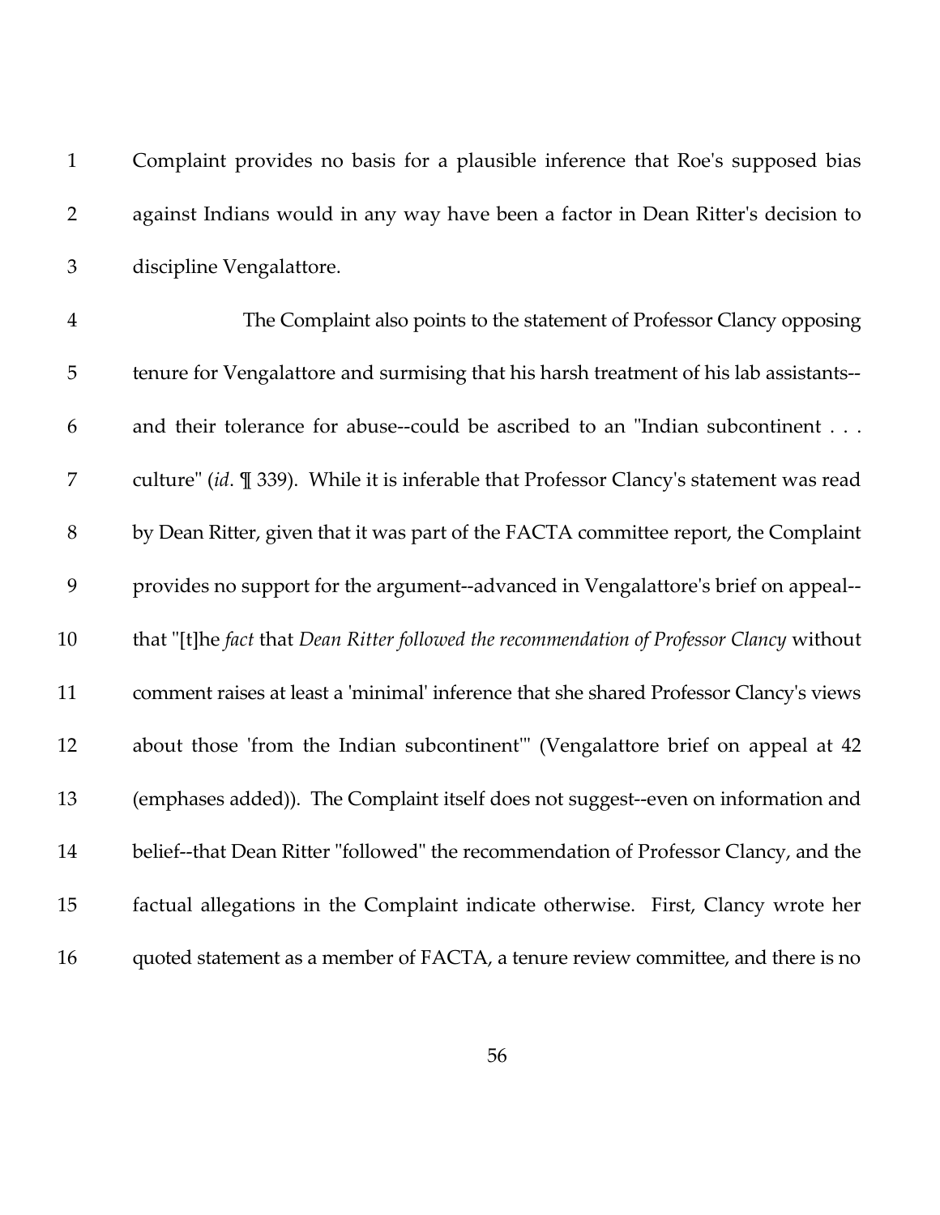Complaint provides no basis for a plausible inference that Roe's supposed bias against Indians would in any way have been a factor in Dean Ritter's decision to discipline Vengalattore.

The Complaint also points to the statement of Professor Clancy opposing tenure for Vengalattore and surmising that his harsh treatment of his lab assistants--and their tolerance for abuse--could be ascribed to an "Indian subcontinent . . . culture" (*id*. ¶ 339). While it is inferable that Professor Clancy's statement was read by Dean Ritter, given that it was part of the FACTA committee report, the Complaint provides no support for the argument--advanced in Vengalattore's brief on appeal--that "[t]he *fact* that *Dean Ritter followed the recommendation of Professor Clancy* without comment raises at least a 'minimal' inference that she shared Professor Clancy's views about those 'from the Indian subcontinent'" (Vengalattore brief on appeal at 42 (emphases added)). The Complaint itself does not suggest--even on information and belief--that Dean Ritter "followed" the recommendation of Professor Clancy, and the factual allegations in the Complaint indicate otherwise. First, Clancy wrote her quoted statement as a member of FACTA, a tenure review committee, and there is no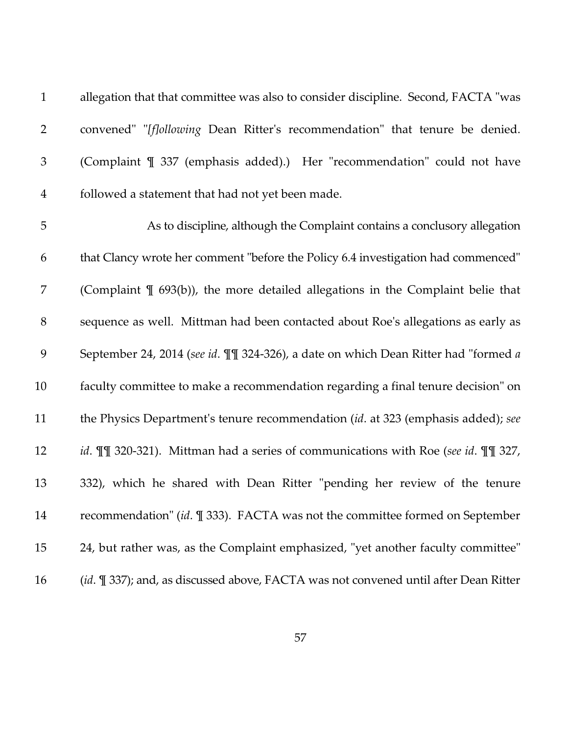allegation that that committee was also to consider discipline. Second, FACTA "was convened" "*[f]ollowing* Dean Ritter's recommendation" that tenure be denied. (Complaint ¶ 337 (emphasis added).) Her "recommendation" could not have followed a statement that had not yet been made.

As to discipline, although the Complaint contains a conclusory allegation that Clancy wrote her comment "before the Policy 6.4 investigation had commenced" (Complaint ¶ 693(b)), the more detailed allegations in the Complaint belie that sequence as well. Mittman had been contacted about Roe's allegations as early as September 24, 2014 (*see id*. ¶¶ 324-326), a date on which Dean Ritter had "formed *a* faculty committee to make a recommendation regarding a final tenure decision" on the Physics Department's tenure recommendation (*id*. at 323 (emphasis added); *see id*. ¶¶ 320-321). Mittman had a series of communications with Roe (*see id*. ¶¶ 327, 332), which he shared with Dean Ritter "pending her review of the tenure recommendation" (*id*. ¶ 333). FACTA was not the committee formed on September 24, but rather was, as the Complaint emphasized, "yet another faculty committee" (*id*. ¶ 337); and, as discussed above, FACTA was not convened until after Dean Ritter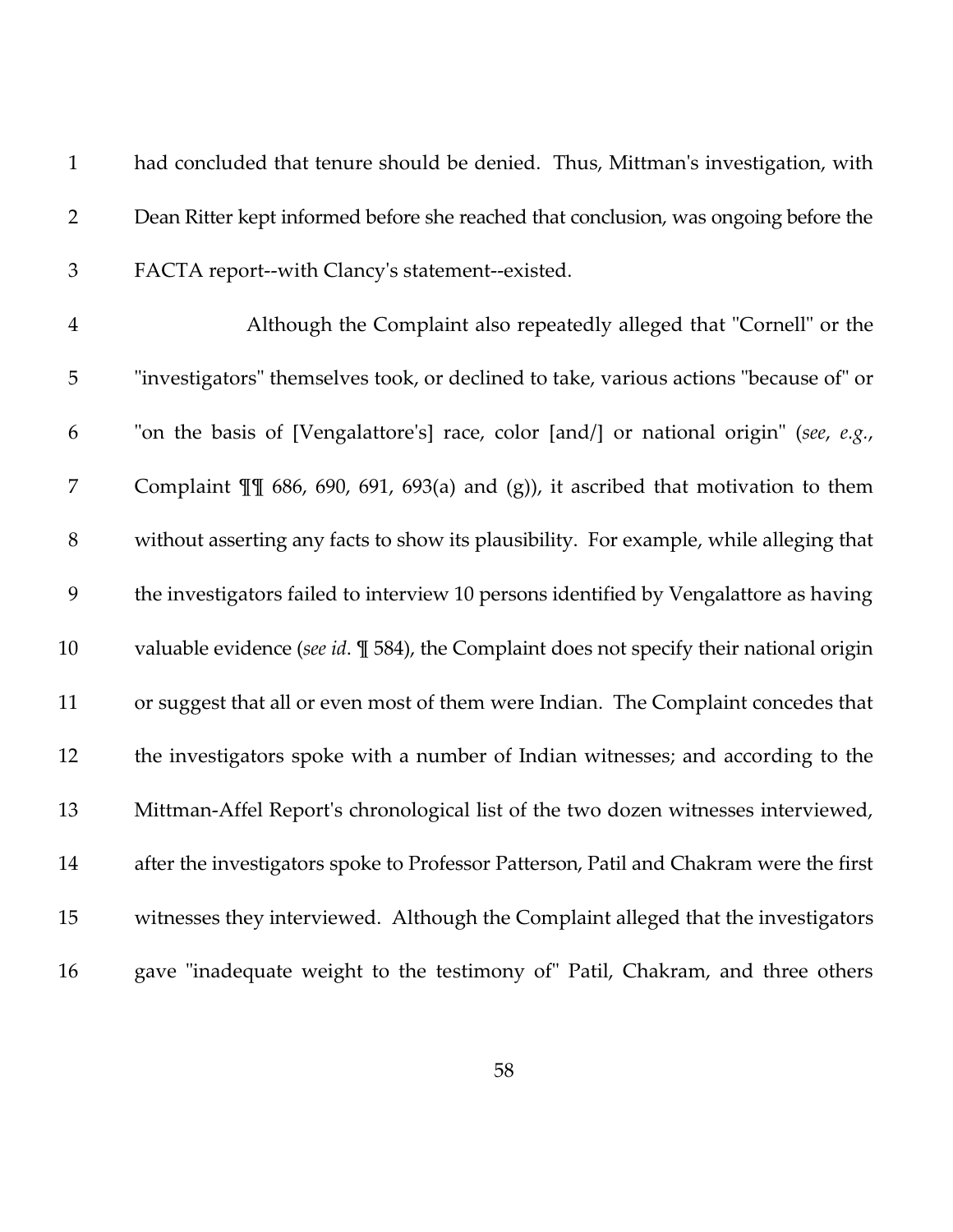had concluded that tenure should be denied. Thus, Mittman's investigation, with Dean Ritter kept informed before she reached that conclusion, was ongoing before the FACTA report--with Clancy's statement--existed.

Although the Complaint also repeatedly alleged that "Cornell" or the "investigators" themselves took, or declined to take, various actions "because of" or "on the basis of [Vengalattore's] race, color [and/] or national origin" (*see*, *e.g.*, Complaint ¶¶ 686, 690, 691, 693(a) and (g)), it ascribed that motivation to them without asserting any facts to show its plausibility. For example, while alleging that the investigators failed to interview 10 persons identified by Vengalattore as having valuable evidence (*see id*. ¶ 584), the Complaint does not specify their national origin or suggest that all or even most of them were Indian. The Complaint concedes that the investigators spoke with a number of Indian witnesses; and according to the Mittman-Affel Report's chronological list of the two dozen witnesses interviewed, after the investigators spoke to Professor Patterson, Patil and Chakram were the first witnesses they interviewed. Although the Complaint alleged that the investigators gave "inadequate weight to the testimony of" Patil, Chakram, and three others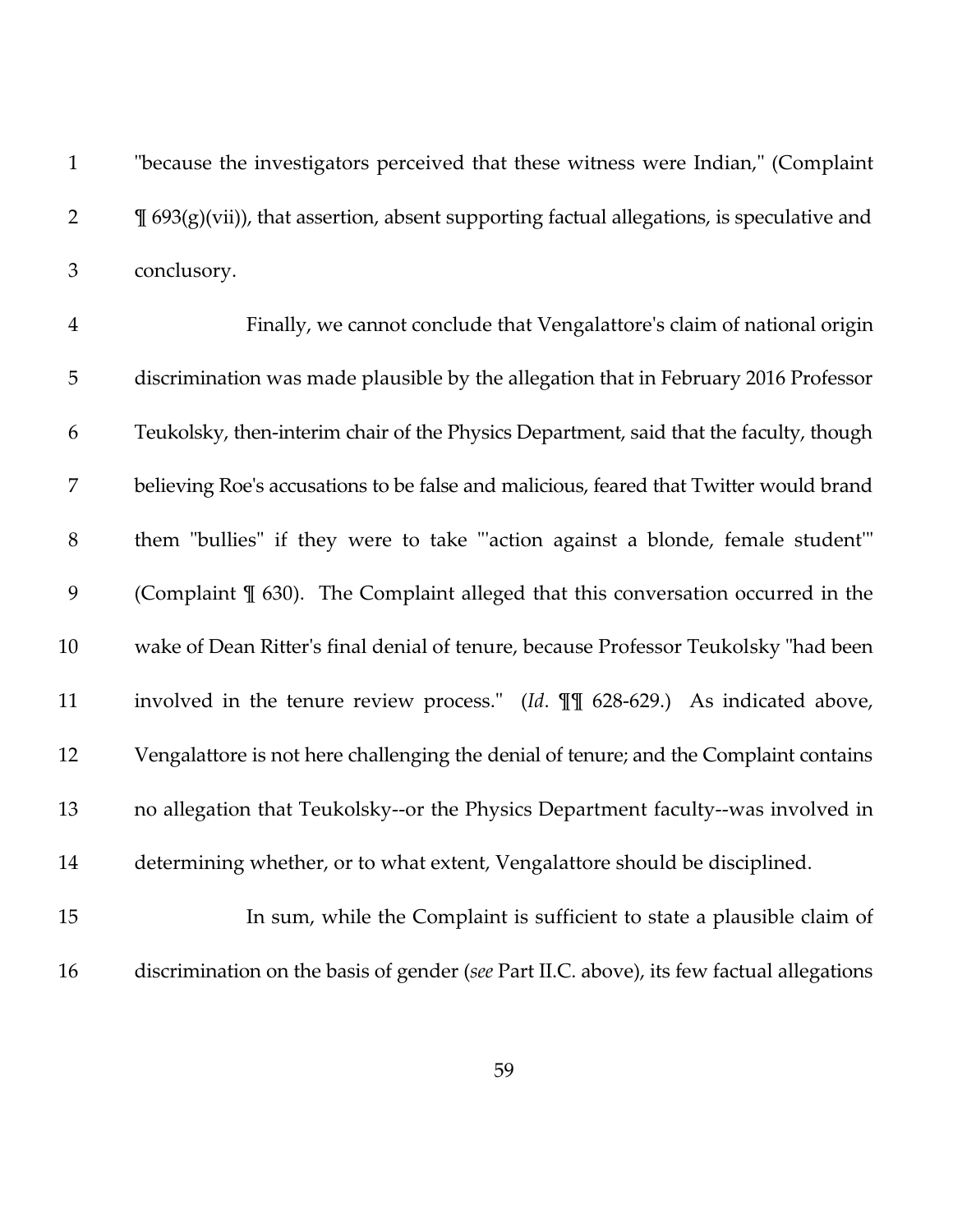"because the investigators perceived that these witness were Indian," (Complaint ¶ 693(g)(vii)), that assertion, absent supporting factual allegations, is speculative and conclusory.

Finally, we cannot conclude that Vengalattore's claim of national origin discrimination was made plausible by the allegation that in February 2016 Professor Teukolsky, then-interim chair of the Physics Department, said that the faculty, though believing Roe's accusations to be false and malicious, feared that Twitter would brand them "bullies" if they were to take "'action against a blonde, female student'" (Complaint ¶ 630). The Complaint alleged that this conversation occurred in the wake of Dean Ritter's final denial of tenure, because Professor Teukolsky "had been involved in the tenure review process." (*Id*. ¶¶ 628-629.) As indicated above, Vengalattore is not here challenging the denial of tenure; and the Complaint contains no allegation that Teukolsky--or the Physics Department faculty--was involved in determining whether, or to what extent, Vengalattore should be disciplined.

In sum, while the Complaint is sufficient to state a plausible claim of discrimination on the basis of gender (*see* Part II.C. above), its few factual allegations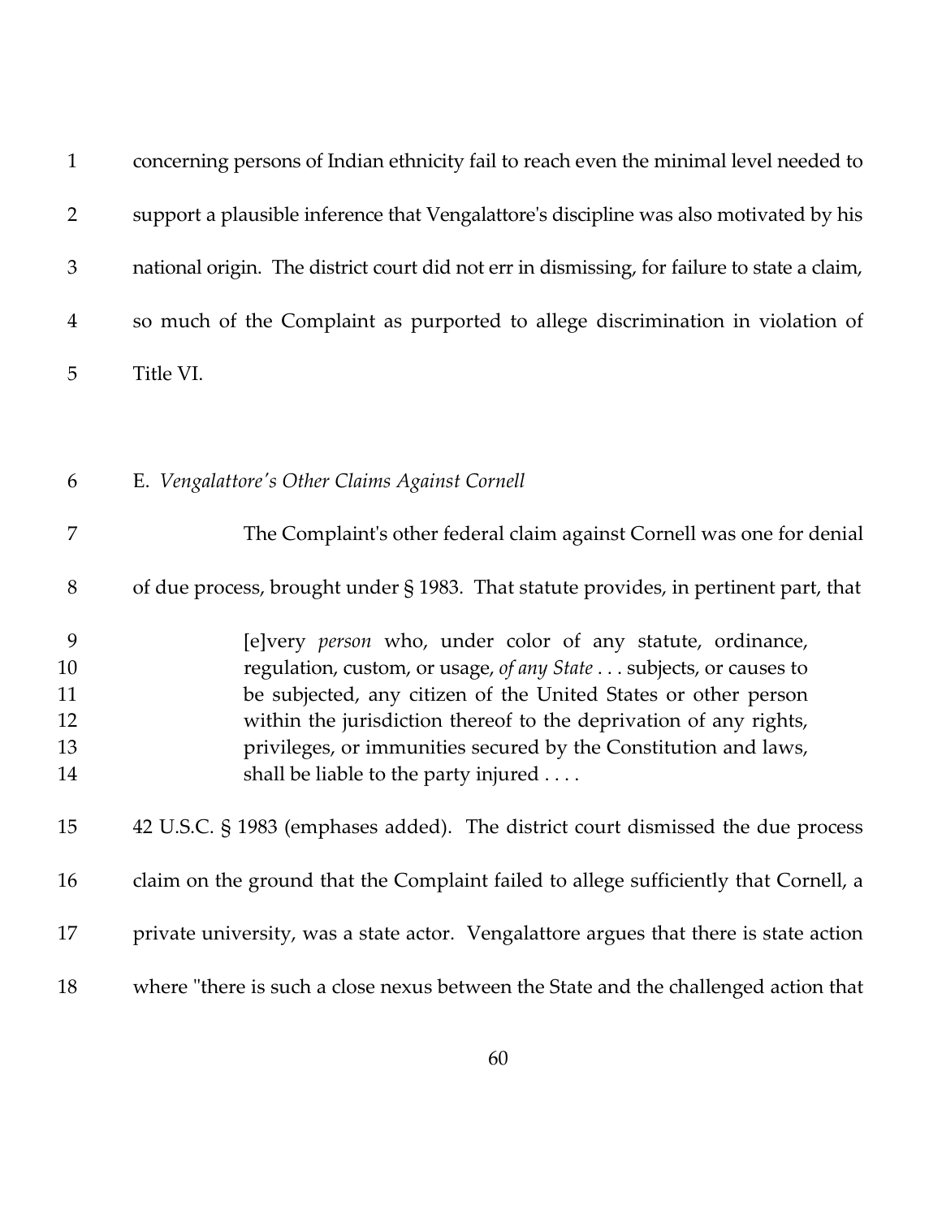concerning persons of Indian ethnicity fail to reach even the minimal level needed to support a plausible inference that Vengalattore's discipline was also motivated by his national origin. The district court did not err in dismissing, for failure to state a claim, so much of the Complaint as purported to allege discrimination in violation of Title VI.

E. *Vengalattore's Other Claims Against Cornell*

The Complaint's other federal claim against Cornell was one for denial of due process, brought under § 1983. That statute provides, in pertinent part, that

> [e]very *person* who, under color of any statute, ordinance, regulation, custom, or usage, *of any State* . . . subjects, or causes to be subjected, any citizen of the United States or other person within the jurisdiction thereof to the deprivation of any rights, privileges, or immunities secured by the Constitution and laws, shall be liable to the party injured . . . .

42 U.S.C. § 1983 (emphases added). The district court dismissed the due process claim on the ground that the Complaint failed to allege sufficiently that Cornell, a private university, was a state actor. Vengalattore argues that there is state action where "there is such a close nexus between the State and the challenged action that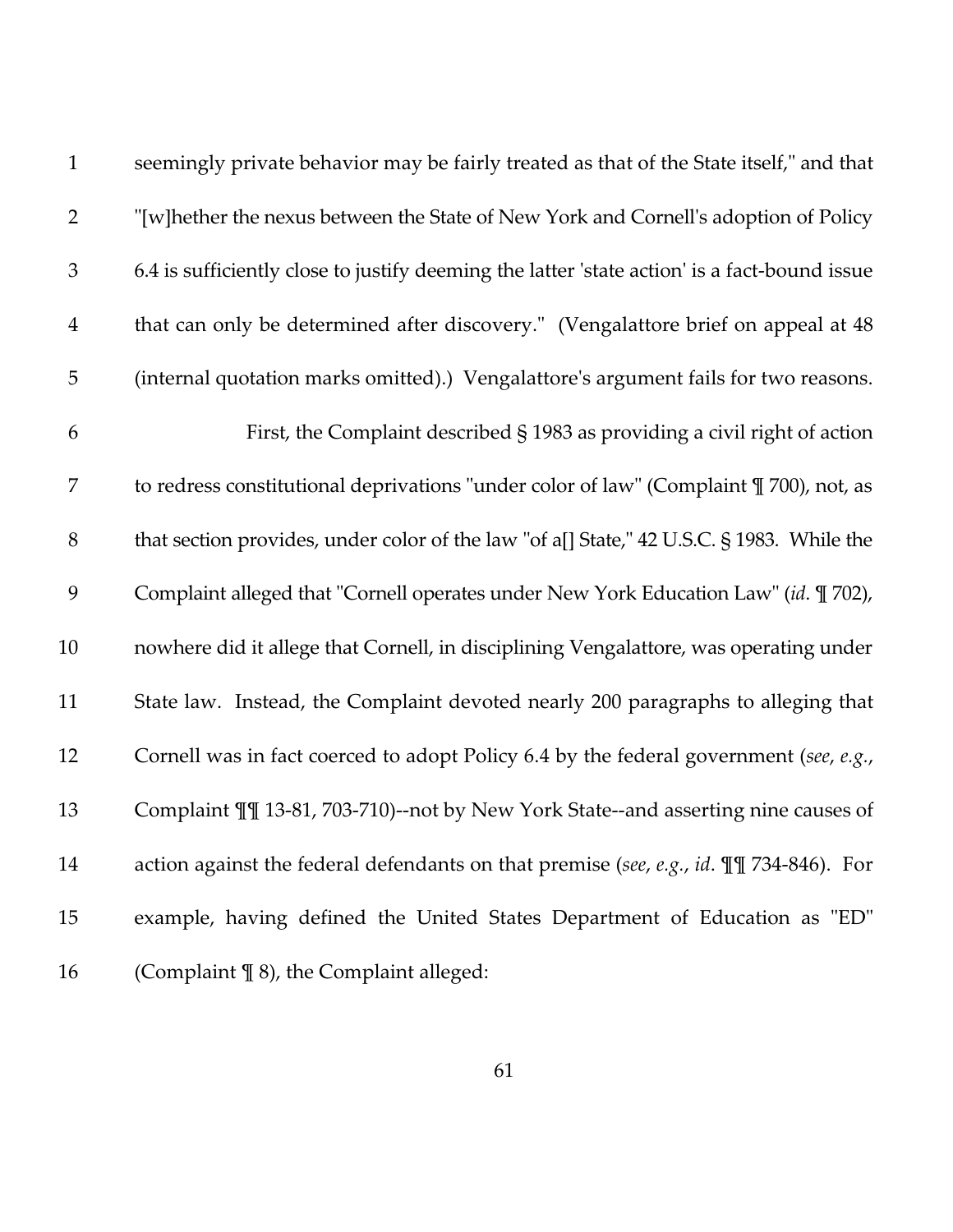seemingly private behavior may be fairly treated as that of the State itself," and that "[w]hether the nexus between the State of New York and Cornell's adoption of Policy 6.4 is sufficiently close to justify deeming the latter 'state action' is a fact-bound issue that can only be determined after discovery." (Vengalattore brief on appeal at 48 (internal quotation marks omitted).) Vengalattore's argument fails for two reasons.

First, the Complaint described § 1983 as providing a civil right of action to redress constitutional deprivations "under color of law" (Complaint ¶ 700), not, as that section provides, under color of the law "of a[] State," 42 U.S.C. § 1983. While the Complaint alleged that "Cornell operates under New York Education Law" (*id*. ¶ 702), nowhere did it allege that Cornell, in disciplining Vengalattore, was operating under State law. Instead, the Complaint devoted nearly 200 paragraphs to alleging that Cornell was in fact coerced to adopt Policy 6.4 by the federal government (*see*, *e.g.*, Complaint ¶¶ 13-81, 703-710)--not by New York State--and asserting nine causes of action against the federal defendants on that premise (*see*, *e.g.*, *id*. ¶¶ 734-846). For example, having defined the United States Department of Education as "ED" (Complaint ¶ 8), the Complaint alleged: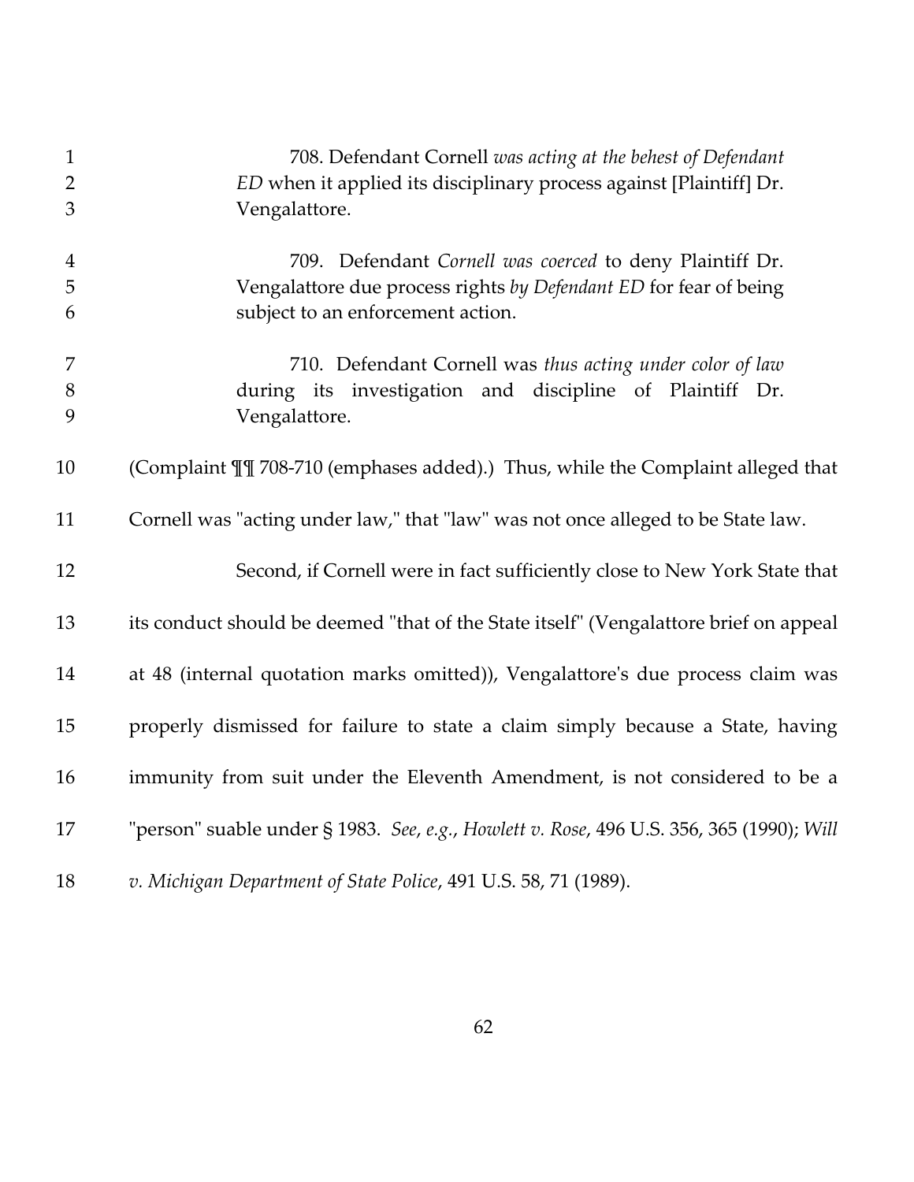> 708. Defendant Cornell *was acting at the behest of Defendant ED* when it applied its disciplinary process against [Plaintiff] Dr. Vengalattore.
>
> 709. Defendant *Cornell was coerced* to deny Plaintiff Dr. Vengalattore due process rights *by Defendant ED* for fear of being subject to an enforcement action.
>
> 710. Defendant Cornell was *thus acting under color of law* during its investigation and discipline of Plaintiff Dr. Vengalattore.

(Complaint ¶¶ 708-710 (emphases added).) Thus, while the Complaint alleged that Cornell was "acting under law," that "law" was not once alleged to be State law.

Second, if Cornell were in fact sufficiently close to New York State that its conduct should be deemed "that of the State itself" (Vengalattore brief on appeal at 48 (internal quotation marks omitted)), Vengalattore's due process claim was properly dismissed for failure to state a claim simply because a State, having immunity from suit under the Eleventh Amendment, is not considered to be a "person" suable under § 1983. *See, e.g.*, *Howlett v. Rose*, 496 U.S. 356, 365 (1990); *Will v. Michigan Department of State Police*, 491 U.S. 58, 71 (1989).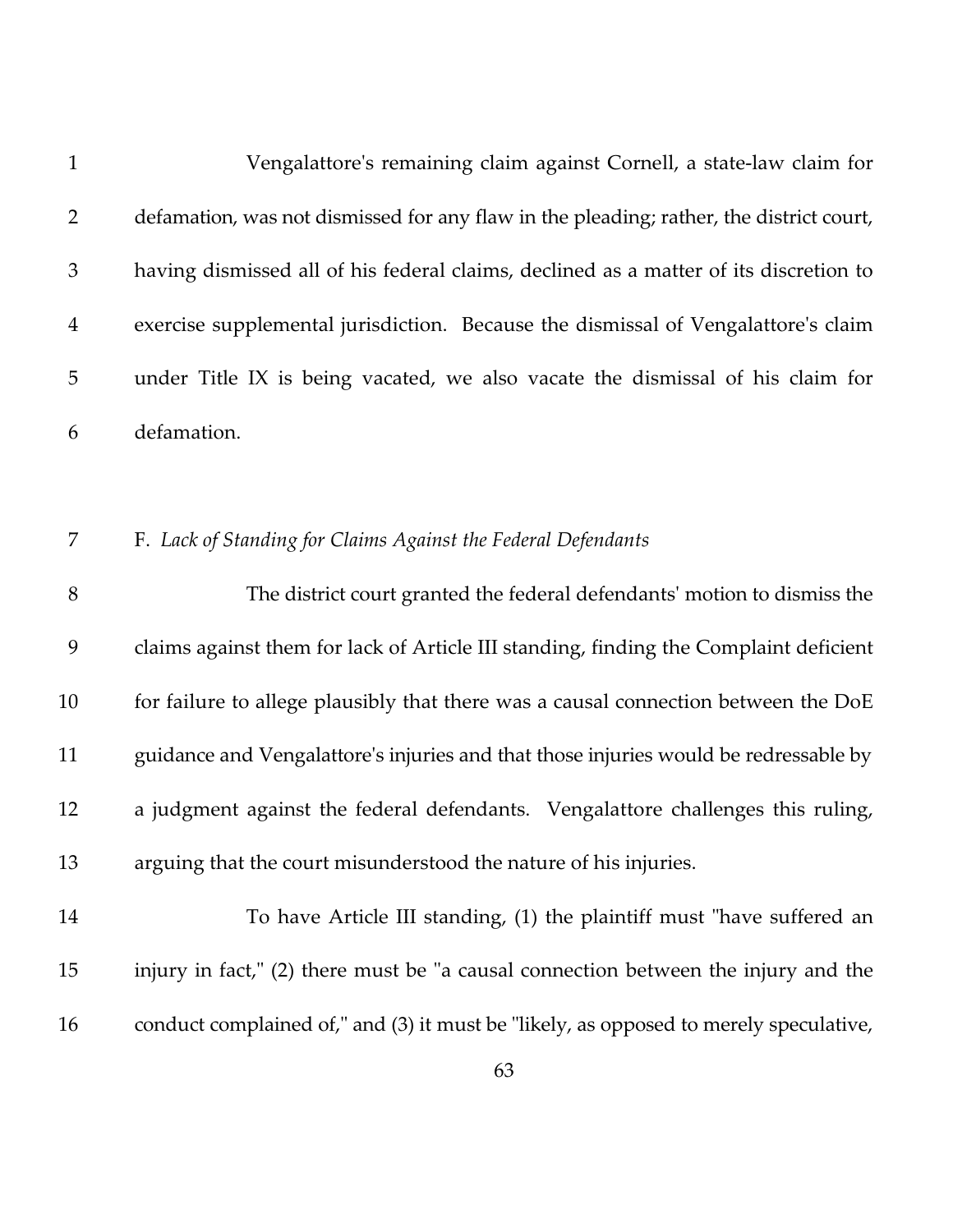Vengalattore's remaining claim against Cornell, a state-law claim for defamation, was not dismissed for any flaw in the pleading; rather, the district court, having dismissed all of his federal claims, declined as a matter of its discretion to exercise supplemental jurisdiction. Because the dismissal of Vengalattore's claim under Title IX is being vacated, we also vacate the dismissal of his claim for defamation.

### F. *Lack of Standing for Claims Against the Federal Defendants*

The district court granted the federal defendants' motion to dismiss the claims against them for lack of Article III standing, finding the Complaint deficient for failure to allege plausibly that there was a causal connection between the DoE guidance and Vengalattore's injuries and that those injuries would be redressable by a judgment against the federal defendants. Vengalattore challenges this ruling, arguing that the court misunderstood the nature of his injuries.

To have Article III standing, (1) the plaintiff must "have suffered an injury in fact," (2) there must be "a causal connection between the injury and the conduct complained of," and (3) it must be "likely, as opposed to merely speculative,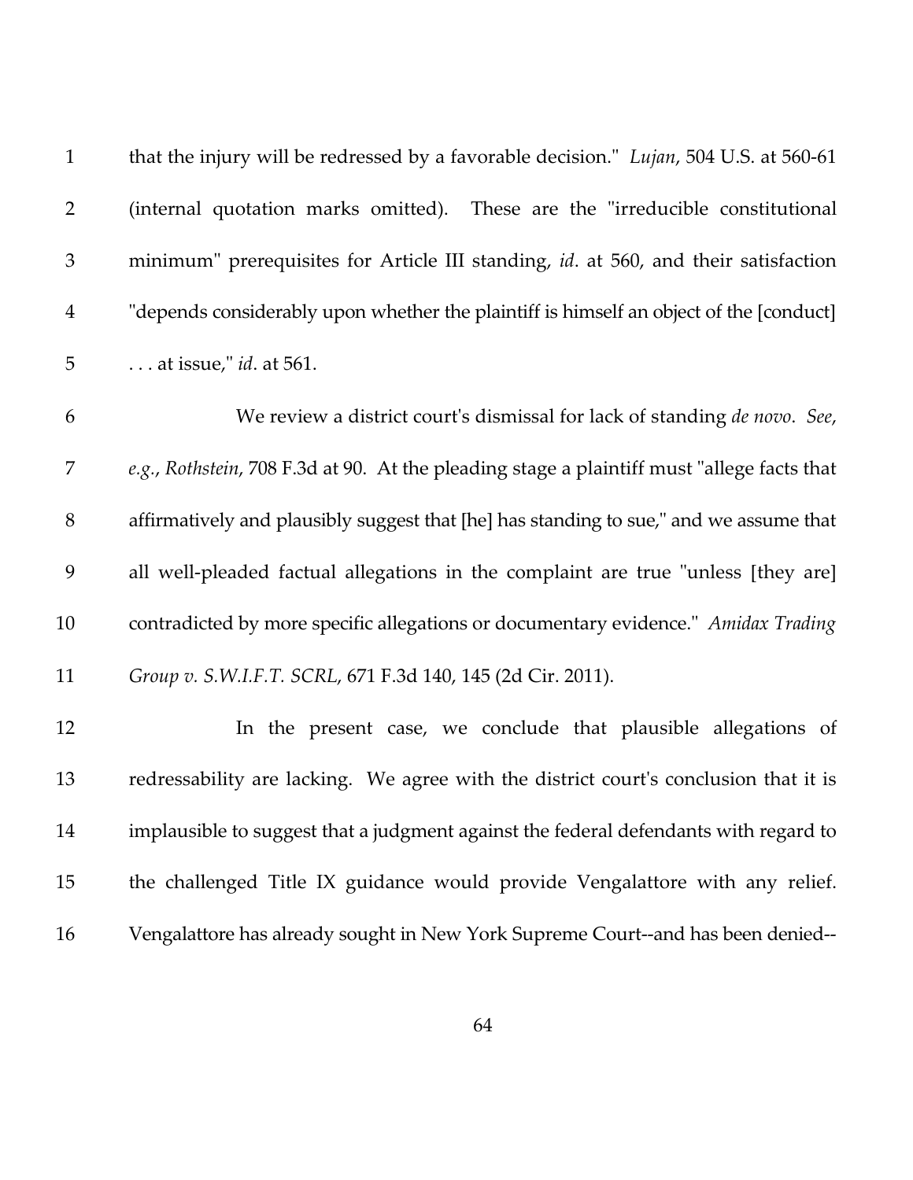that the injury will be redressed by a favorable decision." *Lujan*, 504 U.S. at 560-61 (internal quotation marks omitted). These are the "irreducible constitutional minimum" prerequisites for Article III standing, *id*. at 560, and their satisfaction "depends considerably upon whether the plaintiff is himself an object of the [conduct] . . . at issue," *id*. at 561.

We review a district court's dismissal for lack of standing *de novo*. *See, e.g.*, *Rothstein*, 708 F.3d at 90. At the pleading stage a plaintiff must "allege facts that affirmatively and plausibly suggest that [he] has standing to sue," and we assume that all well-pleaded factual allegations in the complaint are true "unless [they are] contradicted by more specific allegations or documentary evidence." *Amidax Trading Group v. S.W.I.F.T. SCRL*, 671 F.3d 140, 145 (2d Cir. 2011).

In the present case, we conclude that plausible allegations of redressability are lacking. We agree with the district court's conclusion that it is implausible to suggest that a judgment against the federal defendants with regard to the challenged Title IX guidance would provide Vengalattore with any relief. Vengalattore has already sought in New York Supreme Court--and has been denied--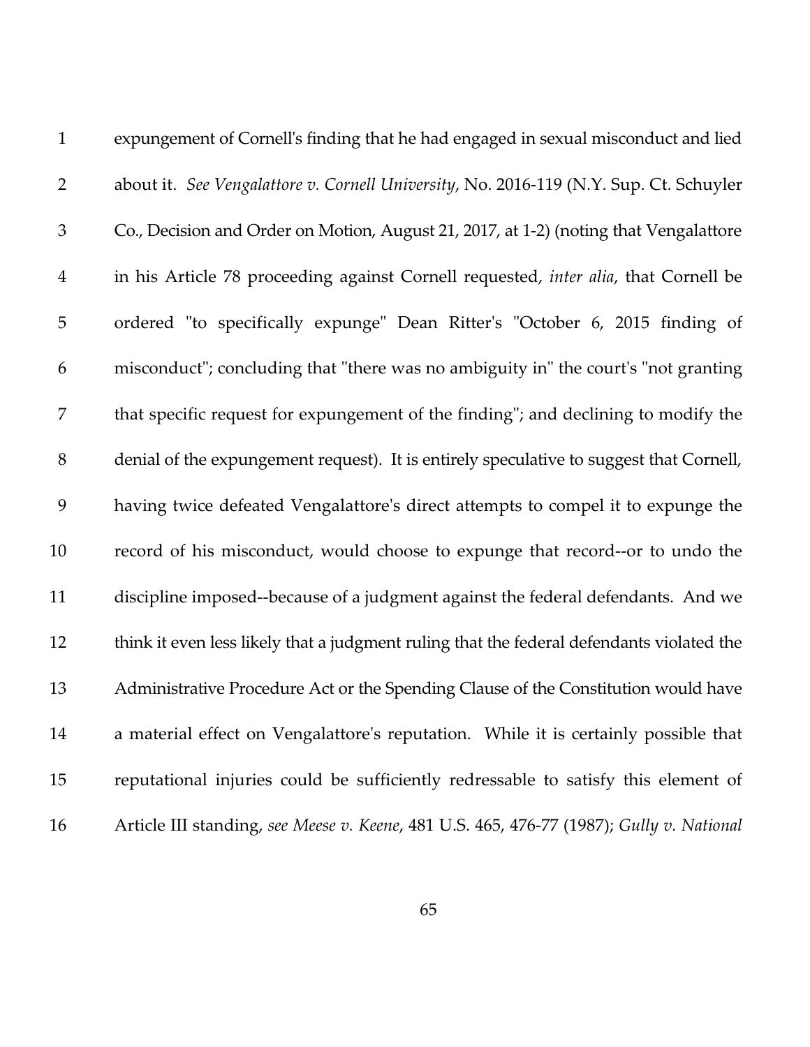expungement of Cornell's finding that he had engaged in sexual misconduct and lied about it. *See Vengalattore v. Cornell University*, No. 2016-119 (N.Y. Sup. Ct. Schuyler Co., Decision and Order on Motion, August 21, 2017, at 1-2) (noting that Vengalattore in his Article 78 proceeding against Cornell requested, *inter alia*, that Cornell be ordered "to specifically expunge" Dean Ritter's "October 6, 2015 finding of misconduct"; concluding that "there was no ambiguity in" the court's "not granting that specific request for expungement of the finding"; and declining to modify the denial of the expungement request). It is entirely speculative to suggest that Cornell, having twice defeated Vengalattore's direct attempts to compel it to expunge the record of his misconduct, would choose to expunge that record--or to undo the discipline imposed--because of a judgment against the federal defendants. And we think it even less likely that a judgment ruling that the federal defendants violated the Administrative Procedure Act or the Spending Clause of the Constitution would have a material effect on Vengalattore's reputation. While it is certainly possible that reputational injuries could be sufficiently redressable to satisfy this element of Article III standing, *see Meese v. Keene*, 481 U.S. 465, 476-77 (1987); *Gully v. National*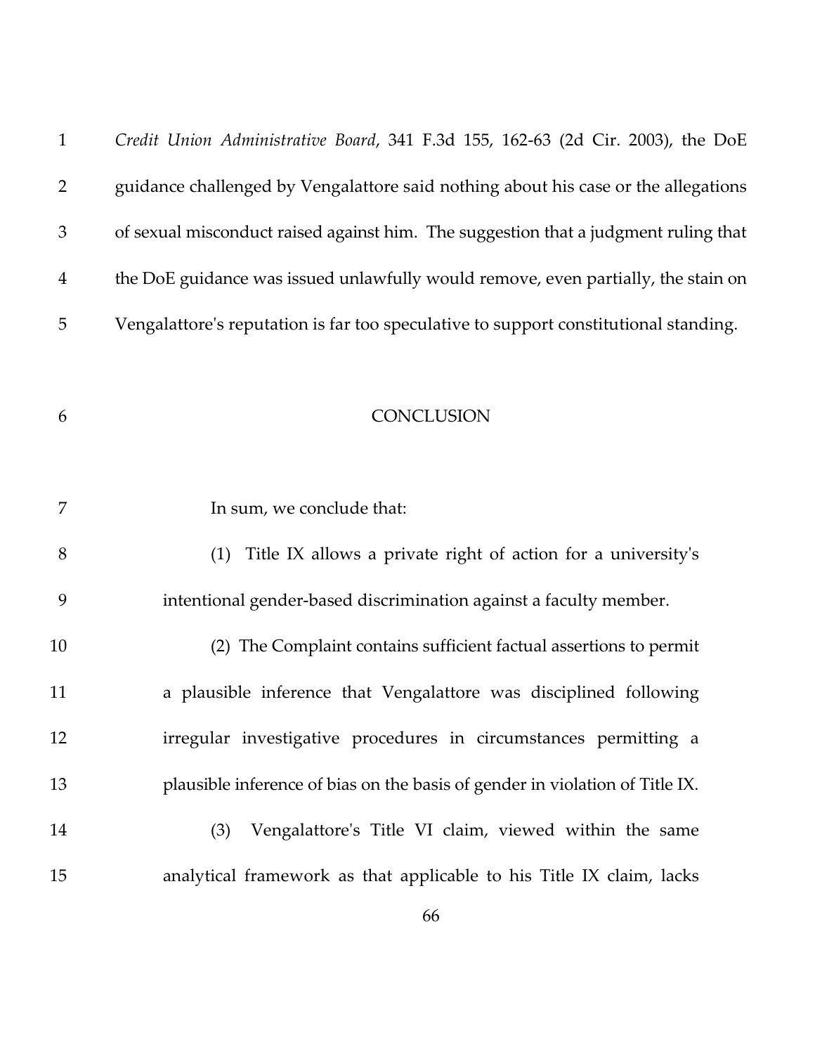*Credit Union Administrative Board*, 341 F.3d 155, 162-63 (2d Cir. 2003), the DoE guidance challenged by Vengalattore said nothing about his case or the allegations of sexual misconduct raised against him. The suggestion that a judgment ruling that the DoE guidance was issued unlawfully would remove, even partially, the stain on Vengalattore's reputation is far too speculative to support constitutional standing.

## CONCLUSION

In sum, we conclude that:

(1) Title IX allows a private right of action for a university's intentional gender-based discrimination against a faculty member.

(2) The Complaint contains sufficient factual assertions to permit a plausible inference that Vengalattore was disciplined following irregular investigative procedures in circumstances permitting a plausible inference of bias on the basis of gender in violation of Title IX.

(3) Vengalattore's Title VI claim, viewed within the same analytical framework as that applicable to his Title IX claim, lacks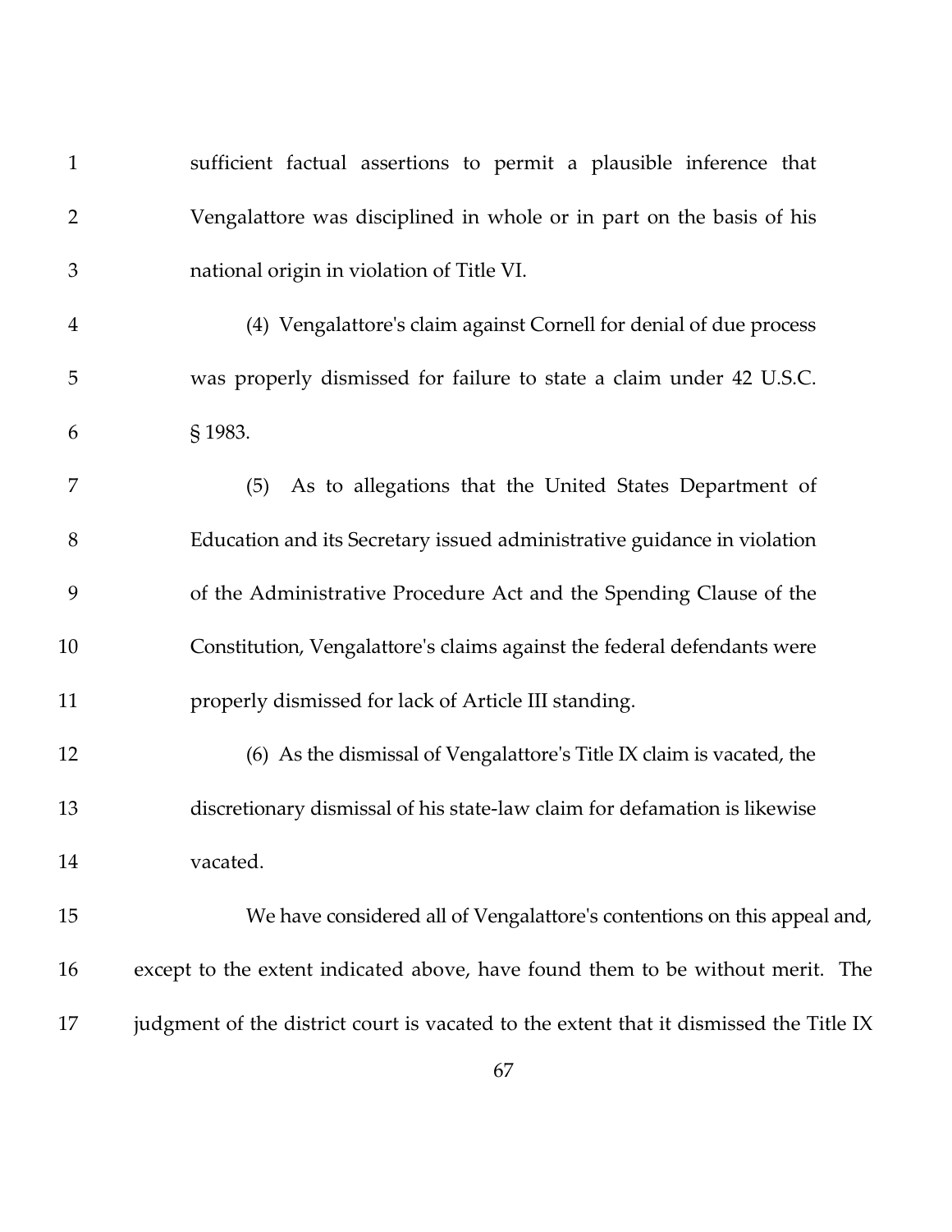sufficient factual assertions to permit a plausible inference that Vengalattore was disciplined in whole or in part on the basis of his national origin in violation of Title VI.

(4) Vengalattore's claim against Cornell for denial of due process was properly dismissed for failure to state a claim under 42 U.S.C. § 1983.

(5) As to allegations that the United States Department of Education and its Secretary issued administrative guidance in violation of the Administrative Procedure Act and the Spending Clause of the Constitution, Vengalattore's claims against the federal defendants were properly dismissed for lack of Article III standing.

(6) As the dismissal of Vengalattore's Title IX claim is vacated, the discretionary dismissal of his state-law claim for defamation is likewise vacated.

We have considered all of Vengalattore's contentions on this appeal and, except to the extent indicated above, have found them to be without merit. The judgment of the district court is vacated to the extent that it dismissed the Title IX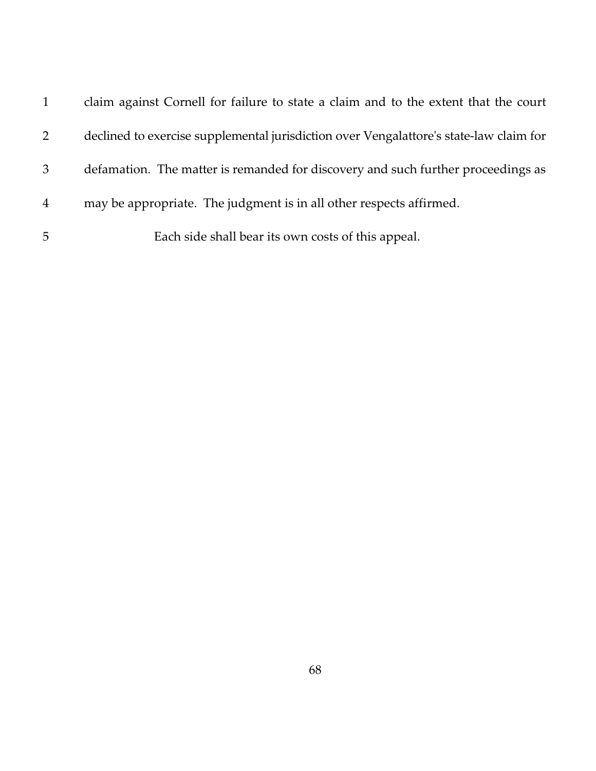claim against Cornell for failure to state a claim and to the extent that the court declined to exercise supplemental jurisdiction over Vengalattore's state-law claim for defamation. The matter is remanded for discovery and such further proceedings as may be appropriate. The judgment is in all other respects affirmed.

Each side shall bear its own costs of this appeal.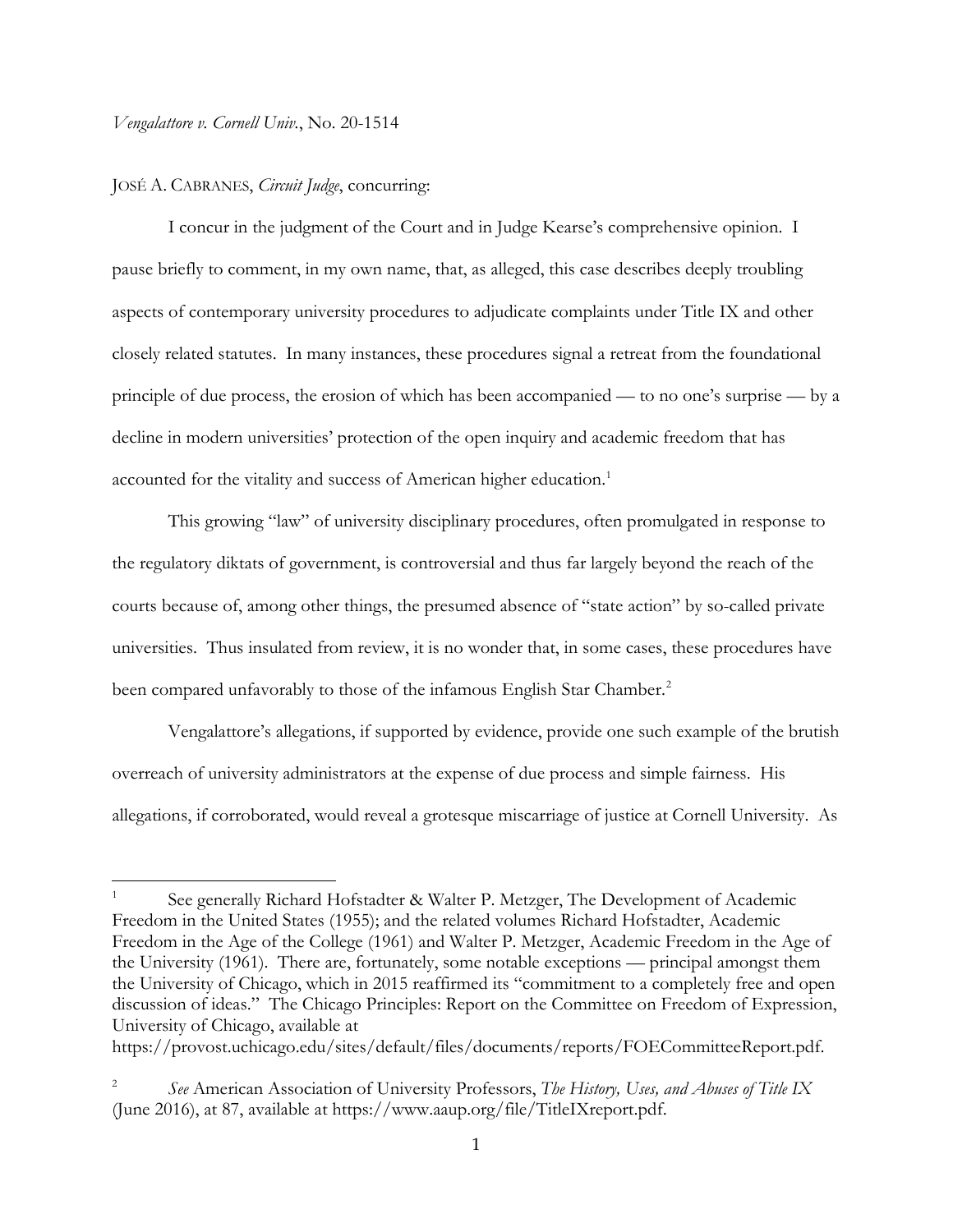*Vengalattore v. Cornell Univ.*, No. 20-1514

JOSÉ A. CABRANES, *Circuit Judge*, concurring:

I concur in the judgment of the Court and in Judge Kearse's comprehensive opinion. I pause briefly to comment, in my own name, that, as alleged, this case describes deeply troubling aspects of contemporary university procedures to adjudicate complaints under Title IX and other closely related statutes. In many instances, these procedures signal a retreat from the foundational principle of due process, the erosion of which has been accompanied — to no one's surprise — by a decline in modern universities' protection of the open inquiry and academic freedom that has accounted for the vitality and success of American higher education.[1]

This growing "law" of university disciplinary procedures, often promulgated in response to the regulatory diktats of government, is controversial and thus far largely beyond the reach of the courts because of, among other things, the presumed absence of "state action" by so-called private universities. Thus insulated from review, it is no wonder that, in some cases, these procedures have been compared unfavorably to those of the infamous English Star Chamber.[2]

Vengalattore's allegations, if supported by evidence, provide one such example of the brutish overreach of university administrators at the expense of due process and simple fairness. His allegations, if corroborated, would reveal a grotesque miscarriage of justice at Cornell University. As

---

[1] See generally Richard Hofstadter & Walter P. Metzger, The Development of Academic Freedom in the United States (1955); and the related volumes Richard Hofstadter, Academic Freedom in the Age of the College (1961) and Walter P. Metzger, Academic Freedom in the Age of the University (1961). There are, fortunately, some notable exceptions — principal amongst them the University of Chicago, which in 2015 reaffirmed its "commitment to a completely free and open discussion of ideas." The Chicago Principles: Report on the Committee on Freedom of Expression, University of Chicago, available at https://provost.uchicago.edu/sites/default/files/documents/reports/FOECommitteeReport.pdf.

[2] *See* American Association of University Professors, *The History, Uses, and Abuses of Title IX* (June 2016), at 87, available at https://www.aaup.org/file/TitleIXreport.pdf.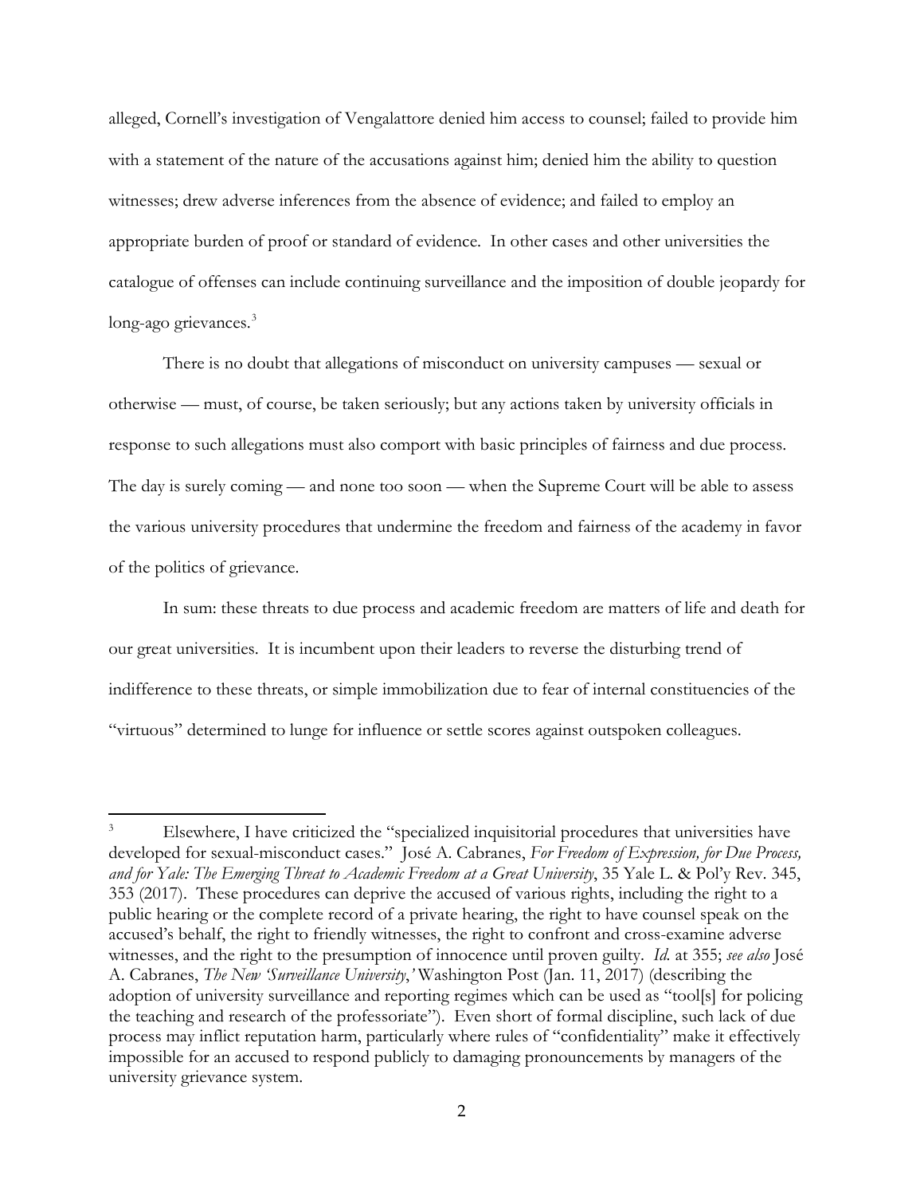alleged, Cornell's investigation of Vengalattore denied him access to counsel; failed to provide him with a statement of the nature of the accusations against him; denied him the ability to question witnesses; drew adverse inferences from the absence of evidence; and failed to employ an appropriate burden of proof or standard of evidence. In other cases and other universities the catalogue of offenses can include continuing surveillance and the imposition of double jeopardy for long-ago grievances.[3]

There is no doubt that allegations of misconduct on university campuses — sexual or otherwise — must, of course, be taken seriously; but any actions taken by university officials in response to such allegations must also comport with basic principles of fairness and due process. The day is surely coming — and none too soon — when the Supreme Court will be able to assess the various university procedures that undermine the freedom and fairness of the academy in favor of the politics of grievance.

In sum: these threats to due process and academic freedom are matters of life and death for our great universities. It is incumbent upon their leaders to reverse the disturbing trend of indifference to these threats, or simple immobilization due to fear of internal constituencies of the "virtuous" determined to lunge for influence or settle scores against outspoken colleagues.

---

[3] Elsewhere, I have criticized the "specialized inquisitorial procedures that universities have developed for sexual-misconduct cases." José A. Cabranes, *For Freedom of Expression, for Due Process, and for Yale: The Emerging Threat to Academic Freedom at a Great University*, 35 Yale L. & Pol'y Rev. 345, 353 (2017). These procedures can deprive the accused of various rights, including the right to a public hearing or the complete record of a private hearing, the right to have counsel speak on the accused's behalf, the right to friendly witnesses, the right to confront and cross-examine adverse witnesses, and the right to the presumption of innocence until proven guilty. *Id.* at 355; *see also* José A. Cabranes, *The New 'Surveillance University*,*'* Washington Post (Jan. 11, 2017) (describing the adoption of university surveillance and reporting regimes which can be used as "tool[s] for policing the teaching and research of the professoriate"). Even short of formal discipline, such lack of due process may inflict reputation harm, particularly where rules of "confidentiality" make it effectively impossible for an accused to respond publicly to damaging pronouncements by managers of the university grievance system.